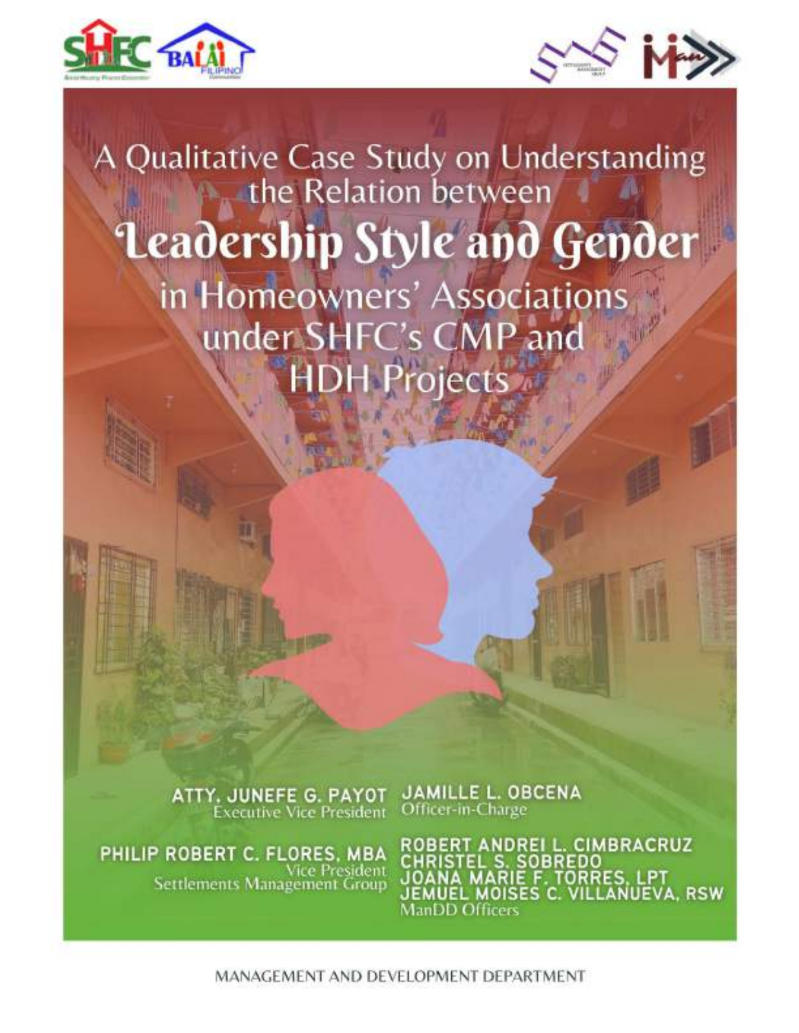# A Qualitative Case Study on Understanding the Relation between Leadership Style and Gender in Homeowners' Associations under SHFC's CMP and HDH Projects

**ATTY. JUNEFE G. PAYOT**
Executive Vice President

**PHILIP ROBERT C. FLORES, MBA**
Vice President
Settlements Management Group

**JAMILLE L. OBCENA**
Officer-in-Charge

**ROBERT ANDREI L. CIMBRACRUZ**
**CHRISTEL S. SOBREDO**
**JOANA MARIE F. TORRES, LPT**
**JEMUEL MOISES C. VILLANUEVA, RSW**
ManDD Officers

MANAGEMENT AND DEVELOPMENT DEPARTMENT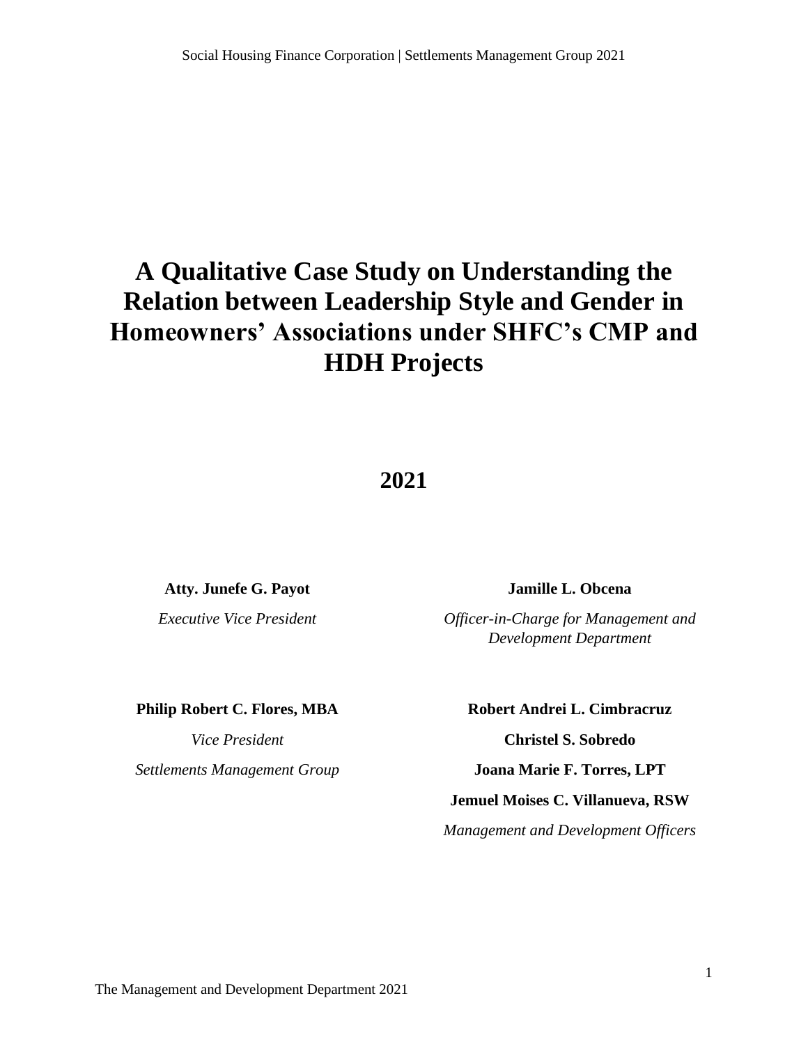# A Qualitative Case Study on Understanding the Relation between Leadership Style and Gender in Homeowners' Associations under SHFC's CMP and HDH Projects

## 2021

**Atty. Junefe G. Payot**

*Executive Vice President*

**Jamille L. Obcena**

*Officer-in-Charge for Management and Development Department*

**Philip Robert C. Flores, MBA**

*Vice President*

*Settlements Management Group*

**Robert Andrei L. Cimbracruz**

**Christel S. Sobredo**

**Joana Marie F. Torres, LPT**

**Jemuel Moises C. Villanueva, RSW**

*Management and Development Officers*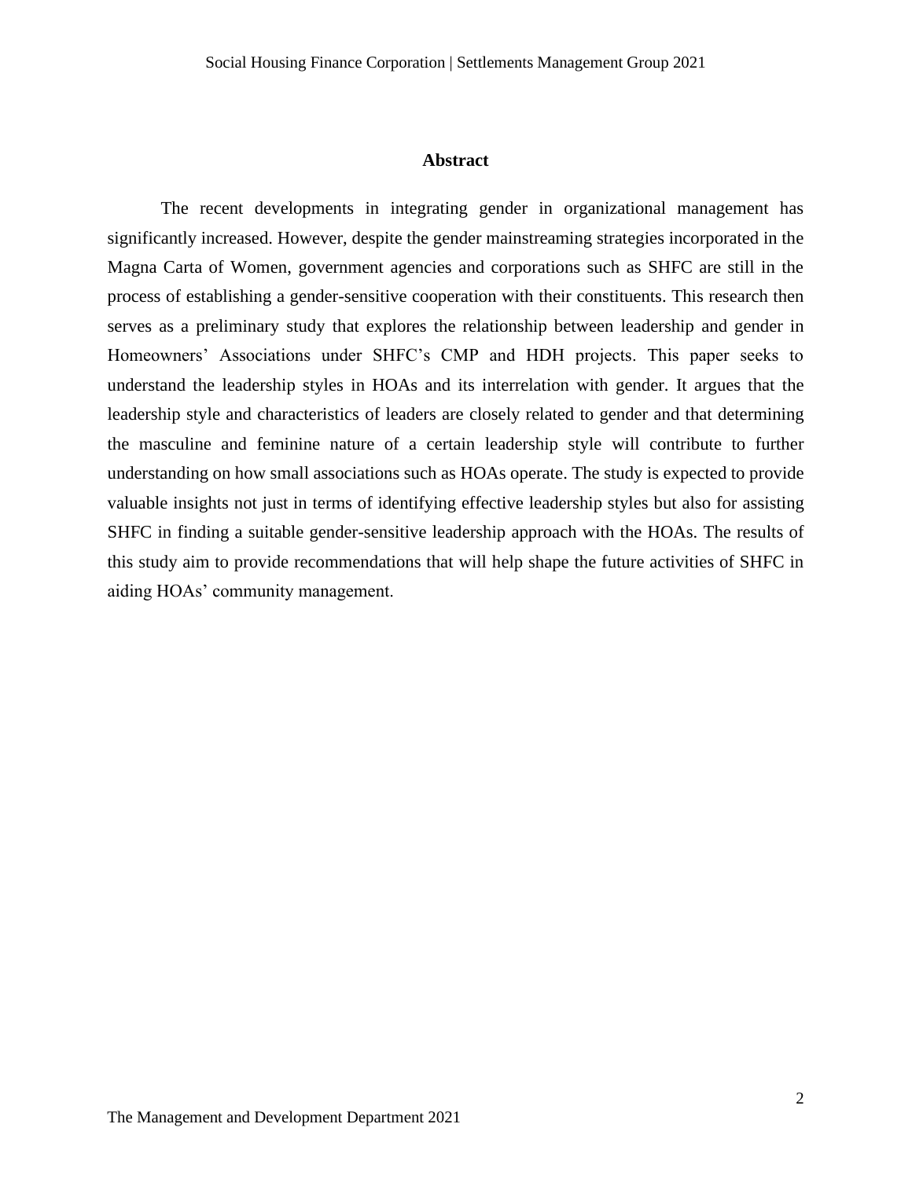## Abstract

The recent developments in integrating gender in organizational management has significantly increased. However, despite the gender mainstreaming strategies incorporated in the Magna Carta of Women, government agencies and corporations such as SHFC are still in the process of establishing a gender-sensitive cooperation with their constituents. This research then serves as a preliminary study that explores the relationship between leadership and gender in Homeowners' Associations under SHFC's CMP and HDH projects. This paper seeks to understand the leadership styles in HOAs and its interrelation with gender. It argues that the leadership style and characteristics of leaders are closely related to gender and that determining the masculine and feminine nature of a certain leadership style will contribute to further understanding on how small associations such as HOAs operate. The study is expected to provide valuable insights not just in terms of identifying effective leadership styles but also for assisting SHFC in finding a suitable gender-sensitive leadership approach with the HOAs. The results of this study aim to provide recommendations that will help shape the future activities of SHFC in aiding HOAs' community management.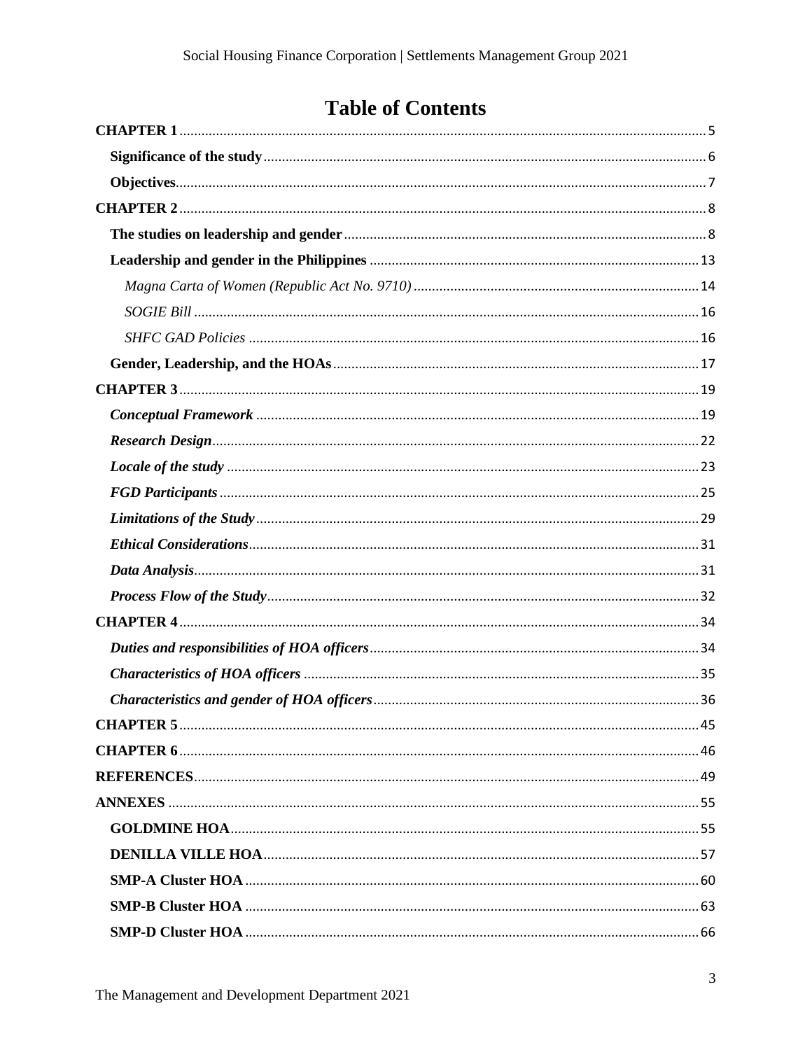# Table of Contents

**CHAPTER 1** ..... 5

- **Significance of the study** ..... 6
- **Objectives** ..... 7

**CHAPTER 2** ..... 8

- **The studies on leadership and gender** ..... 8
- **Leadership and gender in the Philippines** ..... 13
  - *Magna Carta of Women (Republic Act No. 9710)* ..... 14
  - *SOGIE Bill* ..... 16
  - *SHFC GAD Policies* ..... 16
- **Gender, Leadership, and the HOAs** ..... 17

**CHAPTER 3** ..... 19

- ***Conceptual Framework*** ..... 19
- ***Research Design*** ..... 22
- ***Locale of the study*** ..... 23
- ***FGD Participants*** ..... 25
- ***Limitations of the Study*** ..... 29
- ***Ethical Considerations*** ..... 31
- ***Data Analysis*** ..... 31
- ***Process Flow of the Study*** ..... 32

**CHAPTER 4** ..... 34

- ***Duties and responsibilities of HOA officers*** ..... 34
- ***Characteristics of HOA officers*** ..... 35
- ***Characteristics and gender of HOA officers*** ..... 36

**CHAPTER 5** ..... 45

**CHAPTER 6** ..... 46

**REFERENCES** ..... 49

**ANNEXES** ..... 55

- **GOLDMINE HOA** ..... 55
- **DENILLA VILLE HOA** ..... 57
- **SMP-A Cluster HOA** ..... 60
- **SMP-B Cluster HOA** ..... 63
- **SMP-D Cluster HOA** ..... 66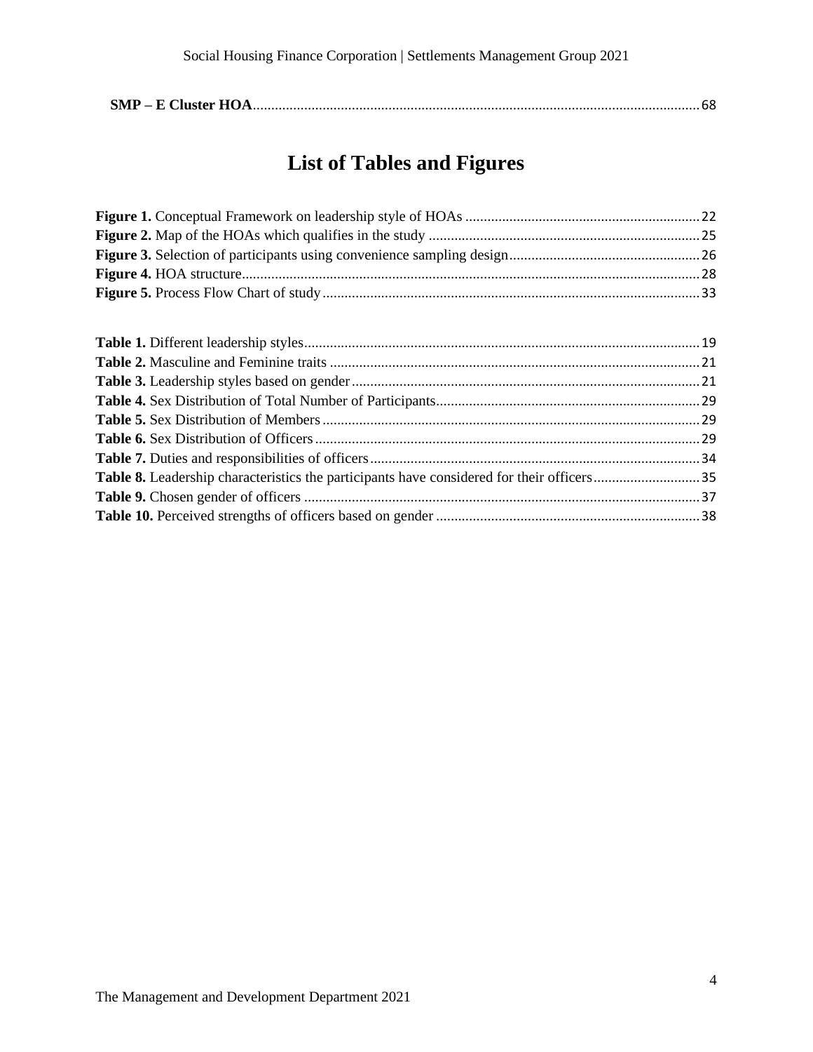**SMP – E Cluster HOA** .......... 68

# List of Tables and Figures

**Figure 1.** Conceptual Framework on leadership style of HOAs .......... 22
**Figure 2.** Map of the HOAs which qualifies in the study .......... 25
**Figure 3.** Selection of participants using convenience sampling design .......... 26
**Figure 4.** HOA structure .......... 28
**Figure 5.** Process Flow Chart of study .......... 33

**Table 1.** Different leadership styles .......... 19
**Table 2.** Masculine and Feminine traits .......... 21
**Table 3.** Leadership styles based on gender .......... 21
**Table 4.** Sex Distribution of Total Number of Participants .......... 29
**Table 5.** Sex Distribution of Members .......... 29
**Table 6.** Sex Distribution of Officers .......... 29
**Table 7.** Duties and responsibilities of officers .......... 34
**Table 8.** Leadership characteristics the participants have considered for their officers .......... 35
**Table 9.** Chosen gender of officers .......... 37
**Table 10.** Perceived strengths of officers based on gender .......... 38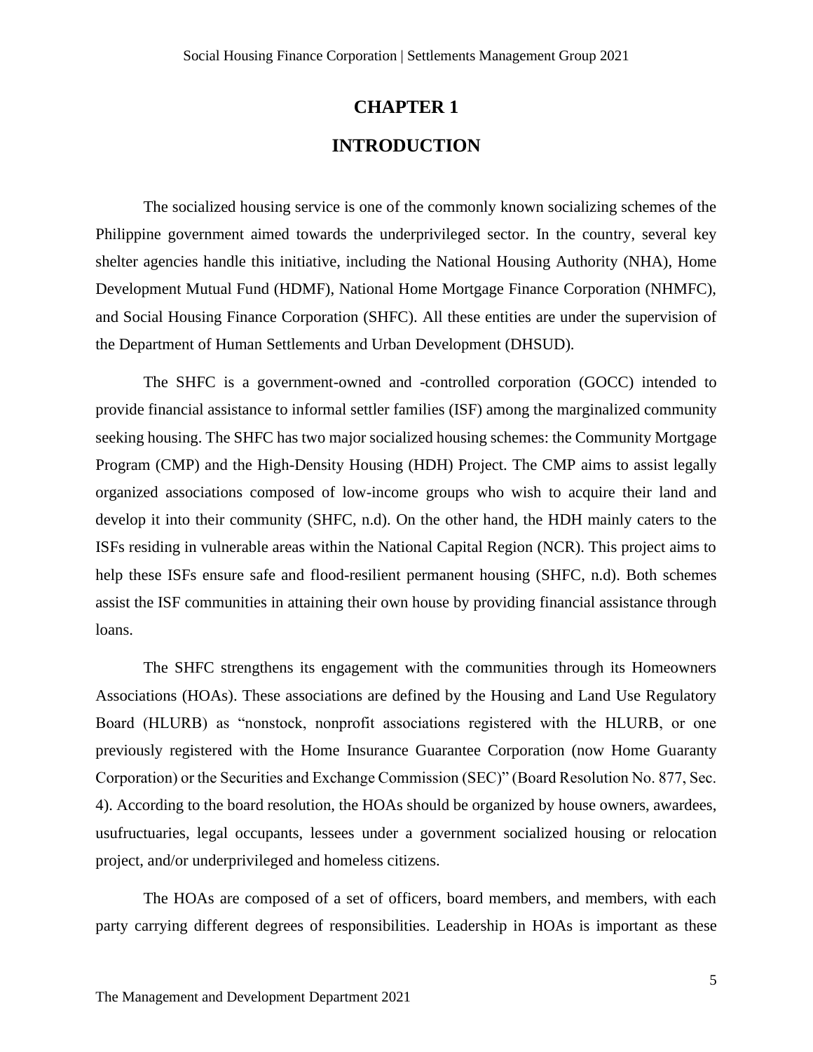# CHAPTER 1

# INTRODUCTION

The socialized housing service is one of the commonly known socializing schemes of the Philippine government aimed towards the underprivileged sector. In the country, several key shelter agencies handle this initiative, including the National Housing Authority (NHA), Home Development Mutual Fund (HDMF), National Home Mortgage Finance Corporation (NHMFC), and Social Housing Finance Corporation (SHFC). All these entities are under the supervision of the Department of Human Settlements and Urban Development (DHSUD).

The SHFC is a government-owned and -controlled corporation (GOCC) intended to provide financial assistance to informal settler families (ISF) among the marginalized community seeking housing. The SHFC has two major socialized housing schemes: the Community Mortgage Program (CMP) and the High-Density Housing (HDH) Project. The CMP aims to assist legally organized associations composed of low-income groups who wish to acquire their land and develop it into their community (SHFC, n.d). On the other hand, the HDH mainly caters to the ISFs residing in vulnerable areas within the National Capital Region (NCR). This project aims to help these ISFs ensure safe and flood-resilient permanent housing (SHFC, n.d). Both schemes assist the ISF communities in attaining their own house by providing financial assistance through loans.

The SHFC strengthens its engagement with the communities through its Homeowners Associations (HOAs). These associations are defined by the Housing and Land Use Regulatory Board (HLURB) as "nonstock, nonprofit associations registered with the HLURB, or one previously registered with the Home Insurance Guarantee Corporation (now Home Guaranty Corporation) or the Securities and Exchange Commission (SEC)" (Board Resolution No. 877, Sec. 4). According to the board resolution, the HOAs should be organized by house owners, awardees, usufructuaries, legal occupants, lessees under a government socialized housing or relocation project, and/or underprivileged and homeless citizens.

The HOAs are composed of a set of officers, board members, and members, with each party carrying different degrees of responsibilities. Leadership in HOAs is important as these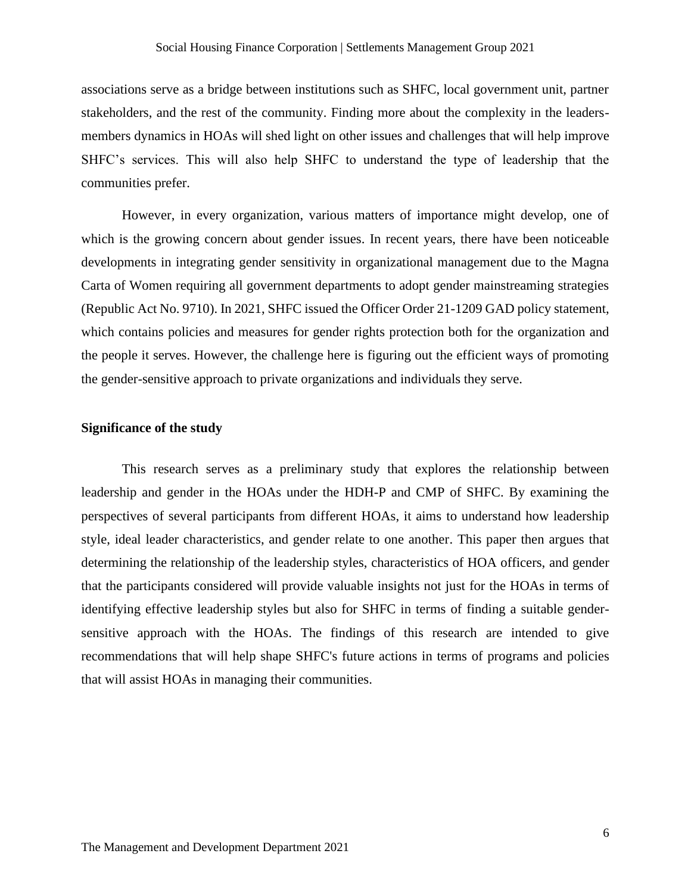associations serve as a bridge between institutions such as SHFC, local government unit, partner stakeholders, and the rest of the community. Finding more about the complexity in the leaders-members dynamics in HOAs will shed light on other issues and challenges that will help improve SHFC's services. This will also help SHFC to understand the type of leadership that the communities prefer.

However, in every organization, various matters of importance might develop, one of which is the growing concern about gender issues. In recent years, there have been noticeable developments in integrating gender sensitivity in organizational management due to the Magna Carta of Women requiring all government departments to adopt gender mainstreaming strategies (Republic Act No. 9710). In 2021, SHFC issued the Officer Order 21-1209 GAD policy statement, which contains policies and measures for gender rights protection both for the organization and the people it serves. However, the challenge here is figuring out the efficient ways of promoting the gender-sensitive approach to private organizations and individuals they serve.

**Significance of the study**

This research serves as a preliminary study that explores the relationship between leadership and gender in the HOAs under the HDH-P and CMP of SHFC. By examining the perspectives of several participants from different HOAs, it aims to understand how leadership style, ideal leader characteristics, and gender relate to one another. This paper then argues that determining the relationship of the leadership styles, characteristics of HOA officers, and gender that the participants considered will provide valuable insights not just for the HOAs in terms of identifying effective leadership styles but also for SHFC in terms of finding a suitable gender-sensitive approach with the HOAs. The findings of this research are intended to give recommendations that will help shape SHFC's future actions in terms of programs and policies that will assist HOAs in managing their communities.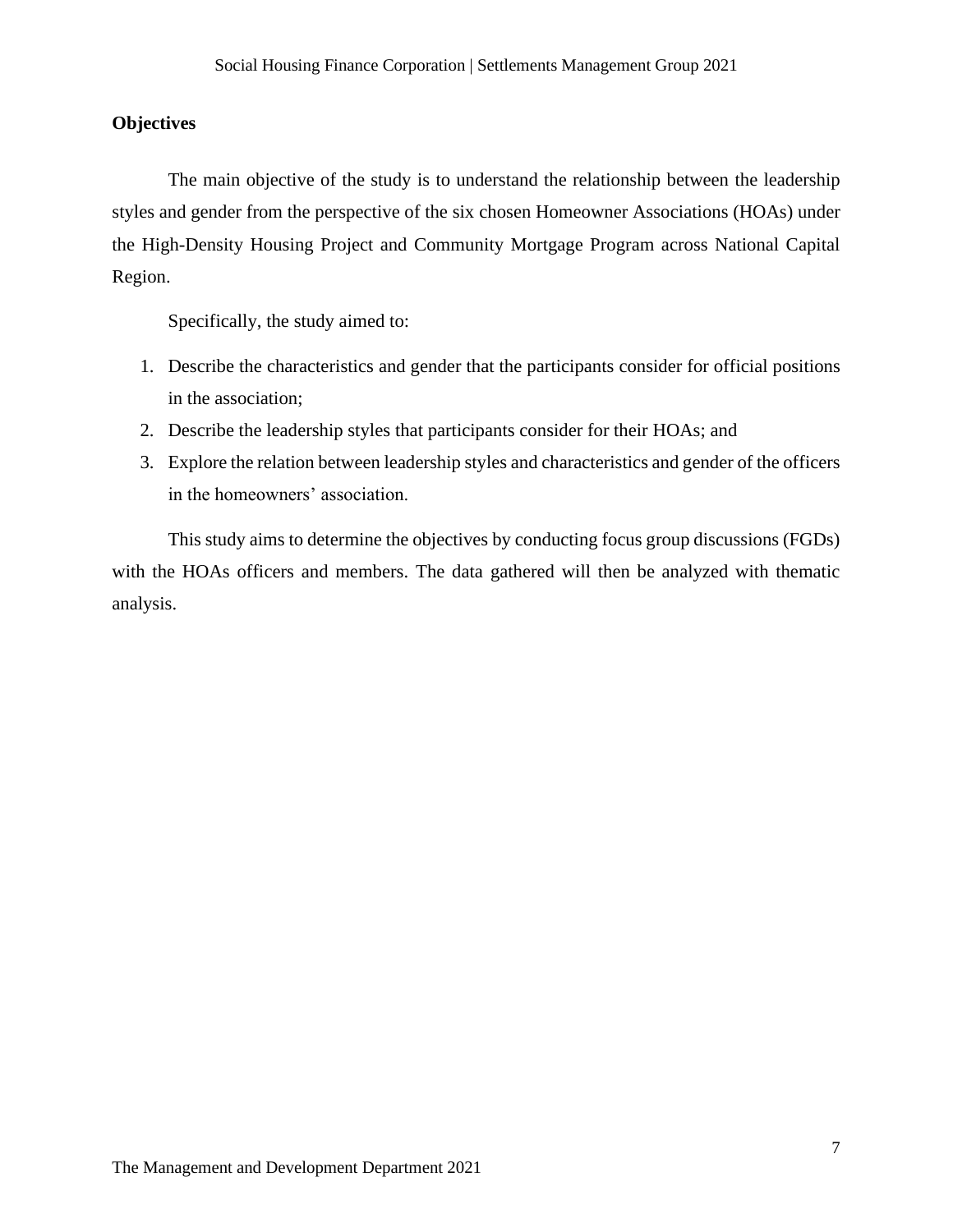## Objectives

The main objective of the study is to understand the relationship between the leadership styles and gender from the perspective of the six chosen Homeowner Associations (HOAs) under the High-Density Housing Project and Community Mortgage Program across National Capital Region.

Specifically, the study aimed to:

1. Describe the characteristics and gender that the participants consider for official positions in the association;
2. Describe the leadership styles that participants consider for their HOAs; and
3. Explore the relation between leadership styles and characteristics and gender of the officers in the homeowners' association.

This study aims to determine the objectives by conducting focus group discussions (FGDs) with the HOAs officers and members. The data gathered will then be analyzed with thematic analysis.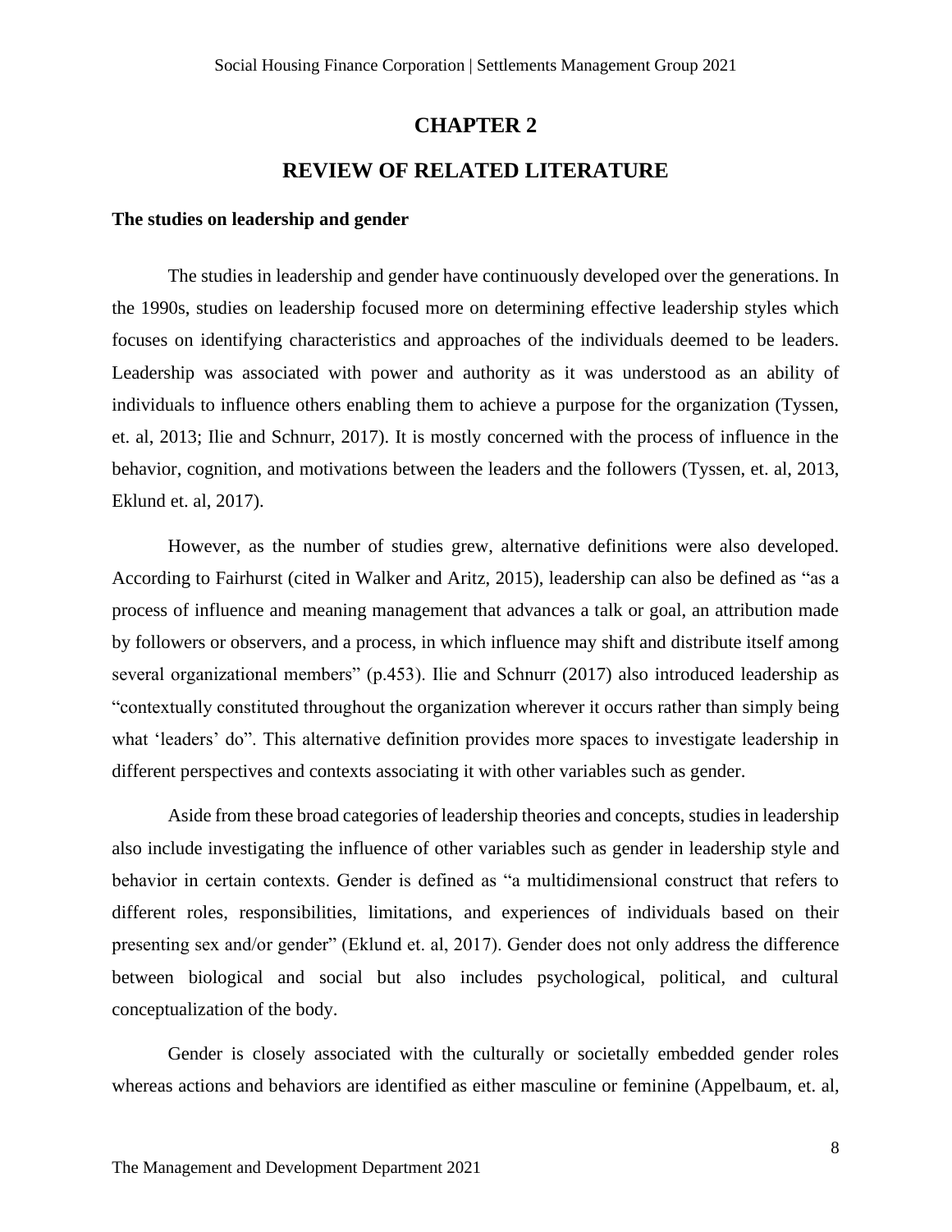# CHAPTER 2

# REVIEW OF RELATED LITERATURE

**The studies on leadership and gender**

The studies in leadership and gender have continuously developed over the generations. In the 1990s, studies on leadership focused more on determining effective leadership styles which focuses on identifying characteristics and approaches of the individuals deemed to be leaders. Leadership was associated with power and authority as it was understood as an ability of individuals to influence others enabling them to achieve a purpose for the organization (Tyssen, et. al, 2013; Ilie and Schnurr, 2017). It is mostly concerned with the process of influence in the behavior, cognition, and motivations between the leaders and the followers (Tyssen, et. al, 2013, Eklund et. al, 2017).

However, as the number of studies grew, alternative definitions were also developed. According to Fairhurst (cited in Walker and Aritz, 2015), leadership can also be defined as "as a process of influence and meaning management that advances a talk or goal, an attribution made by followers or observers, and a process, in which influence may shift and distribute itself among several organizational members" (p.453). Ilie and Schnurr (2017) also introduced leadership as "contextually constituted throughout the organization wherever it occurs rather than simply being what 'leaders' do". This alternative definition provides more spaces to investigate leadership in different perspectives and contexts associating it with other variables such as gender.

Aside from these broad categories of leadership theories and concepts, studies in leadership also include investigating the influence of other variables such as gender in leadership style and behavior in certain contexts. Gender is defined as "a multidimensional construct that refers to different roles, responsibilities, limitations, and experiences of individuals based on their presenting sex and/or gender" (Eklund et. al, 2017). Gender does not only address the difference between biological and social but also includes psychological, political, and cultural conceptualization of the body.

Gender is closely associated with the culturally or societally embedded gender roles whereas actions and behaviors are identified as either masculine or feminine (Appelbaum, et. al,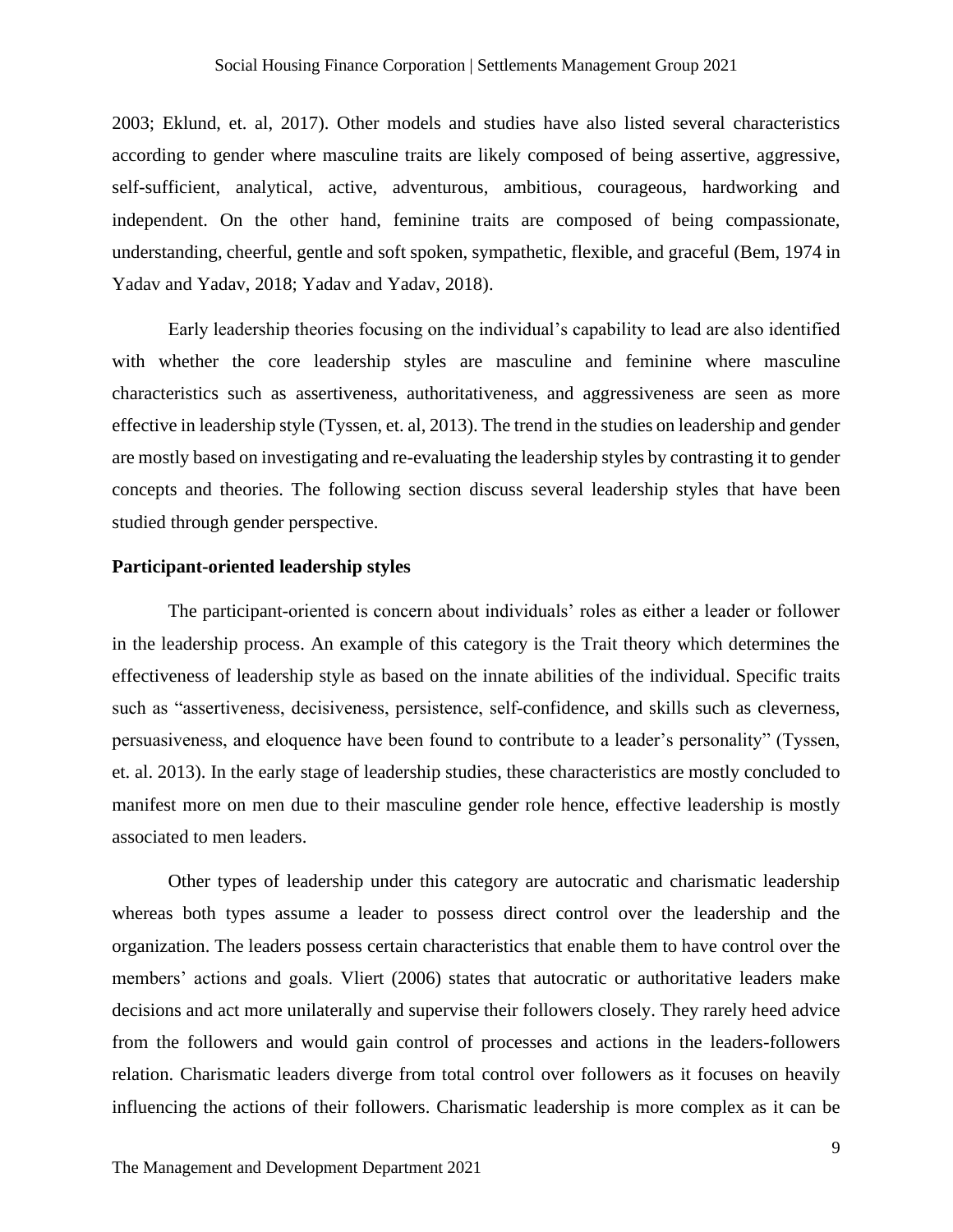2003; Eklund, et. al, 2017). Other models and studies have also listed several characteristics according to gender where masculine traits are likely composed of being assertive, aggressive, self-sufficient, analytical, active, adventurous, ambitious, courageous, hardworking and independent. On the other hand, feminine traits are composed of being compassionate, understanding, cheerful, gentle and soft spoken, sympathetic, flexible, and graceful (Bem, 1974 in Yadav and Yadav, 2018; Yadav and Yadav, 2018).

Early leadership theories focusing on the individual's capability to lead are also identified with whether the core leadership styles are masculine and feminine where masculine characteristics such as assertiveness, authoritativeness, and aggressiveness are seen as more effective in leadership style (Tyssen, et. al, 2013). The trend in the studies on leadership and gender are mostly based on investigating and re-evaluating the leadership styles by contrasting it to gender concepts and theories. The following section discuss several leadership styles that have been studied through gender perspective.

**Participant-oriented leadership styles**

The participant-oriented is concern about individuals' roles as either a leader or follower in the leadership process. An example of this category is the Trait theory which determines the effectiveness of leadership style as based on the innate abilities of the individual. Specific traits such as "assertiveness, decisiveness, persistence, self-confidence, and skills such as cleverness, persuasiveness, and eloquence have been found to contribute to a leader's personality" (Tyssen, et. al. 2013). In the early stage of leadership studies, these characteristics are mostly concluded to manifest more on men due to their masculine gender role hence, effective leadership is mostly associated to men leaders.

Other types of leadership under this category are autocratic and charismatic leadership whereas both types assume a leader to possess direct control over the leadership and the organization. The leaders possess certain characteristics that enable them to have control over the members' actions and goals. Vliert (2006) states that autocratic or authoritative leaders make decisions and act more unilaterally and supervise their followers closely. They rarely heed advice from the followers and would gain control of processes and actions in the leaders-followers relation. Charismatic leaders diverge from total control over followers as it focuses on heavily influencing the actions of their followers. Charismatic leadership is more complex as it can be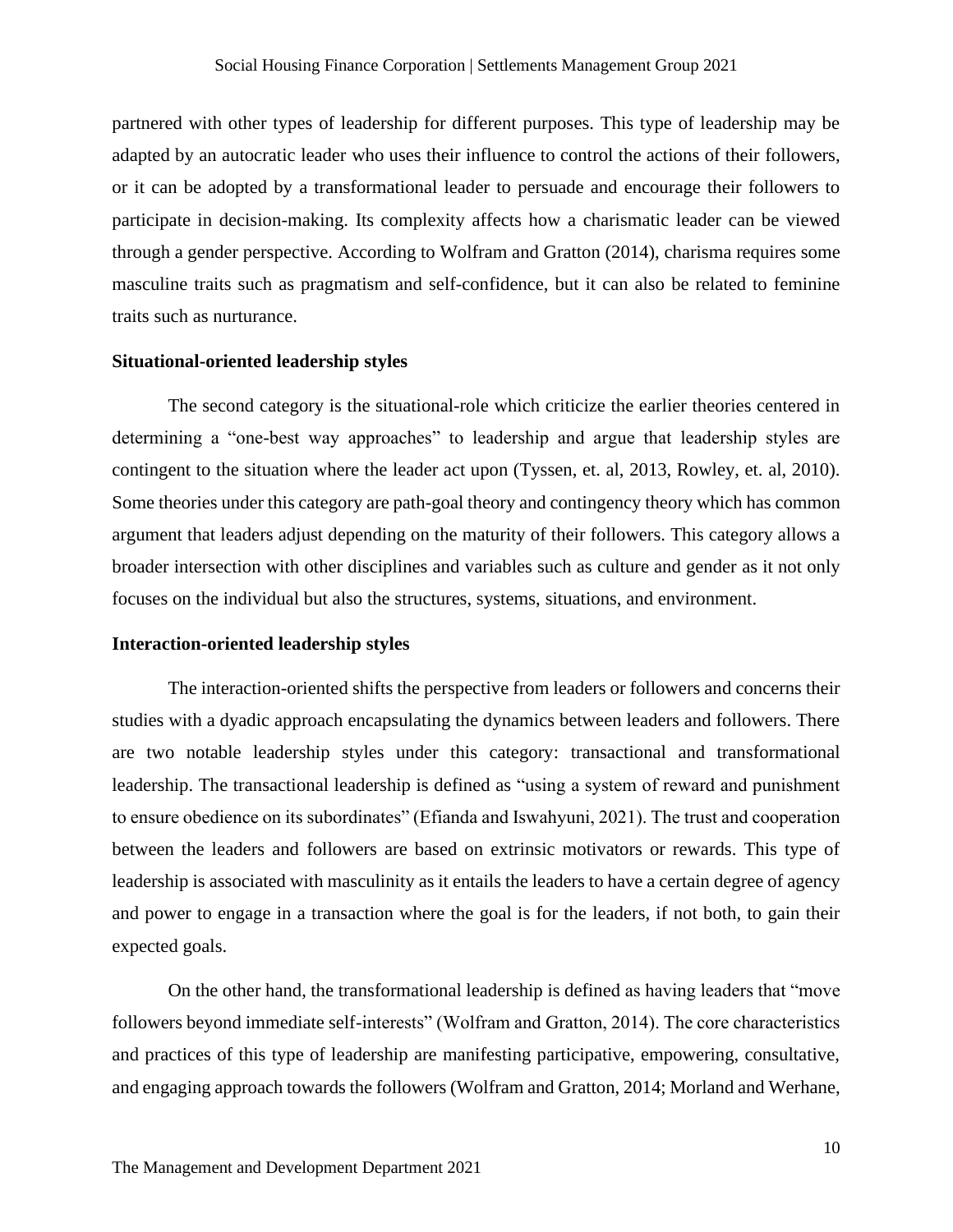partnered with other types of leadership for different purposes. This type of leadership may be adapted by an autocratic leader who uses their influence to control the actions of their followers, or it can be adopted by a transformational leader to persuade and encourage their followers to participate in decision-making. Its complexity affects how a charismatic leader can be viewed through a gender perspective. According to Wolfram and Gratton (2014), charisma requires some masculine traits such as pragmatism and self-confidence, but it can also be related to feminine traits such as nurturance.

**Situational-oriented leadership styles**

The second category is the situational-role which criticize the earlier theories centered in determining a "one-best way approaches" to leadership and argue that leadership styles are contingent to the situation where the leader act upon (Tyssen, et. al, 2013, Rowley, et. al, 2010). Some theories under this category are path-goal theory and contingency theory which has common argument that leaders adjust depending on the maturity of their followers. This category allows a broader intersection with other disciplines and variables such as culture and gender as it not only focuses on the individual but also the structures, systems, situations, and environment.

**Interaction-oriented leadership styles**

The interaction-oriented shifts the perspective from leaders or followers and concerns their studies with a dyadic approach encapsulating the dynamics between leaders and followers. There are two notable leadership styles under this category: transactional and transformational leadership. The transactional leadership is defined as "using a system of reward and punishment to ensure obedience on its subordinates" (Efianda and Iswahyuni, 2021). The trust and cooperation between the leaders and followers are based on extrinsic motivators or rewards. This type of leadership is associated with masculinity as it entails the leaders to have a certain degree of agency and power to engage in a transaction where the goal is for the leaders, if not both, to gain their expected goals.

On the other hand, the transformational leadership is defined as having leaders that "move followers beyond immediate self-interests" (Wolfram and Gratton, 2014). The core characteristics and practices of this type of leadership are manifesting participative, empowering, consultative, and engaging approach towards the followers (Wolfram and Gratton, 2014; Morland and Werhane,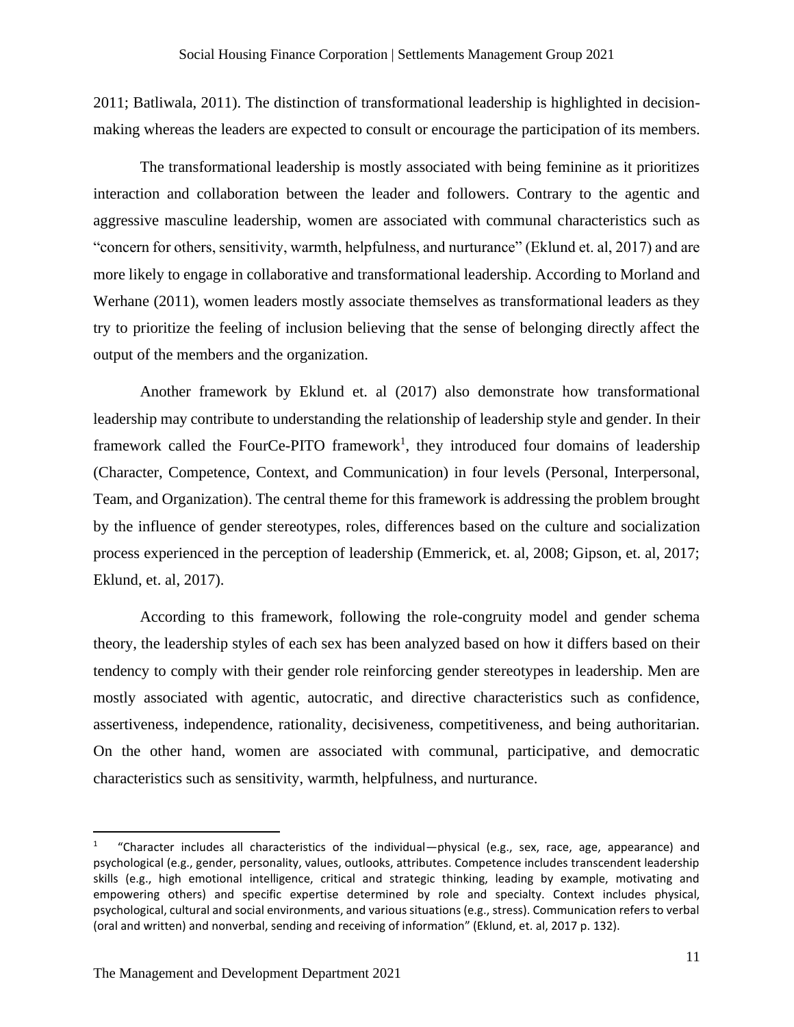2011; Batliwala, 2011). The distinction of transformational leadership is highlighted in decision-making whereas the leaders are expected to consult or encourage the participation of its members.

The transformational leadership is mostly associated with being feminine as it prioritizes interaction and collaboration between the leader and followers. Contrary to the agentic and aggressive masculine leadership, women are associated with communal characteristics such as "concern for others, sensitivity, warmth, helpfulness, and nurturance" (Eklund et. al, 2017) and are more likely to engage in collaborative and transformational leadership. According to Morland and Werhane (2011), women leaders mostly associate themselves as transformational leaders as they try to prioritize the feeling of inclusion believing that the sense of belonging directly affect the output of the members and the organization.

Another framework by Eklund et. al (2017) also demonstrate how transformational leadership may contribute to understanding the relationship of leadership style and gender. In their framework called the FourCe-PITO framework[1], they introduced four domains of leadership (Character, Competence, Context, and Communication) in four levels (Personal, Interpersonal, Team, and Organization). The central theme for this framework is addressing the problem brought by the influence of gender stereotypes, roles, differences based on the culture and socialization process experienced in the perception of leadership (Emmerick, et. al, 2008; Gipson, et. al, 2017; Eklund, et. al, 2017).

According to this framework, following the role-congruity model and gender schema theory, the leadership styles of each sex has been analyzed based on how it differs based on their tendency to comply with their gender role reinforcing gender stereotypes in leadership. Men are mostly associated with agentic, autocratic, and directive characteristics such as confidence, assertiveness, independence, rationality, decisiveness, competitiveness, and being authoritarian. On the other hand, women are associated with communal, participative, and democratic characteristics such as sensitivity, warmth, helpfulness, and nurturance.

---

[1] "Character includes all characteristics of the individual—physical (e.g., sex, race, age, appearance) and psychological (e.g., gender, personality, values, outlooks, attributes. Competence includes transcendent leadership skills (e.g., high emotional intelligence, critical and strategic thinking, leading by example, motivating and empowering others) and specific expertise determined by role and specialty. Context includes physical, psychological, cultural and social environments, and various situations (e.g., stress). Communication refers to verbal (oral and written) and nonverbal, sending and receiving of information" (Eklund, et. al, 2017 p. 132).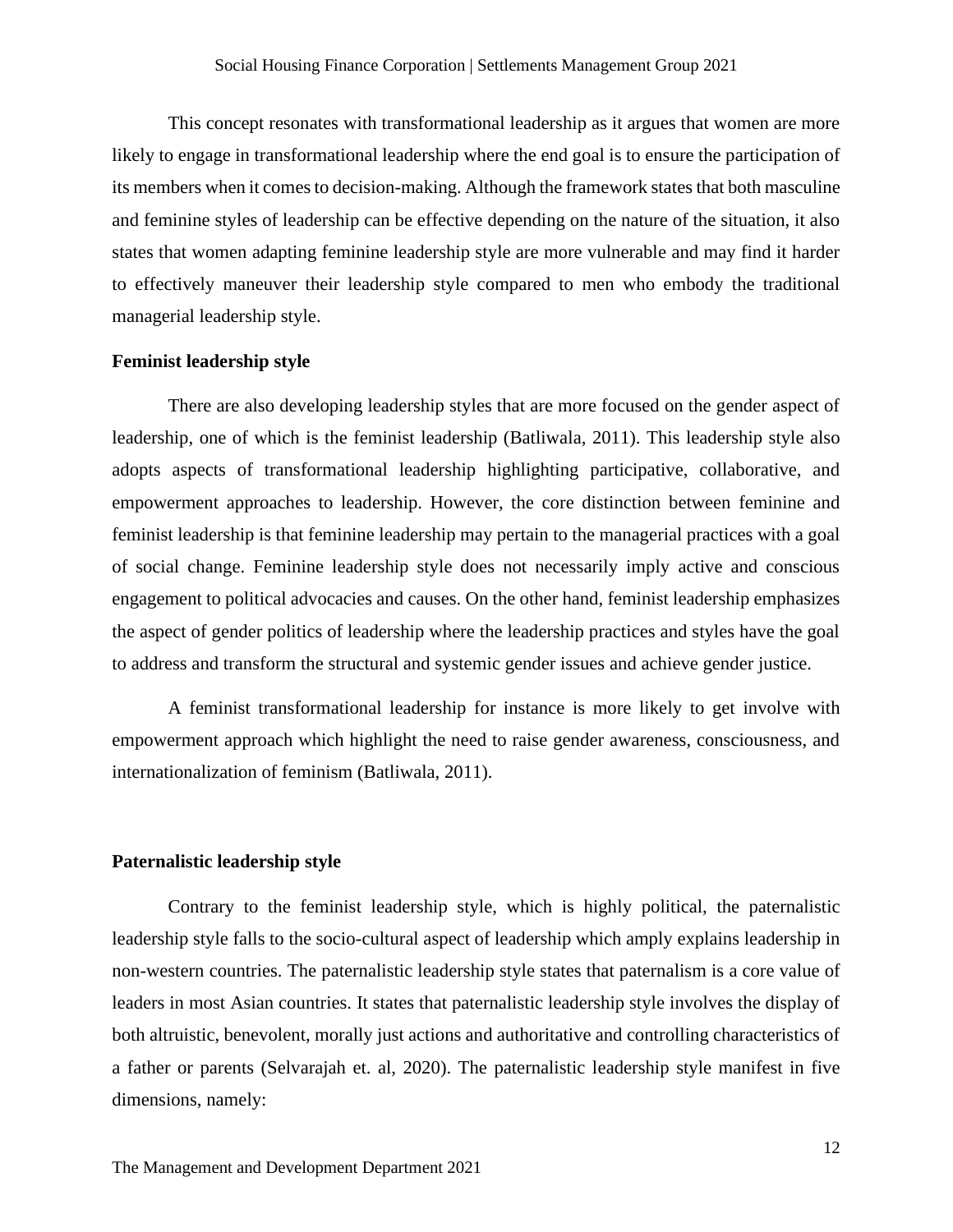This concept resonates with transformational leadership as it argues that women are more likely to engage in transformational leadership where the end goal is to ensure the participation of its members when it comes to decision-making. Although the framework states that both masculine and feminine styles of leadership can be effective depending on the nature of the situation, it also states that women adapting feminine leadership style are more vulnerable and may find it harder to effectively maneuver their leadership style compared to men who embody the traditional managerial leadership style.

**Feminist leadership style**

There are also developing leadership styles that are more focused on the gender aspect of leadership, one of which is the feminist leadership (Batliwala, 2011). This leadership style also adopts aspects of transformational leadership highlighting participative, collaborative, and empowerment approaches to leadership. However, the core distinction between feminine and feminist leadership is that feminine leadership may pertain to the managerial practices with a goal of social change. Feminine leadership style does not necessarily imply active and conscious engagement to political advocacies and causes. On the other hand, feminist leadership emphasizes the aspect of gender politics of leadership where the leadership practices and styles have the goal to address and transform the structural and systemic gender issues and achieve gender justice.

A feminist transformational leadership for instance is more likely to get involve with empowerment approach which highlight the need to raise gender awareness, consciousness, and internationalization of feminism (Batliwala, 2011).

**Paternalistic leadership style**

Contrary to the feminist leadership style, which is highly political, the paternalistic leadership style falls to the socio-cultural aspect of leadership which amply explains leadership in non-western countries. The paternalistic leadership style states that paternalism is a core value of leaders in most Asian countries. It states that paternalistic leadership style involves the display of both altruistic, benevolent, morally just actions and authoritative and controlling characteristics of a father or parents (Selvarajah et. al, 2020). The paternalistic leadership style manifest in five dimensions, namely: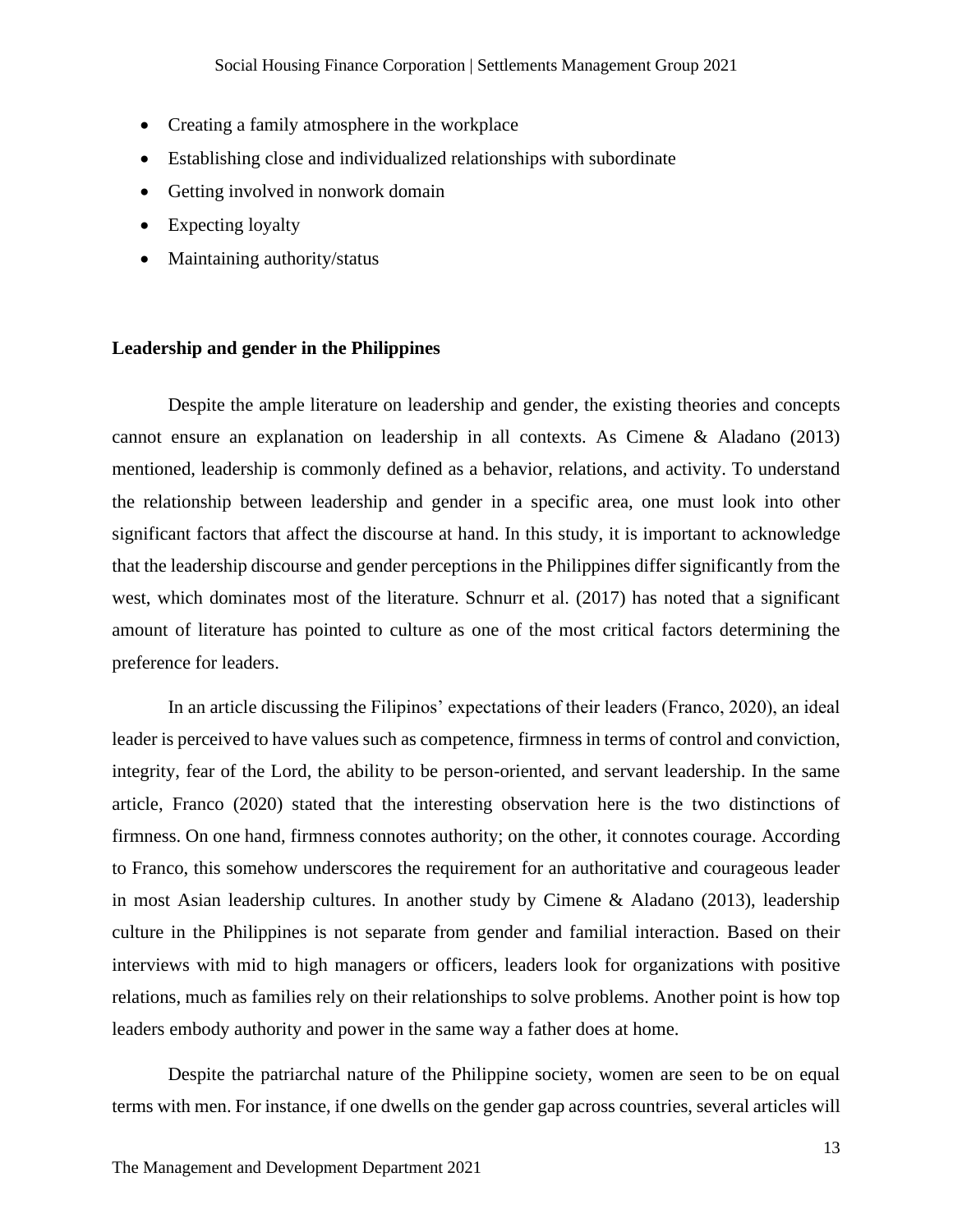- Creating a family atmosphere in the workplace
- Establishing close and individualized relationships with subordinate
- Getting involved in nonwork domain
- Expecting loyalty
- Maintaining authority/status

**Leadership and gender in the Philippines**

Despite the ample literature on leadership and gender, the existing theories and concepts cannot ensure an explanation on leadership in all contexts. As Cimene & Aladano (2013) mentioned, leadership is commonly defined as a behavior, relations, and activity. To understand the relationship between leadership and gender in a specific area, one must look into other significant factors that affect the discourse at hand. In this study, it is important to acknowledge that the leadership discourse and gender perceptions in the Philippines differ significantly from the west, which dominates most of the literature. Schnurr et al. (2017) has noted that a significant amount of literature has pointed to culture as one of the most critical factors determining the preference for leaders.

In an article discussing the Filipinos' expectations of their leaders (Franco, 2020), an ideal leader is perceived to have values such as competence, firmness in terms of control and conviction, integrity, fear of the Lord, the ability to be person-oriented, and servant leadership. In the same article, Franco (2020) stated that the interesting observation here is the two distinctions of firmness. On one hand, firmness connotes authority; on the other, it connotes courage. According to Franco, this somehow underscores the requirement for an authoritative and courageous leader in most Asian leadership cultures. In another study by Cimene & Aladano (2013), leadership culture in the Philippines is not separate from gender and familial interaction. Based on their interviews with mid to high managers or officers, leaders look for organizations with positive relations, much as families rely on their relationships to solve problems. Another point is how top leaders embody authority and power in the same way a father does at home.

Despite the patriarchal nature of the Philippine society, women are seen to be on equal terms with men. For instance, if one dwells on the gender gap across countries, several articles will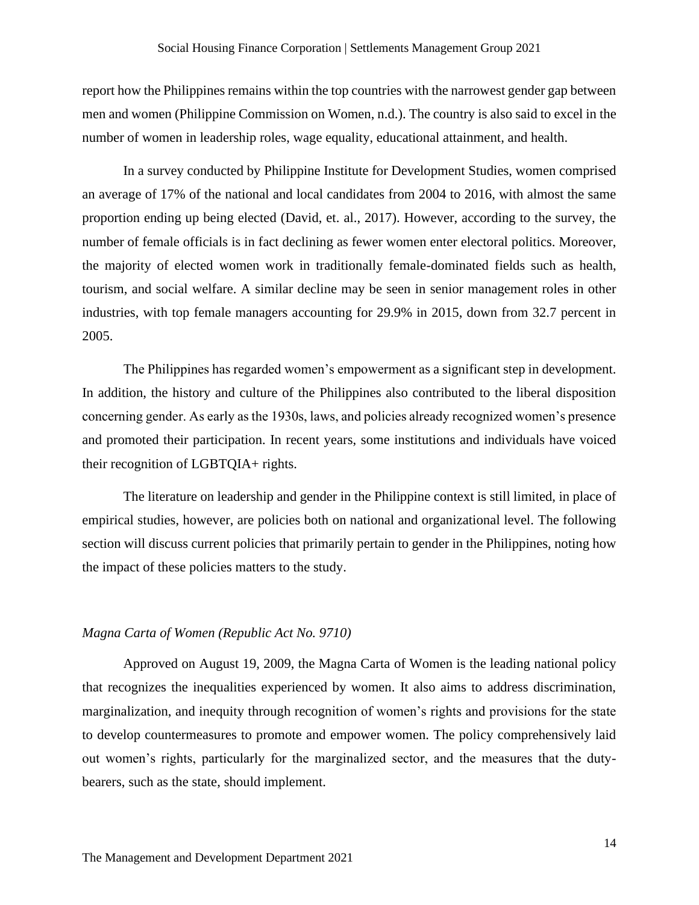report how the Philippines remains within the top countries with the narrowest gender gap between men and women (Philippine Commission on Women, n.d.). The country is also said to excel in the number of women in leadership roles, wage equality, educational attainment, and health.

In a survey conducted by Philippine Institute for Development Studies, women comprised an average of 17% of the national and local candidates from 2004 to 2016, with almost the same proportion ending up being elected (David, et. al., 2017). However, according to the survey, the number of female officials is in fact declining as fewer women enter electoral politics. Moreover, the majority of elected women work in traditionally female-dominated fields such as health, tourism, and social welfare. A similar decline may be seen in senior management roles in other industries, with top female managers accounting for 29.9% in 2015, down from 32.7 percent in 2005.

The Philippines has regarded women's empowerment as a significant step in development. In addition, the history and culture of the Philippines also contributed to the liberal disposition concerning gender. As early as the 1930s, laws, and policies already recognized women's presence and promoted their participation. In recent years, some institutions and individuals have voiced their recognition of LGBTQIA+ rights.

The literature on leadership and gender in the Philippine context is still limited, in place of empirical studies, however, are policies both on national and organizational level. The following section will discuss current policies that primarily pertain to gender in the Philippines, noting how the impact of these policies matters to the study.

*Magna Carta of Women (Republic Act No. 9710)*

Approved on August 19, 2009, the Magna Carta of Women is the leading national policy that recognizes the inequalities experienced by women. It also aims to address discrimination, marginalization, and inequity through recognition of women's rights and provisions for the state to develop countermeasures to promote and empower women. The policy comprehensively laid out women's rights, particularly for the marginalized sector, and the measures that the duty-bearers, such as the state, should implement.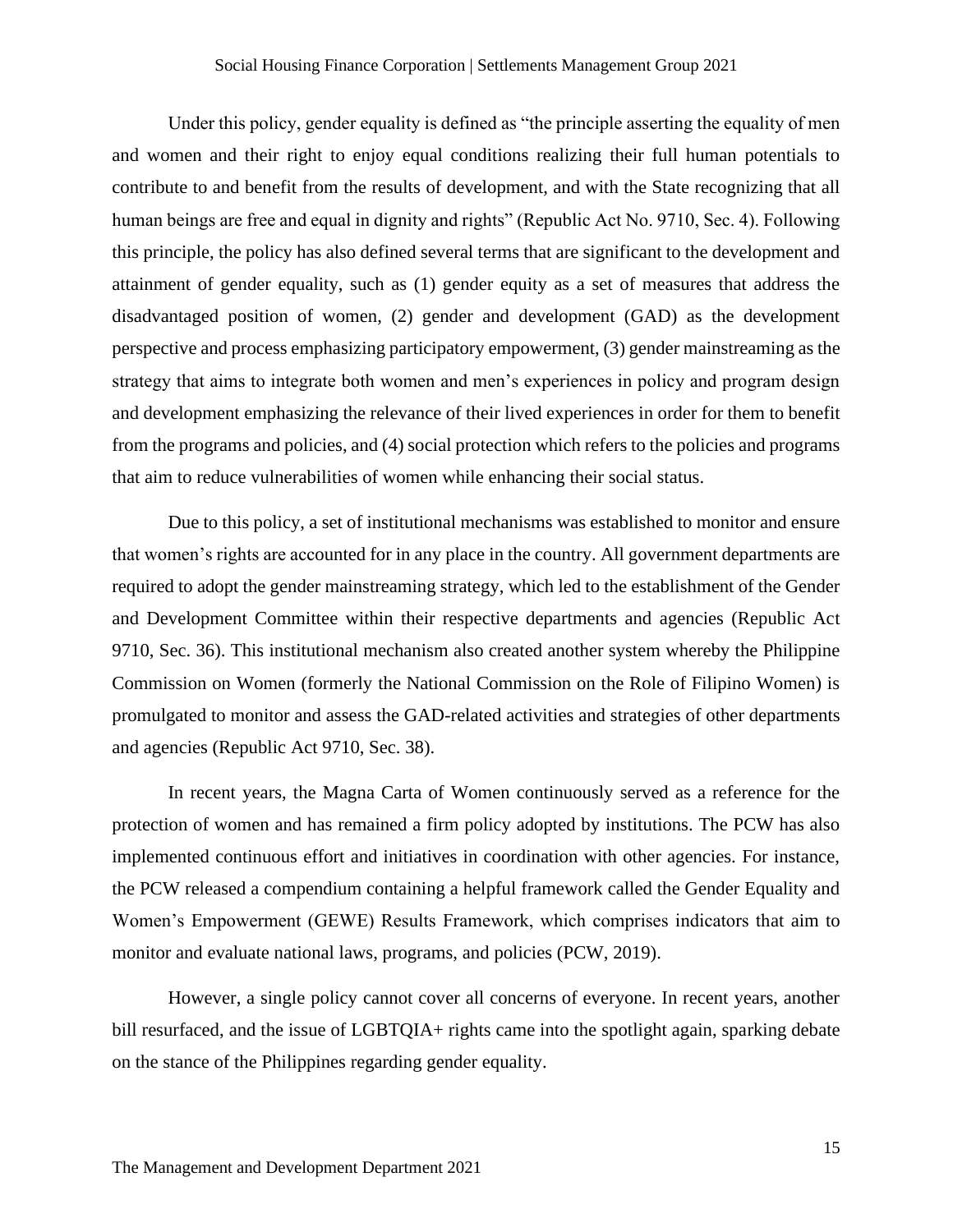Under this policy, gender equality is defined as "the principle asserting the equality of men and women and their right to enjoy equal conditions realizing their full human potentials to contribute to and benefit from the results of development, and with the State recognizing that all human beings are free and equal in dignity and rights" (Republic Act No. 9710, Sec. 4). Following this principle, the policy has also defined several terms that are significant to the development and attainment of gender equality, such as (1) gender equity as a set of measures that address the disadvantaged position of women, (2) gender and development (GAD) as the development perspective and process emphasizing participatory empowerment, (3) gender mainstreaming as the strategy that aims to integrate both women and men's experiences in policy and program design and development emphasizing the relevance of their lived experiences in order for them to benefit from the programs and policies, and (4) social protection which refers to the policies and programs that aim to reduce vulnerabilities of women while enhancing their social status.

Due to this policy, a set of institutional mechanisms was established to monitor and ensure that women's rights are accounted for in any place in the country. All government departments are required to adopt the gender mainstreaming strategy, which led to the establishment of the Gender and Development Committee within their respective departments and agencies (Republic Act 9710, Sec. 36). This institutional mechanism also created another system whereby the Philippine Commission on Women (formerly the National Commission on the Role of Filipino Women) is promulgated to monitor and assess the GAD-related activities and strategies of other departments and agencies (Republic Act 9710, Sec. 38).

In recent years, the Magna Carta of Women continuously served as a reference for the protection of women and has remained a firm policy adopted by institutions. The PCW has also implemented continuous effort and initiatives in coordination with other agencies. For instance, the PCW released a compendium containing a helpful framework called the Gender Equality and Women's Empowerment (GEWE) Results Framework, which comprises indicators that aim to monitor and evaluate national laws, programs, and policies (PCW, 2019).

However, a single policy cannot cover all concerns of everyone. In recent years, another bill resurfaced, and the issue of LGBTQIA+ rights came into the spotlight again, sparking debate on the stance of the Philippines regarding gender equality.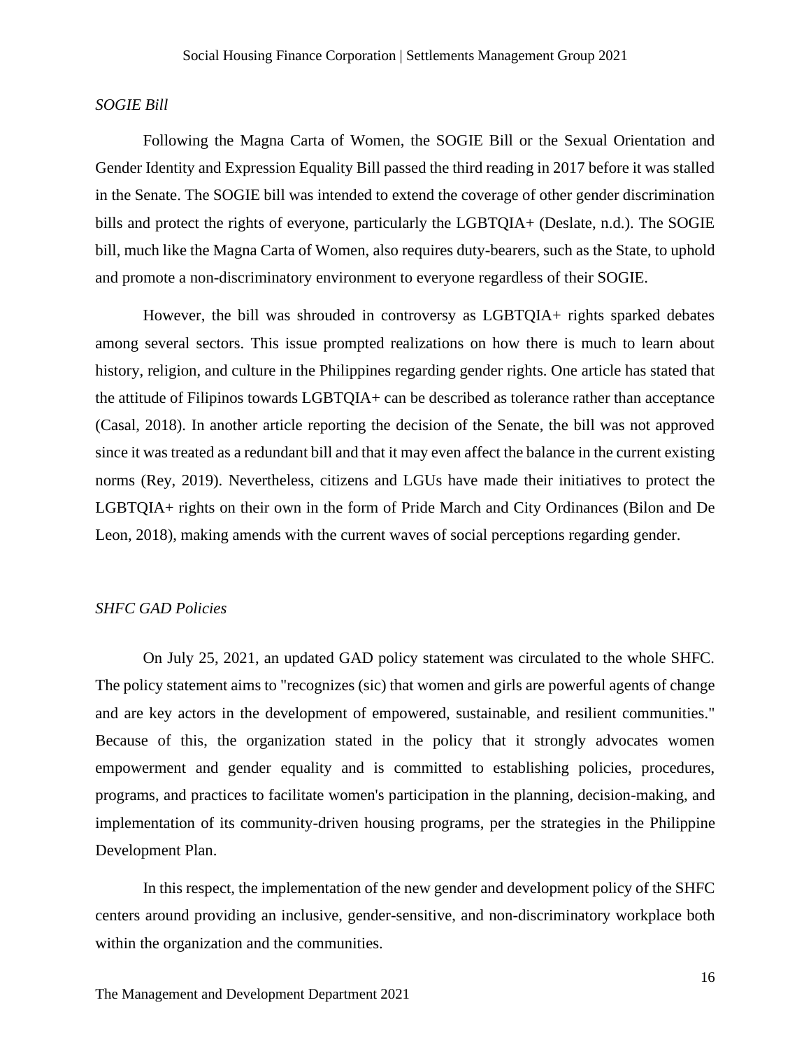*SOGIE Bill*

Following the Magna Carta of Women, the SOGIE Bill or the Sexual Orientation and Gender Identity and Expression Equality Bill passed the third reading in 2017 before it was stalled in the Senate. The SOGIE bill was intended to extend the coverage of other gender discrimination bills and protect the rights of everyone, particularly the LGBTQIA+ (Deslate, n.d.). The SOGIE bill, much like the Magna Carta of Women, also requires duty-bearers, such as the State, to uphold and promote a non-discriminatory environment to everyone regardless of their SOGIE.

However, the bill was shrouded in controversy as LGBTQIA+ rights sparked debates among several sectors. This issue prompted realizations on how there is much to learn about history, religion, and culture in the Philippines regarding gender rights. One article has stated that the attitude of Filipinos towards LGBTQIA+ can be described as tolerance rather than acceptance (Casal, 2018). In another article reporting the decision of the Senate, the bill was not approved since it was treated as a redundant bill and that it may even affect the balance in the current existing norms (Rey, 2019). Nevertheless, citizens and LGUs have made their initiatives to protect the LGBTQIA+ rights on their own in the form of Pride March and City Ordinances (Bilon and De Leon, 2018), making amends with the current waves of social perceptions regarding gender.

*SHFC GAD Policies*

On July 25, 2021, an updated GAD policy statement was circulated to the whole SHFC. The policy statement aims to "recognizes (sic) that women and girls are powerful agents of change and are key actors in the development of empowered, sustainable, and resilient communities." Because of this, the organization stated in the policy that it strongly advocates women empowerment and gender equality and is committed to establishing policies, procedures, programs, and practices to facilitate women's participation in the planning, decision-making, and implementation of its community-driven housing programs, per the strategies in the Philippine Development Plan.

In this respect, the implementation of the new gender and development policy of the SHFC centers around providing an inclusive, gender-sensitive, and non-discriminatory workplace both within the organization and the communities.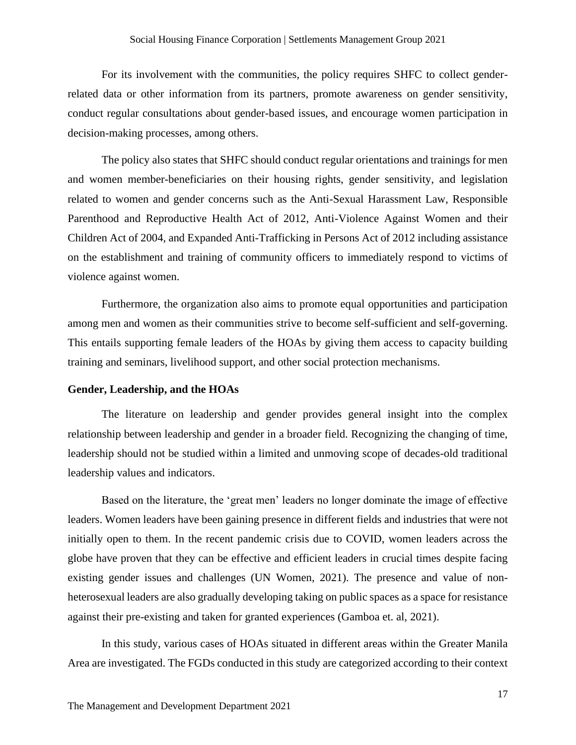For its involvement with the communities, the policy requires SHFC to collect gender-related data or other information from its partners, promote awareness on gender sensitivity, conduct regular consultations about gender-based issues, and encourage women participation in decision-making processes, among others.

The policy also states that SHFC should conduct regular orientations and trainings for men and women member-beneficiaries on their housing rights, gender sensitivity, and legislation related to women and gender concerns such as the Anti-Sexual Harassment Law, Responsible Parenthood and Reproductive Health Act of 2012, Anti-Violence Against Women and their Children Act of 2004, and Expanded Anti-Trafficking in Persons Act of 2012 including assistance on the establishment and training of community officers to immediately respond to victims of violence against women.

Furthermore, the organization also aims to promote equal opportunities and participation among men and women as their communities strive to become self-sufficient and self-governing. This entails supporting female leaders of the HOAs by giving them access to capacity building training and seminars, livelihood support, and other social protection mechanisms.

**Gender, Leadership, and the HOAs**

The literature on leadership and gender provides general insight into the complex relationship between leadership and gender in a broader field. Recognizing the changing of time, leadership should not be studied within a limited and unmoving scope of decades-old traditional leadership values and indicators.

Based on the literature, the 'great men' leaders no longer dominate the image of effective leaders. Women leaders have been gaining presence in different fields and industries that were not initially open to them. In the recent pandemic crisis due to COVID, women leaders across the globe have proven that they can be effective and efficient leaders in crucial times despite facing existing gender issues and challenges (UN Women, 2021). The presence and value of non-heterosexual leaders are also gradually developing taking on public spaces as a space for resistance against their pre-existing and taken for granted experiences (Gamboa et. al, 2021).

In this study, various cases of HOAs situated in different areas within the Greater Manila Area are investigated. The FGDs conducted in this study are categorized according to their context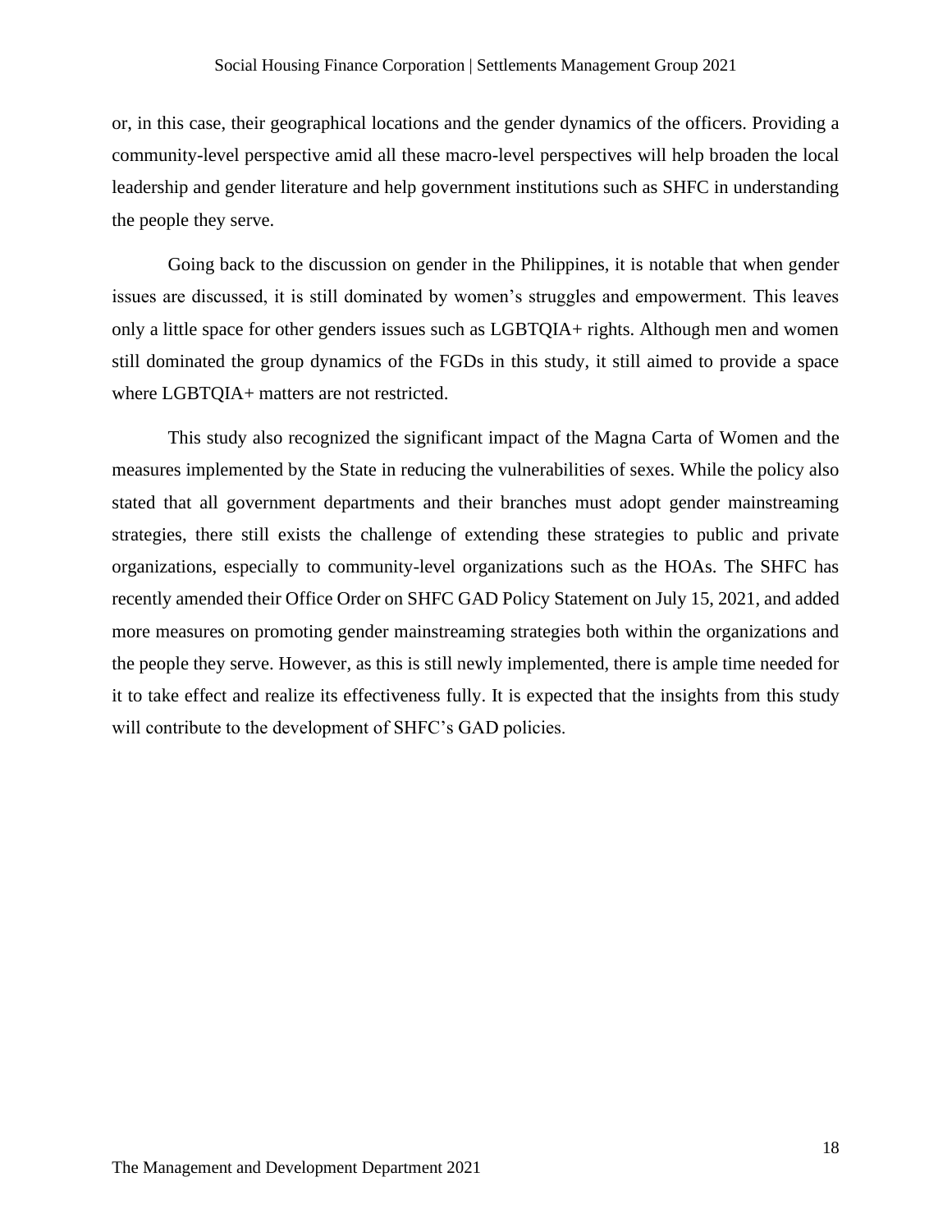or, in this case, their geographical locations and the gender dynamics of the officers. Providing a community-level perspective amid all these macro-level perspectives will help broaden the local leadership and gender literature and help government institutions such as SHFC in understanding the people they serve.

Going back to the discussion on gender in the Philippines, it is notable that when gender issues are discussed, it is still dominated by women's struggles and empowerment. This leaves only a little space for other genders issues such as LGBTQIA+ rights. Although men and women still dominated the group dynamics of the FGDs in this study, it still aimed to provide a space where LGBTQIA+ matters are not restricted.

This study also recognized the significant impact of the Magna Carta of Women and the measures implemented by the State in reducing the vulnerabilities of sexes. While the policy also stated that all government departments and their branches must adopt gender mainstreaming strategies, there still exists the challenge of extending these strategies to public and private organizations, especially to community-level organizations such as the HOAs. The SHFC has recently amended their Office Order on SHFC GAD Policy Statement on July 15, 2021, and added more measures on promoting gender mainstreaming strategies both within the organizations and the people they serve. However, as this is still newly implemented, there is ample time needed for it to take effect and realize its effectiveness fully. It is expected that the insights from this study will contribute to the development of SHFC's GAD policies.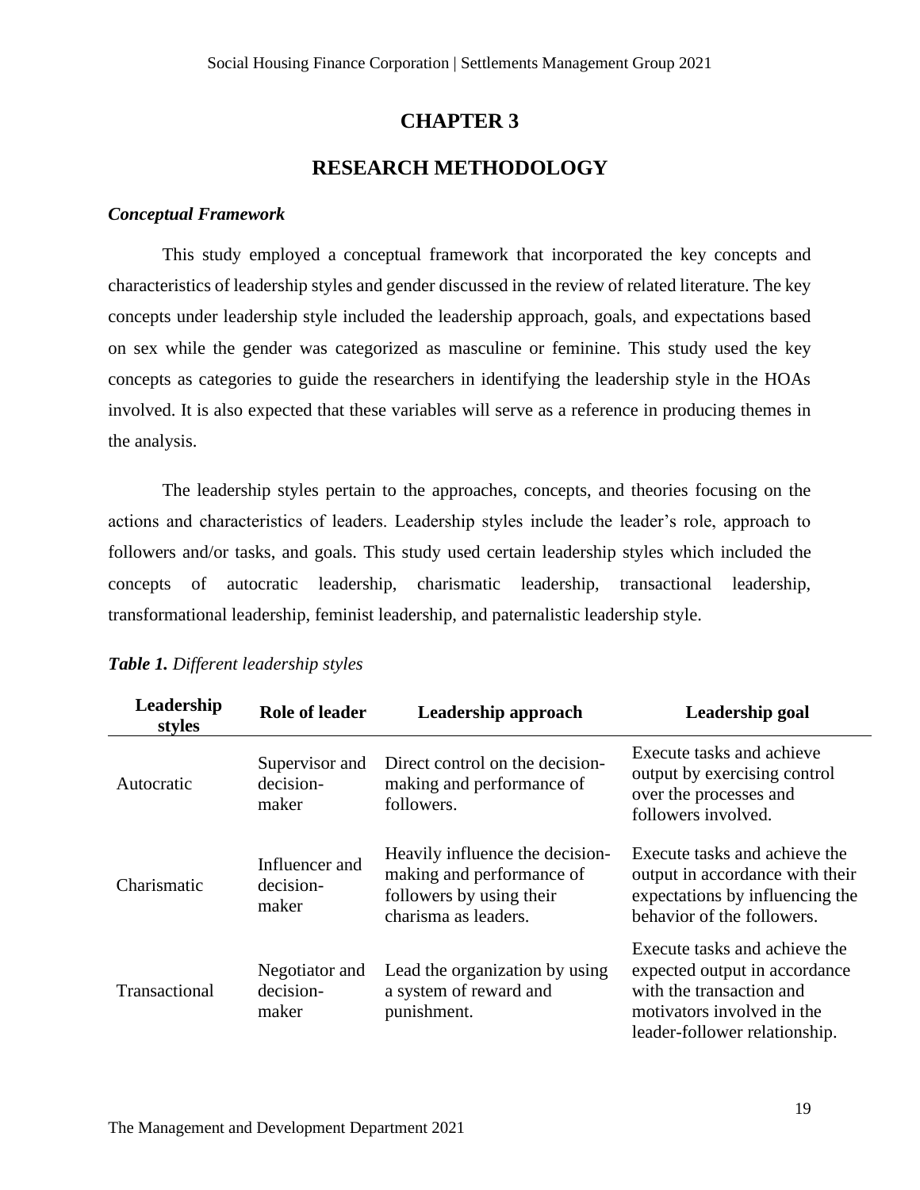# CHAPTER 3

# RESEARCH METHODOLOGY

### *Conceptual Framework*

This study employed a conceptual framework that incorporated the key concepts and characteristics of leadership styles and gender discussed in the review of related literature. The key concepts under leadership style included the leadership approach, goals, and expectations based on sex while the gender was categorized as masculine or feminine. This study used the key concepts as categories to guide the researchers in identifying the leadership style in the HOAs involved. It is also expected that these variables will serve as a reference in producing themes in the analysis.

The leadership styles pertain to the approaches, concepts, and theories focusing on the actions and characteristics of leaders. Leadership styles include the leader's role, approach to followers and/or tasks, and goals. This study used certain leadership styles which included the concepts of autocratic leadership, charismatic leadership, transactional leadership, transformational leadership, feminist leadership, and paternalistic leadership style.

***Table 1.*** *Different leadership styles*

| Leadership styles | Role of leader | Leadership approach | Leadership goal |
|---|---|---|---|
| Autocratic | Supervisor and decision-maker | Direct control on the decision-making and performance of followers. | Execute tasks and achieve output by exercising control over the processes and followers involved. |
| Charismatic | Influencer and decision-maker | Heavily influence the decision-making and performance of followers by using their charisma as leaders. | Execute tasks and achieve the output in accordance with their expectations by influencing the behavior of the followers. |
| Transactional | Negotiator and decision-maker | Lead the organization by using a system of reward and punishment. | Execute tasks and achieve the expected output in accordance with the transaction and motivators involved in the leader-follower relationship. |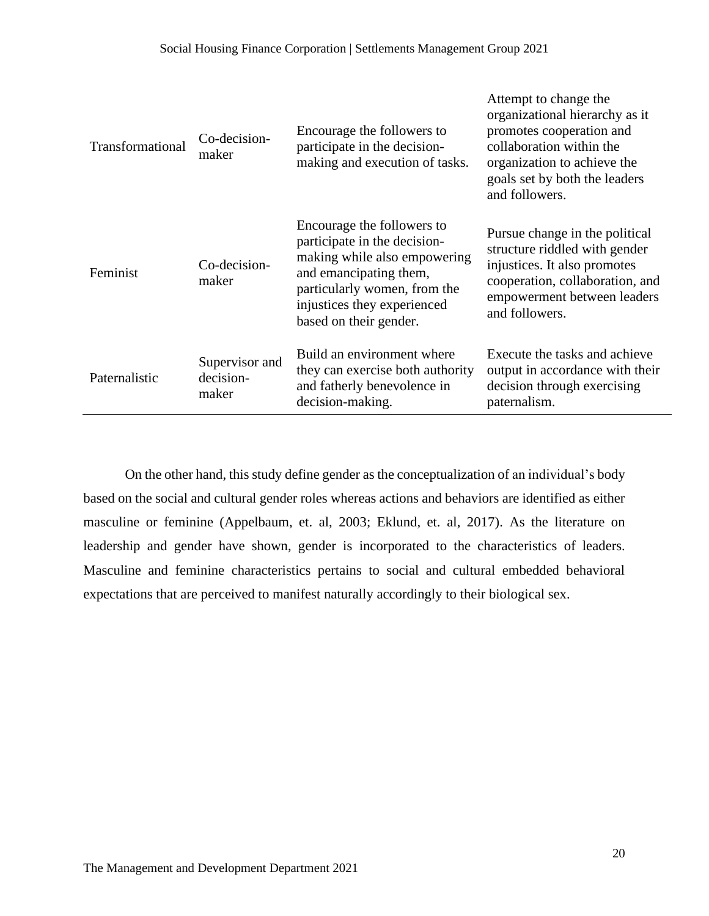| | | | |
|---|---|---|---|
| Transformational | Co-decision-maker | Encourage the followers to participate in the decision-making and execution of tasks. | Attempt to change the organizational hierarchy as it promotes cooperation and collaboration within the organization to achieve the goals set by both the leaders and followers. |
| Feminist | Co-decision-maker | Encourage the followers to participate in the decision-making while also empowering and emancipating them, particularly women, from the injustices they experienced based on their gender. | Pursue change in the political structure riddled with gender injustices. It also promotes cooperation, collaboration, and empowerment between leaders and followers. |
| Paternalistic | Supervisor and decision-maker | Build an environment where they can exercise both authority and fatherly benevolence in decision-making. | Execute the tasks and achieve output in accordance with their decision through exercising paternalism. |

On the other hand, this study define gender as the conceptualization of an individual's body based on the social and cultural gender roles whereas actions and behaviors are identified as either masculine or feminine (Appelbaum, et. al, 2003; Eklund, et. al, 2017). As the literature on leadership and gender have shown, gender is incorporated to the characteristics of leaders. Masculine and feminine characteristics pertains to social and cultural embedded behavioral expectations that are perceived to manifest naturally accordingly to their biological sex.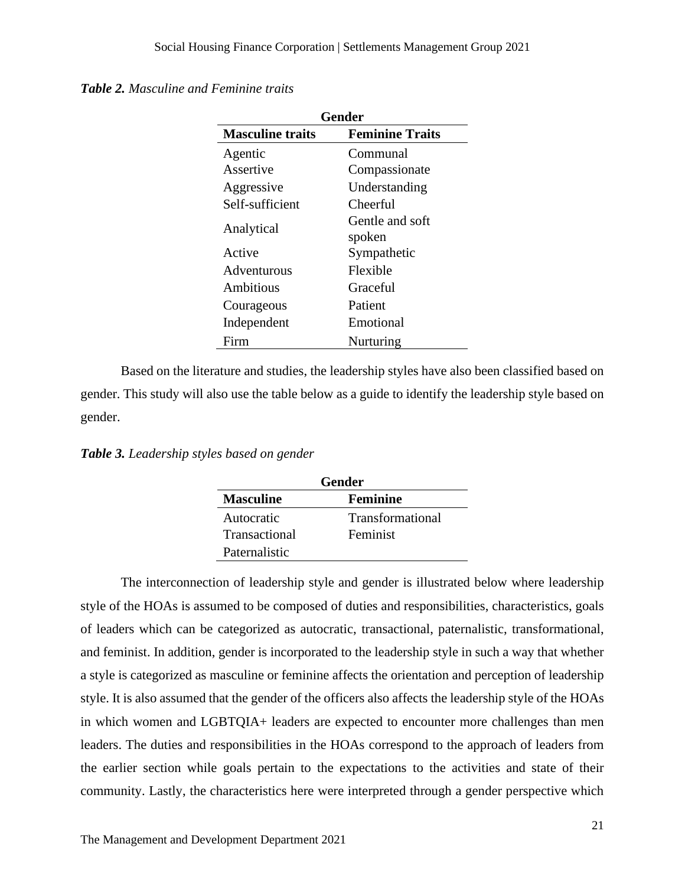***Table 2.*** *Masculine and Feminine traits*

| Gender | |
|---|---|
| **Masculine traits** | **Feminine Traits** |
| Agentic | Communal |
| Assertive | Compassionate |
| Aggressive | Understanding |
| Self-sufficient | Cheerful |
| Analytical | Gentle and soft spoken |
| Active | Sympathetic |
| Adventurous | Flexible |
| Ambitious | Graceful |
| Courageous | Patient |
| Independent | Emotional |
| Firm | Nurturing |

Based on the literature and studies, the leadership styles have also been classified based on gender. This study will also use the table below as a guide to identify the leadership style based on gender.

***Table 3.*** *Leadership styles based on gender*

| Gender | |
|---|---|
| **Masculine** | **Feminine** |
| Autocratic | Transformational |
| Transactional | Feminist |
| Paternalistic | |

The interconnection of leadership style and gender is illustrated below where leadership style of the HOAs is assumed to be composed of duties and responsibilities, characteristics, goals of leaders which can be categorized as autocratic, transactional, paternalistic, transformational, and feminist. In addition, gender is incorporated to the leadership style in such a way that whether a style is categorized as masculine or feminine affects the orientation and perception of leadership style. It is also assumed that the gender of the officers also affects the leadership style of the HOAs in which women and LGBTQIA+ leaders are expected to encounter more challenges than men leaders. The duties and responsibilities in the HOAs correspond to the approach of leaders from the earlier section while goals pertain to the expectations to the activities and state of their community. Lastly, the characteristics here were interpreted through a gender perspective which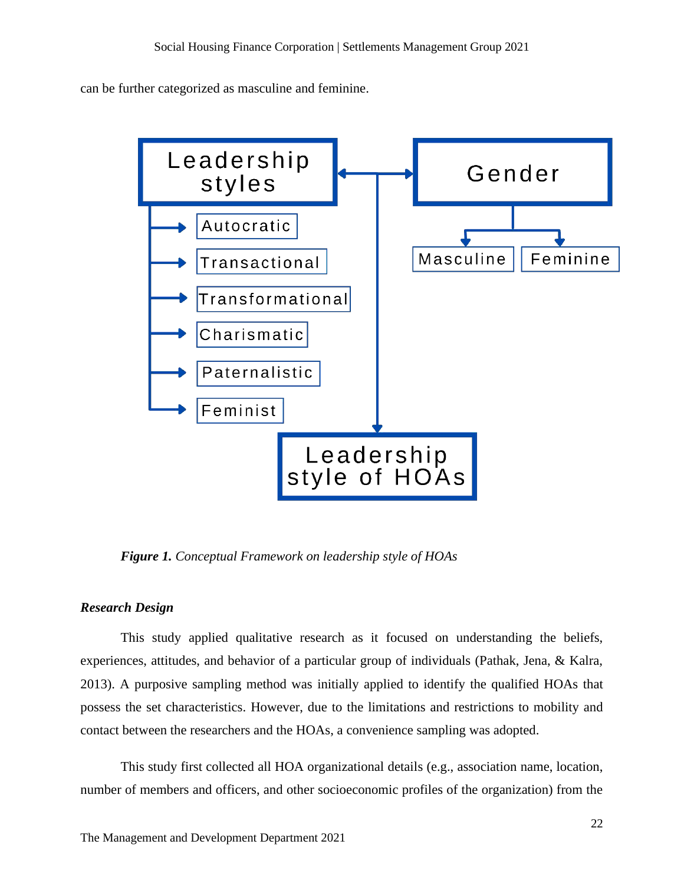can be further categorized as masculine and feminine.

Leadership styles

Autocratic

Transactional

Transformational

Charismatic

Paternalistic

Feminist

Gender

Masculine

Feminine

Leadership style of HOAs

***Figure 1.*** *Conceptual Framework on leadership style of HOAs*

***Research Design***

This study applied qualitative research as it focused on understanding the beliefs, experiences, attitudes, and behavior of a particular group of individuals (Pathak, Jena, & Kalra, 2013). A purposive sampling method was initially applied to identify the qualified HOAs that possess the set characteristics. However, due to the limitations and restrictions to mobility and contact between the researchers and the HOAs, a convenience sampling was adopted.

This study first collected all HOA organizational details (e.g., association name, location, number of members and officers, and other socioeconomic profiles of the organization) from the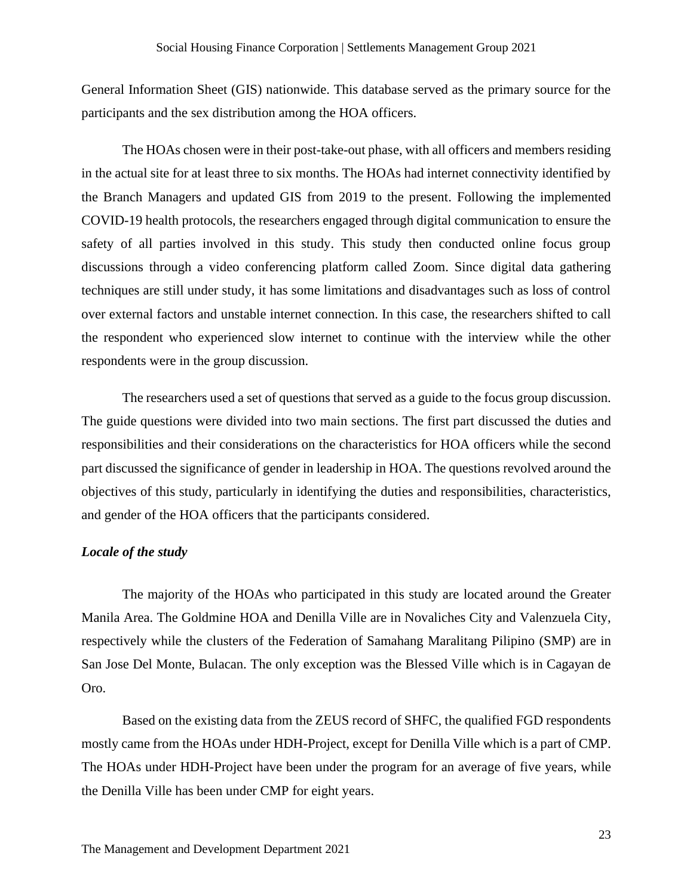General Information Sheet (GIS) nationwide. This database served as the primary source for the participants and the sex distribution among the HOA officers.

The HOAs chosen were in their post-take-out phase, with all officers and members residing in the actual site for at least three to six months. The HOAs had internet connectivity identified by the Branch Managers and updated GIS from 2019 to the present. Following the implemented COVID-19 health protocols, the researchers engaged through digital communication to ensure the safety of all parties involved in this study. This study then conducted online focus group discussions through a video conferencing platform called Zoom. Since digital data gathering techniques are still under study, it has some limitations and disadvantages such as loss of control over external factors and unstable internet connection. In this case, the researchers shifted to call the respondent who experienced slow internet to continue with the interview while the other respondents were in the group discussion.

The researchers used a set of questions that served as a guide to the focus group discussion. The guide questions were divided into two main sections. The first part discussed the duties and responsibilities and their considerations on the characteristics for HOA officers while the second part discussed the significance of gender in leadership in HOA. The questions revolved around the objectives of this study, particularly in identifying the duties and responsibilities, characteristics, and gender of the HOA officers that the participants considered.

***Locale of the study***

The majority of the HOAs who participated in this study are located around the Greater Manila Area. The Goldmine HOA and Denilla Ville are in Novaliches City and Valenzuela City, respectively while the clusters of the Federation of Samahang Maralitang Pilipino (SMP) are in San Jose Del Monte, Bulacan. The only exception was the Blessed Ville which is in Cagayan de Oro.

Based on the existing data from the ZEUS record of SHFC, the qualified FGD respondents mostly came from the HOAs under HDH-Project, except for Denilla Ville which is a part of CMP. The HOAs under HDH-Project have been under the program for an average of five years, while the Denilla Ville has been under CMP for eight years.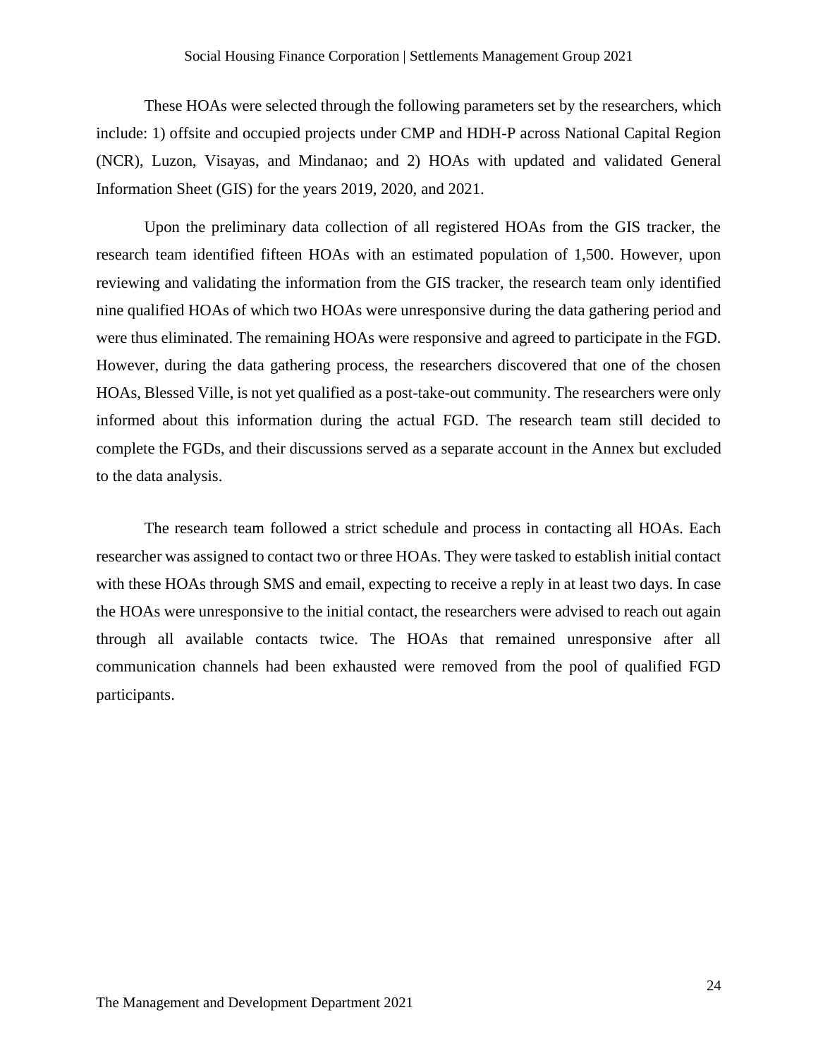These HOAs were selected through the following parameters set by the researchers, which include: 1) offsite and occupied projects under CMP and HDH-P across National Capital Region (NCR), Luzon, Visayas, and Mindanao; and 2) HOAs with updated and validated General Information Sheet (GIS) for the years 2019, 2020, and 2021.

Upon the preliminary data collection of all registered HOAs from the GIS tracker, the research team identified fifteen HOAs with an estimated population of 1,500. However, upon reviewing and validating the information from the GIS tracker, the research team only identified nine qualified HOAs of which two HOAs were unresponsive during the data gathering period and were thus eliminated. The remaining HOAs were responsive and agreed to participate in the FGD. However, during the data gathering process, the researchers discovered that one of the chosen HOAs, Blessed Ville, is not yet qualified as a post-take-out community. The researchers were only informed about this information during the actual FGD. The research team still decided to complete the FGDs, and their discussions served as a separate account in the Annex but excluded to the data analysis.

The research team followed a strict schedule and process in contacting all HOAs. Each researcher was assigned to contact two or three HOAs. They were tasked to establish initial contact with these HOAs through SMS and email, expecting to receive a reply in at least two days. In case the HOAs were unresponsive to the initial contact, the researchers were advised to reach out again through all available contacts twice. The HOAs that remained unresponsive after all communication channels had been exhausted were removed from the pool of qualified FGD participants.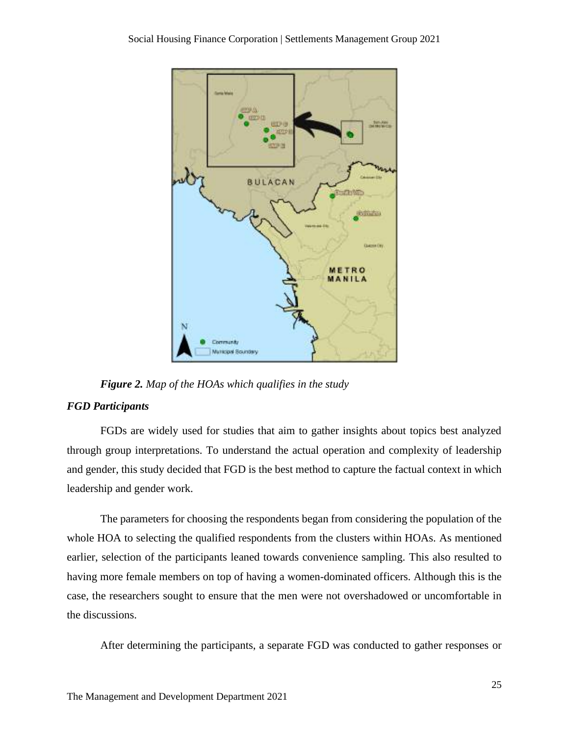*Figure 2. Map of the HOAs which qualifies in the study*

### *FGD Participants*

FGDs are widely used for studies that aim to gather insights about topics best analyzed through group interpretations. To understand the actual operation and complexity of leadership and gender, this study decided that FGD is the best method to capture the factual context in which leadership and gender work.

The parameters for choosing the respondents began from considering the population of the whole HOA to selecting the qualified respondents from the clusters within HOAs. As mentioned earlier, selection of the participants leaned towards convenience sampling. This also resulted to having more female members on top of having a women-dominated officers. Although this is the case, the researchers sought to ensure that the men were not overshadowed or uncomfortable in the discussions.

After determining the participants, a separate FGD was conducted to gather responses or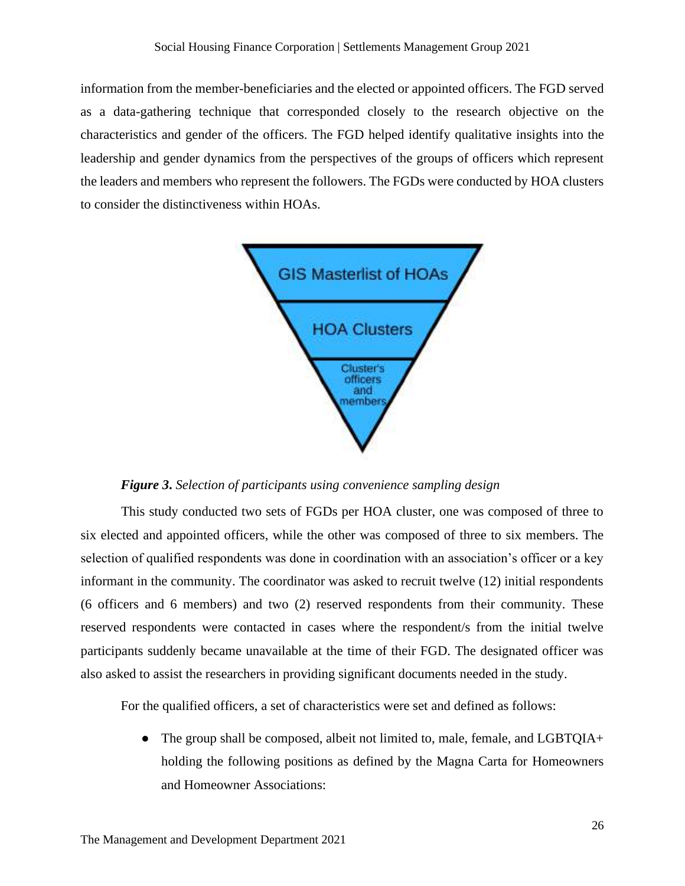information from the member-beneficiaries and the elected or appointed officers. The FGD served as a data-gathering technique that corresponded closely to the research objective on the characteristics and gender of the officers. The FGD helped identify qualitative insights into the leadership and gender dynamics from the perspectives of the groups of officers which represent the leaders and members who represent the followers. The FGDs were conducted by HOA clusters to consider the distinctiveness within HOAs.

GIS Masterlist of HOAs

HOA Clusters

Cluster's officers and members

***Figure 3.*** *Selection of participants using convenience sampling design*

This study conducted two sets of FGDs per HOA cluster, one was composed of three to six elected and appointed officers, while the other was composed of three to six members. The selection of qualified respondents was done in coordination with an association's officer or a key informant in the community. The coordinator was asked to recruit twelve (12) initial respondents (6 officers and 6 members) and two (2) reserved respondents from their community. These reserved respondents were contacted in cases where the respondent/s from the initial twelve participants suddenly became unavailable at the time of their FGD. The designated officer was also asked to assist the researchers in providing significant documents needed in the study.

For the qualified officers, a set of characteristics were set and defined as follows:

- The group shall be composed, albeit not limited to, male, female, and LGBTQIA+ holding the following positions as defined by the Magna Carta for Homeowners and Homeowner Associations: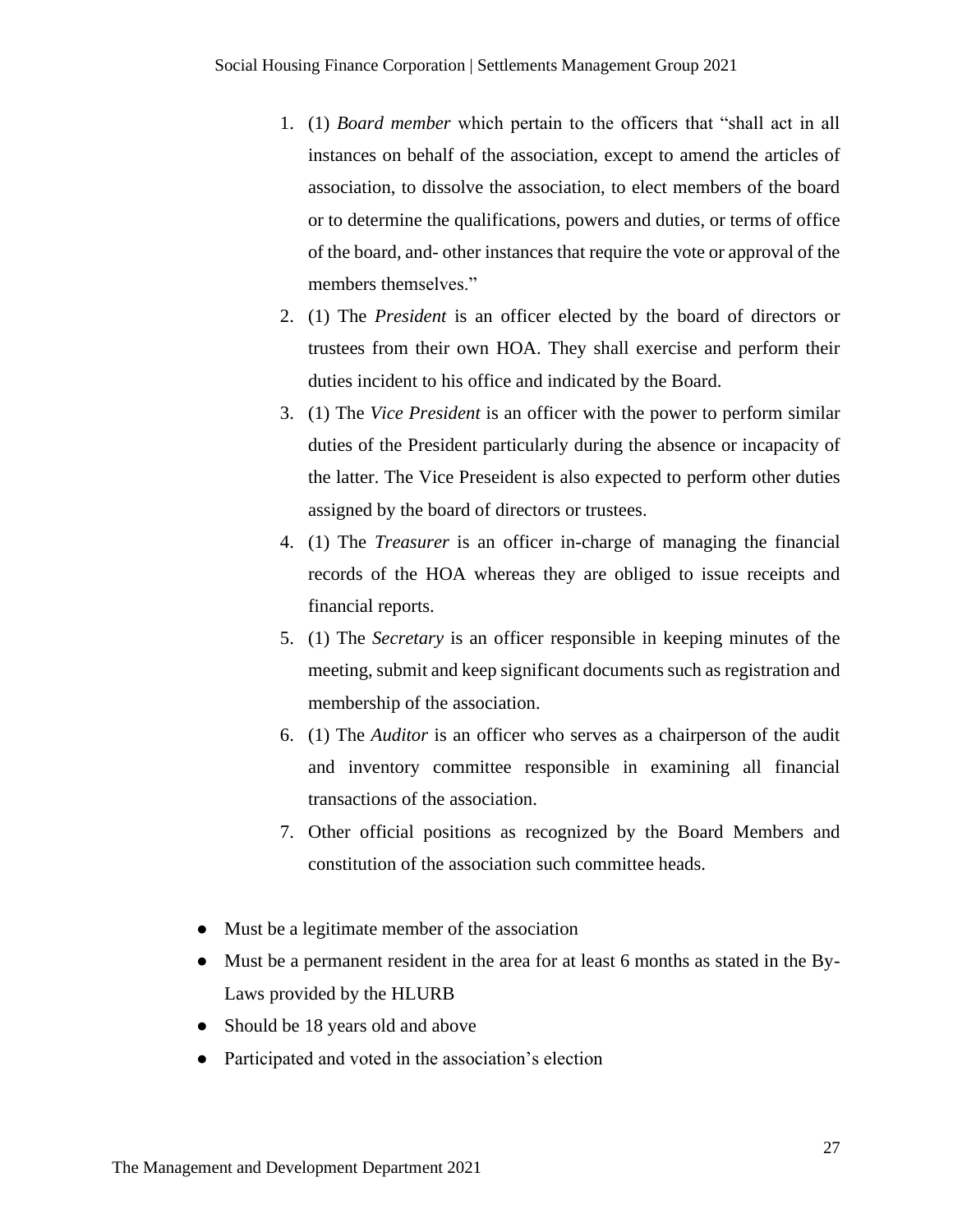1. (1) *Board member* which pertain to the officers that "shall act in all instances on behalf of the association, except to amend the articles of association, to dissolve the association, to elect members of the board or to determine the qualifications, powers and duties, or terms of office of the board, and- other instances that require the vote or approval of the members themselves."
2. (1) The *President* is an officer elected by the board of directors or trustees from their own HOA. They shall exercise and perform their duties incident to his office and indicated by the Board.
3. (1) The *Vice President* is an officer with the power to perform similar duties of the President particularly during the absence or incapacity of the latter. The Vice Preseident is also expected to perform other duties assigned by the board of directors or trustees.
4. (1) The *Treasurer* is an officer in-charge of managing the financial records of the HOA whereas they are obliged to issue receipts and financial reports.
5. (1) The *Secretary* is an officer responsible in keeping minutes of the meeting, submit and keep significant documents such as registration and membership of the association.
6. (1) The *Auditor* is an officer who serves as a chairperson of the audit and inventory committee responsible in examining all financial transactions of the association.
7. Other official positions as recognized by the Board Members and constitution of the association such committee heads.

- Must be a legitimate member of the association
- Must be a permanent resident in the area for at least 6 months as stated in the By-Laws provided by the HLURB
- Should be 18 years old and above
- Participated and voted in the association's election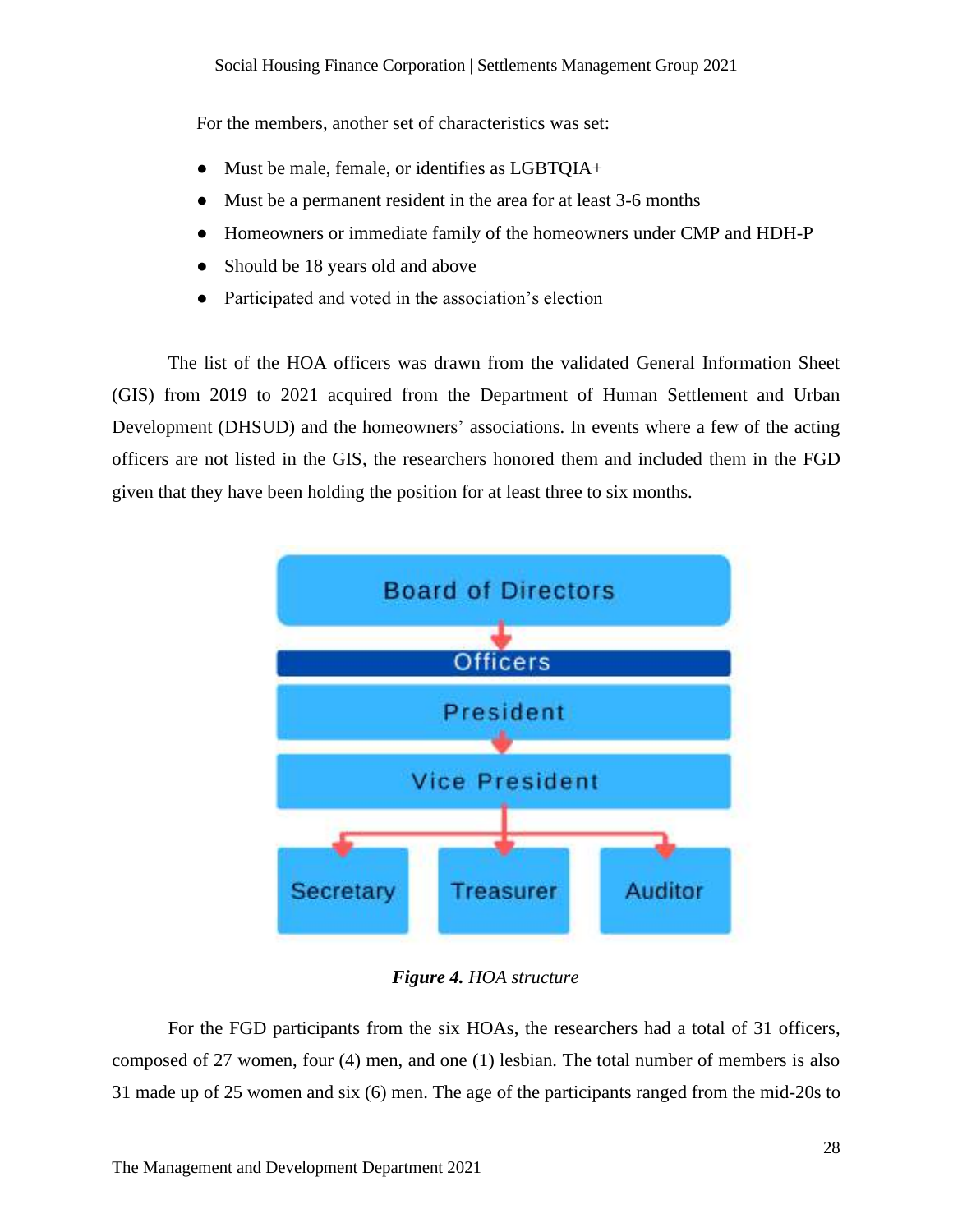For the members, another set of characteristics was set:

- Must be male, female, or identifies as LGBTQIA+
- Must be a permanent resident in the area for at least 3-6 months
- Homeowners or immediate family of the homeowners under CMP and HDH-P
- Should be 18 years old and above
- Participated and voted in the association's election

The list of the HOA officers was drawn from the validated General Information Sheet (GIS) from 2019 to 2021 acquired from the Department of Human Settlement and Urban Development (DHSUD) and the homeowners' associations. In events where a few of the acting officers are not listed in the GIS, the researchers honored them and included them in the FGD given that they have been holding the position for at least three to six months.

Board of Directors

Officers

President

Vice President

Secretary | Treasurer | Auditor

***Figure 4.*** *HOA structure*

For the FGD participants from the six HOAs, the researchers had a total of 31 officers, composed of 27 women, four (4) men, and one (1) lesbian. The total number of members is also 31 made up of 25 women and six (6) men. The age of the participants ranged from the mid-20s to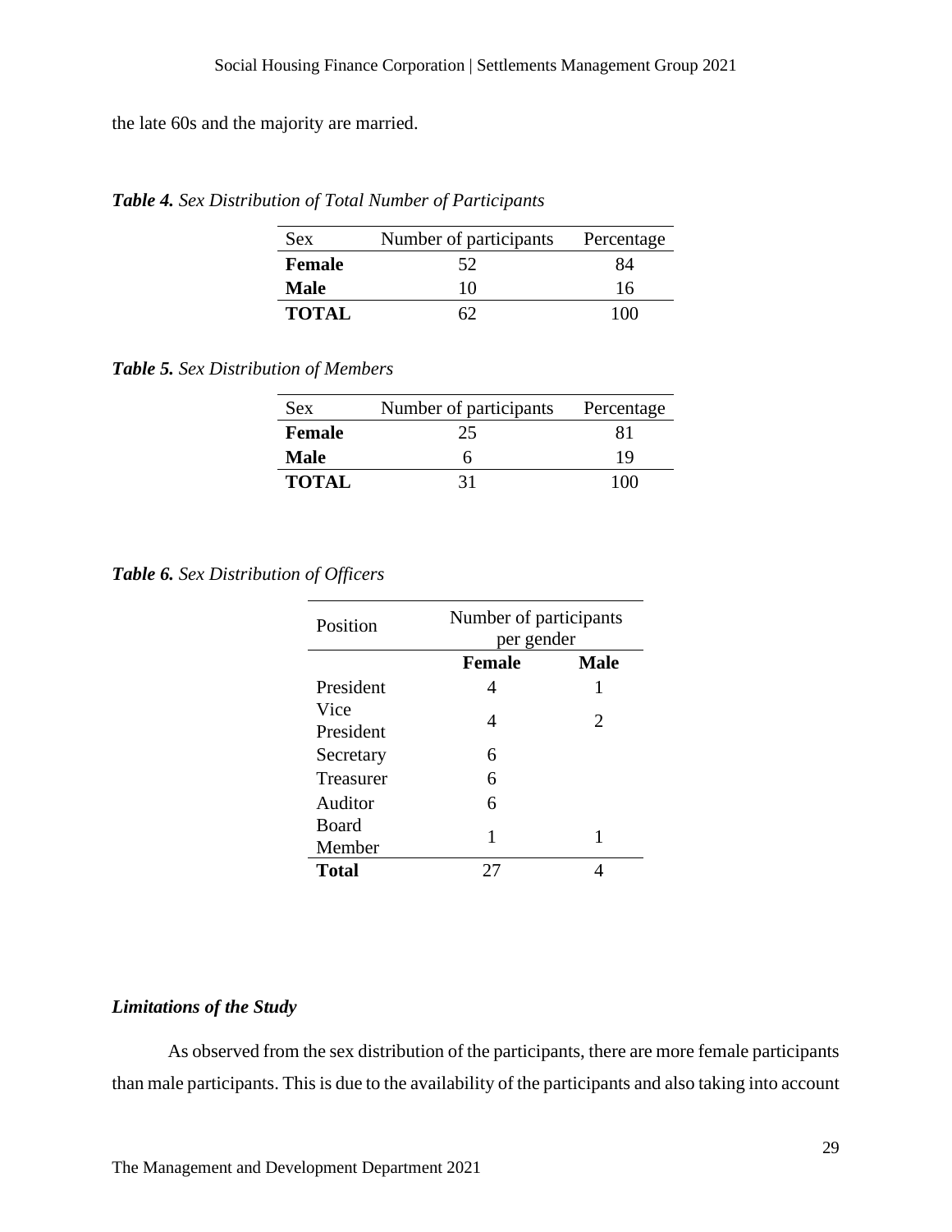the late 60s and the majority are married.

***Table 4.*** *Sex Distribution of Total Number of Participants*

| Sex | Number of participants | Percentage |
|---|---|---|
| **Female** | 52 | 84 |
| **Male** | 10 | 16 |
| **TOTAL** | 62 | 100 |

***Table 5.*** *Sex Distribution of Members*

| Sex | Number of participants | Percentage |
|---|---|---|
| **Female** | 25 | 81 |
| **Male** | 6 | 19 |
| **TOTAL** | 31 | 100 |

***Table 6.*** *Sex Distribution of Officers*

| Position | Number of participants per gender | |
|---|---|---|
| | **Female** | **Male** |
| President | 4 | 1 |
| Vice President | 4 | 2 |
| Secretary | 6 | |
| Treasurer | 6 | |
| Auditor | 6 | |
| Board Member | 1 | 1 |
| **Total** | 27 | 4 |

### *Limitations of the Study*

As observed from the sex distribution of the participants, there are more female participants than male participants. This is due to the availability of the participants and also taking into account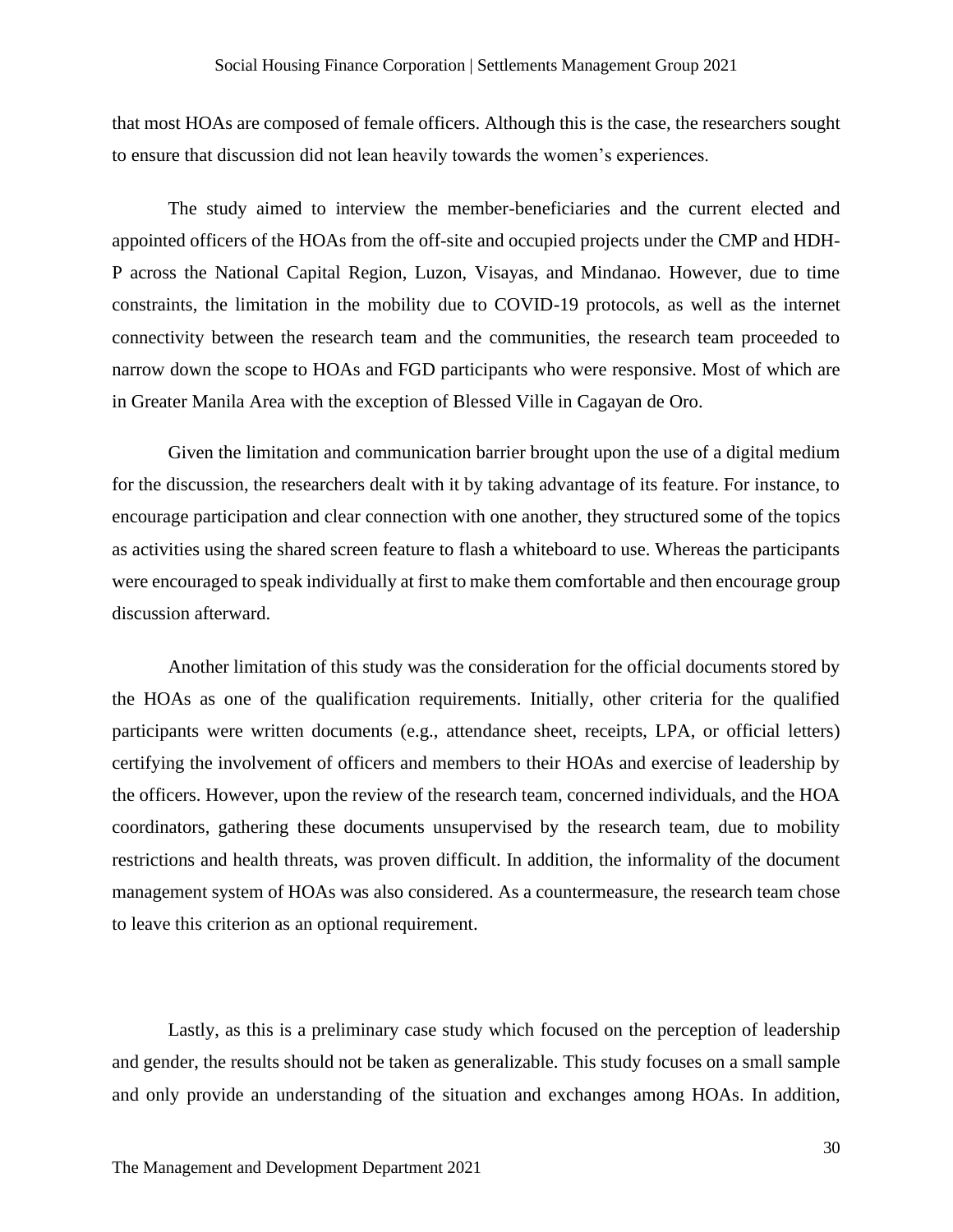that most HOAs are composed of female officers. Although this is the case, the researchers sought to ensure that discussion did not lean heavily towards the women's experiences.

The study aimed to interview the member-beneficiaries and the current elected and appointed officers of the HOAs from the off-site and occupied projects under the CMP and HDH-P across the National Capital Region, Luzon, Visayas, and Mindanao. However, due to time constraints, the limitation in the mobility due to COVID-19 protocols, as well as the internet connectivity between the research team and the communities, the research team proceeded to narrow down the scope to HOAs and FGD participants who were responsive. Most of which are in Greater Manila Area with the exception of Blessed Ville in Cagayan de Oro.

Given the limitation and communication barrier brought upon the use of a digital medium for the discussion, the researchers dealt with it by taking advantage of its feature. For instance, to encourage participation and clear connection with one another, they structured some of the topics as activities using the shared screen feature to flash a whiteboard to use. Whereas the participants were encouraged to speak individually at first to make them comfortable and then encourage group discussion afterward.

Another limitation of this study was the consideration for the official documents stored by the HOAs as one of the qualification requirements. Initially, other criteria for the qualified participants were written documents (e.g., attendance sheet, receipts, LPA, or official letters) certifying the involvement of officers and members to their HOAs and exercise of leadership by the officers. However, upon the review of the research team, concerned individuals, and the HOA coordinators, gathering these documents unsupervised by the research team, due to mobility restrictions and health threats, was proven difficult. In addition, the informality of the document management system of HOAs was also considered. As a countermeasure, the research team chose to leave this criterion as an optional requirement.

Lastly, as this is a preliminary case study which focused on the perception of leadership and gender, the results should not be taken as generalizable. This study focuses on a small sample and only provide an understanding of the situation and exchanges among HOAs. In addition,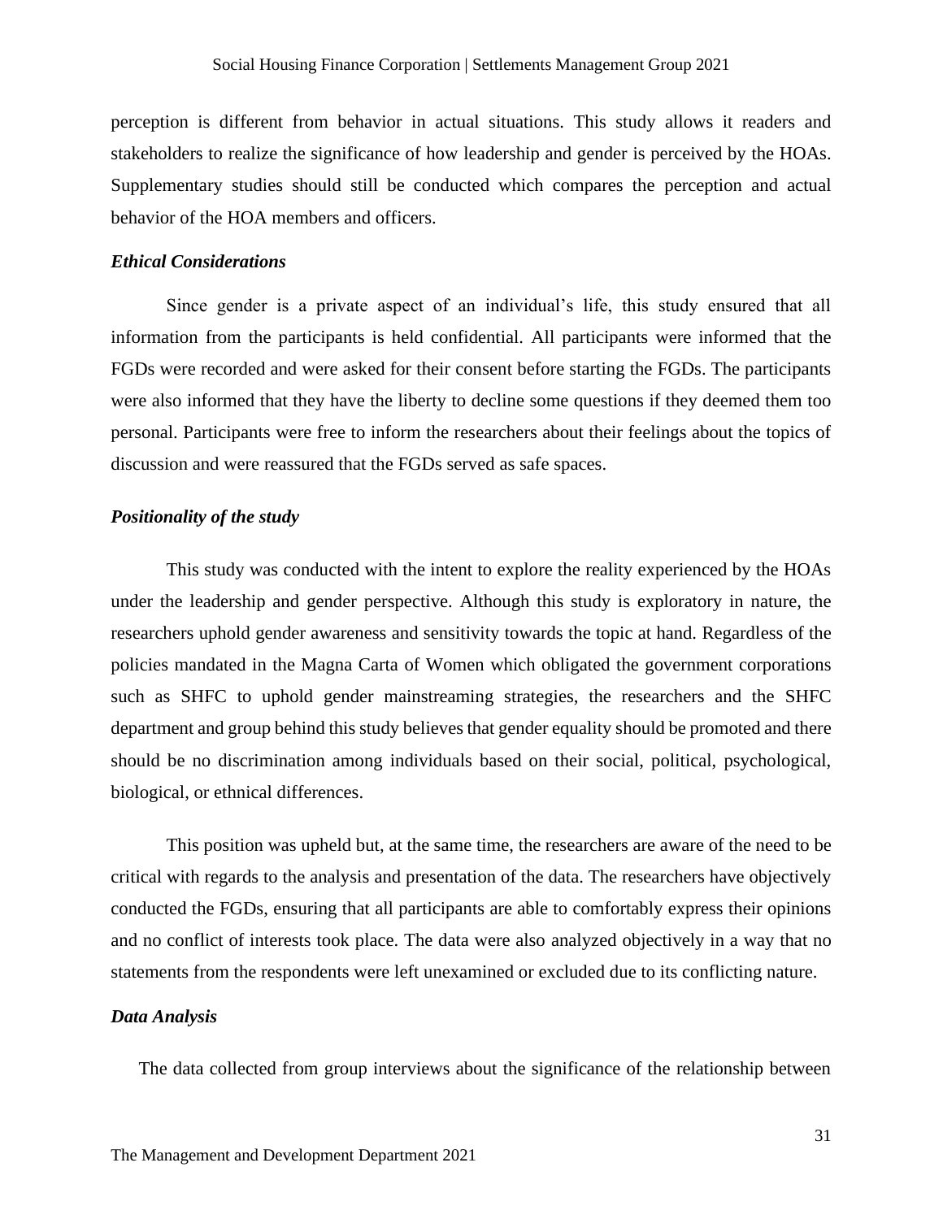perception is different from behavior in actual situations. This study allows it readers and stakeholders to realize the significance of how leadership and gender is perceived by the HOAs. Supplementary studies should still be conducted which compares the perception and actual behavior of the HOA members and officers.

### *Ethical Considerations*

Since gender is a private aspect of an individual's life, this study ensured that all information from the participants is held confidential. All participants were informed that the FGDs were recorded and were asked for their consent before starting the FGDs. The participants were also informed that they have the liberty to decline some questions if they deemed them too personal. Participants were free to inform the researchers about their feelings about the topics of discussion and were reassured that the FGDs served as safe spaces.

### *Positionality of the study*

This study was conducted with the intent to explore the reality experienced by the HOAs under the leadership and gender perspective. Although this study is exploratory in nature, the researchers uphold gender awareness and sensitivity towards the topic at hand. Regardless of the policies mandated in the Magna Carta of Women which obligated the government corporations such as SHFC to uphold gender mainstreaming strategies, the researchers and the SHFC department and group behind this study believes that gender equality should be promoted and there should be no discrimination among individuals based on their social, political, psychological, biological, or ethnical differences.

This position was upheld but, at the same time, the researchers are aware of the need to be critical with regards to the analysis and presentation of the data. The researchers have objectively conducted the FGDs, ensuring that all participants are able to comfortably express their opinions and no conflict of interests took place. The data were also analyzed objectively in a way that no statements from the respondents were left unexamined or excluded due to its conflicting nature.

### *Data Analysis*

The data collected from group interviews about the significance of the relationship between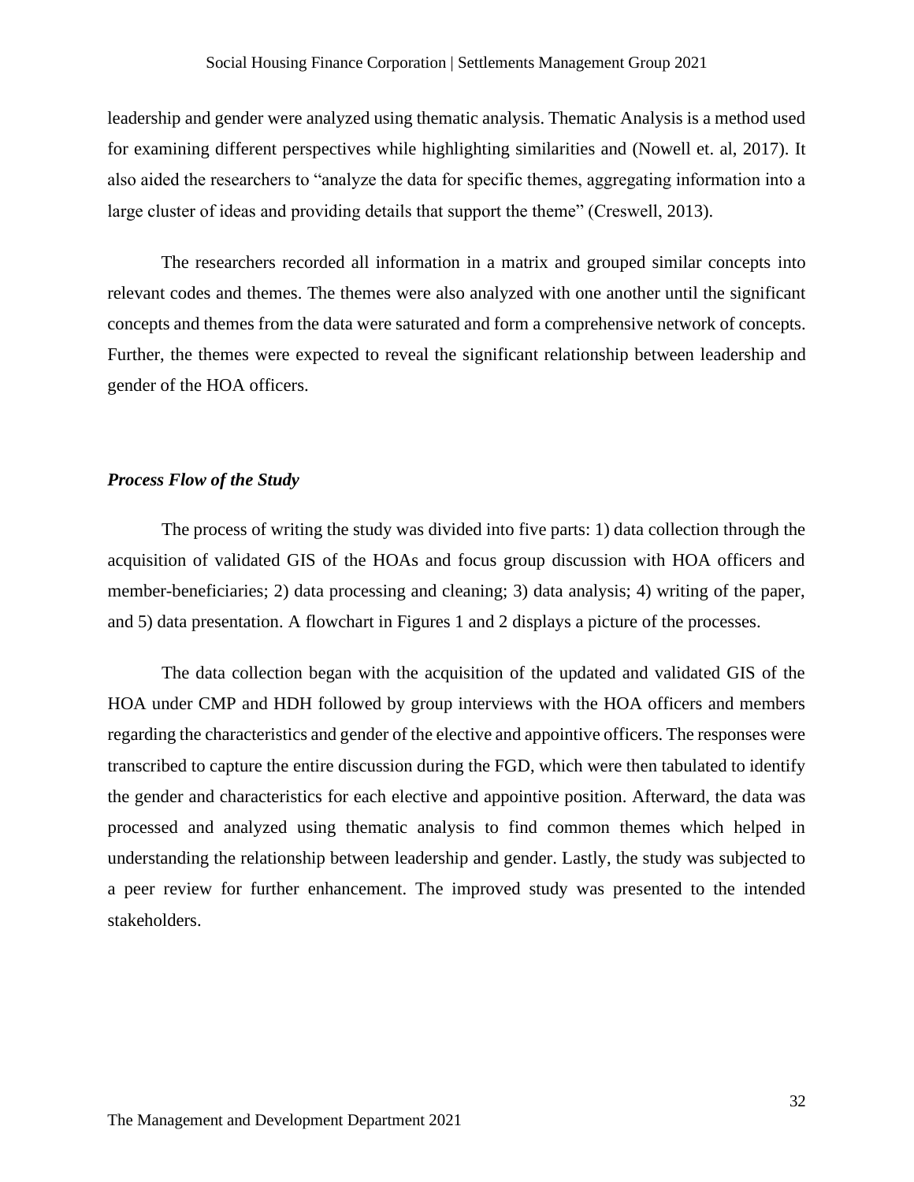leadership and gender were analyzed using thematic analysis. Thematic Analysis is a method used for examining different perspectives while highlighting similarities and (Nowell et. al, 2017). It also aided the researchers to "analyze the data for specific themes, aggregating information into a large cluster of ideas and providing details that support the theme" (Creswell, 2013).

The researchers recorded all information in a matrix and grouped similar concepts into relevant codes and themes. The themes were also analyzed with one another until the significant concepts and themes from the data were saturated and form a comprehensive network of concepts. Further, the themes were expected to reveal the significant relationship between leadership and gender of the HOA officers.

### *Process Flow of the Study*

The process of writing the study was divided into five parts: 1) data collection through the acquisition of validated GIS of the HOAs and focus group discussion with HOA officers and member-beneficiaries; 2) data processing and cleaning; 3) data analysis; 4) writing of the paper, and 5) data presentation. A flowchart in Figures 1 and 2 displays a picture of the processes.

The data collection began with the acquisition of the updated and validated GIS of the HOA under CMP and HDH followed by group interviews with the HOA officers and members regarding the characteristics and gender of the elective and appointive officers. The responses were transcribed to capture the entire discussion during the FGD, which were then tabulated to identify the gender and characteristics for each elective and appointive position. Afterward, the data was processed and analyzed using thematic analysis to find common themes which helped in understanding the relationship between leadership and gender. Lastly, the study was subjected to a peer review for further enhancement. The improved study was presented to the intended stakeholders.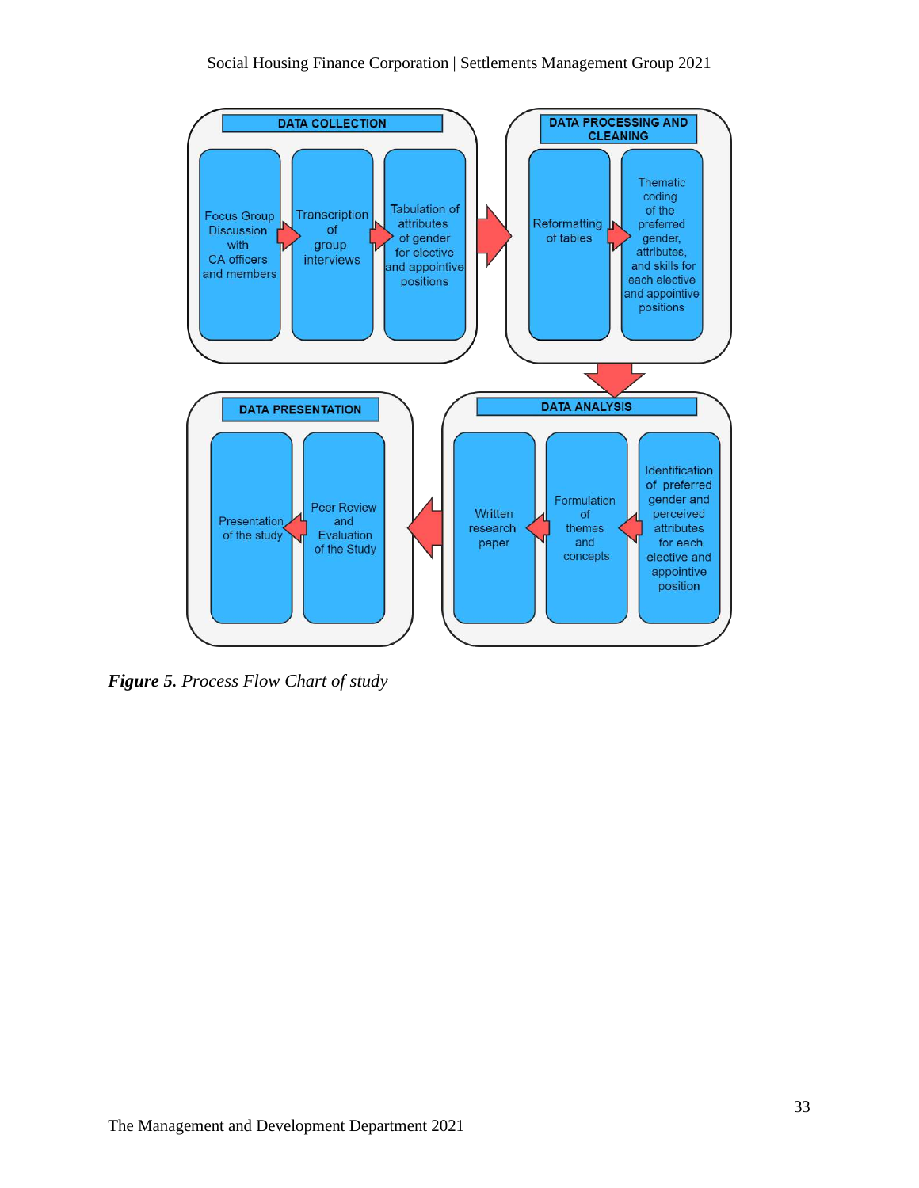**DATA COLLECTION**

- Focus Group Discussion with CA officers and members
- Transcription of group interviews
- Tabulation of attributes of gender for elective and appointive positions

**DATA PROCESSING AND CLEANING**

- Reformatting of tables
- Thematic coding of the preferred gender, attributes, and skills for each elective and appointive positions

**DATA ANALYSIS**

- Identification of preferred gender and perceived attributes for each elective and appointive position
- Formulation of themes and concepts
- Written research paper

**DATA PRESENTATION**

- Peer Review and Evaluation of the Study
- Presentation of the study

***Figure 5.*** *Process Flow Chart of study*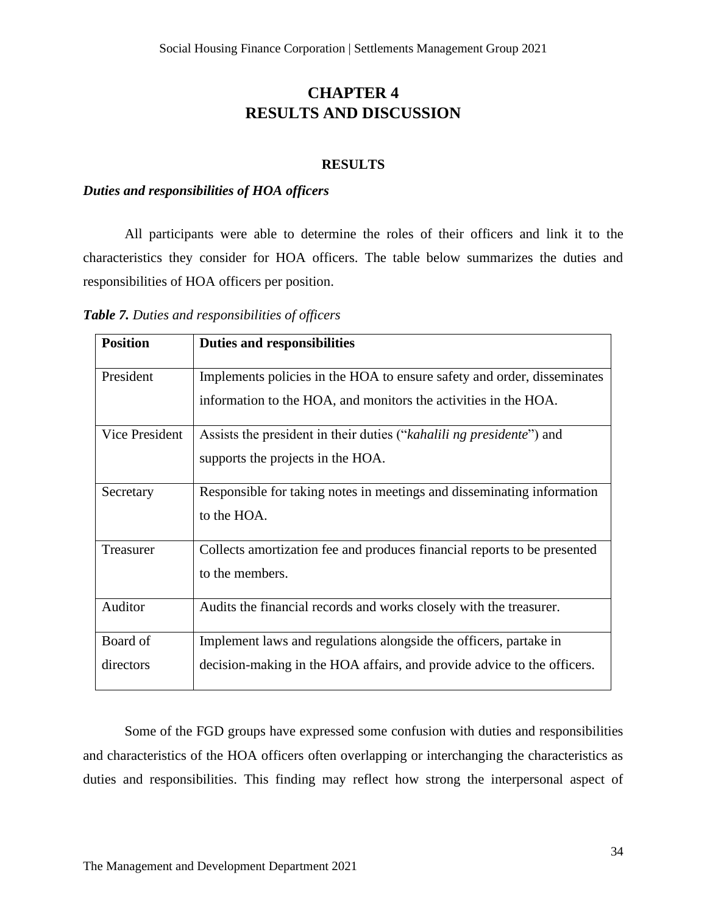# CHAPTER 4
# RESULTS AND DISCUSSION

## RESULTS

### *Duties and responsibilities of HOA officers*

All participants were able to determine the roles of their officers and link it to the characteristics they consider for HOA officers. The table below summarizes the duties and responsibilities of HOA officers per position.

***Table 7.*** *Duties and responsibilities of officers*

| **Position** | **Duties and responsibilities** |
|---|---|
| President | Implements policies in the HOA to ensure safety and order, disseminates information to the HOA, and monitors the activities in the HOA. |
| Vice President | Assists the president in their duties ("*kahalili ng presidente*") and supports the projects in the HOA. |
| Secretary | Responsible for taking notes in meetings and disseminating information to the HOA. |
| Treasurer | Collects amortization fee and produces financial reports to be presented to the members. |
| Auditor | Audits the financial records and works closely with the treasurer. |
| Board of directors | Implement laws and regulations alongside the officers, partake in decision-making in the HOA affairs, and provide advice to the officers. |

Some of the FGD groups have expressed some confusion with duties and responsibilities and characteristics of the HOA officers often overlapping or interchanging the characteristics as duties and responsibilities. This finding may reflect how strong the interpersonal aspect of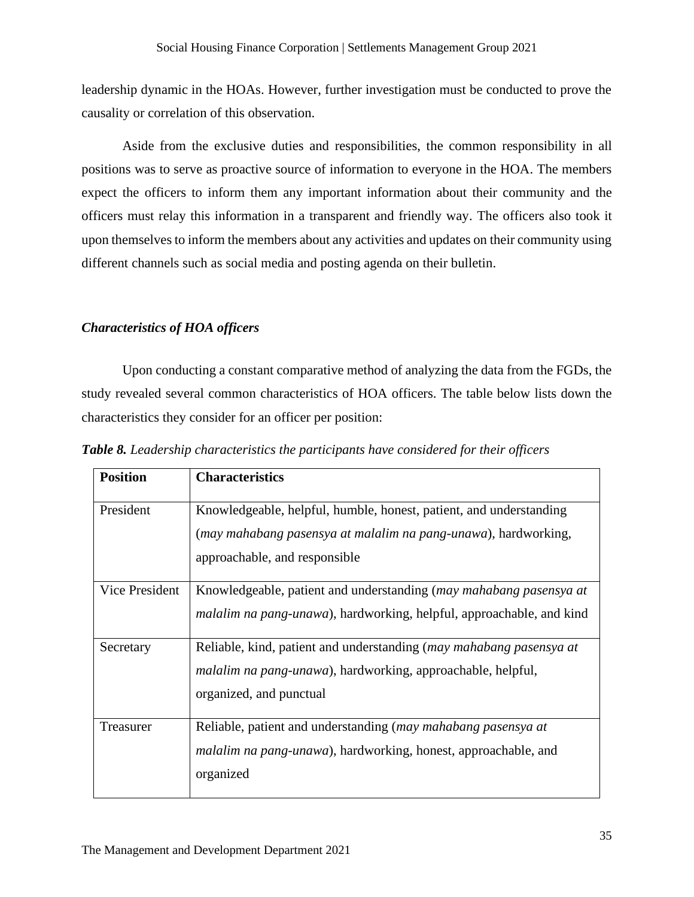leadership dynamic in the HOAs. However, further investigation must be conducted to prove the causality or correlation of this observation.

Aside from the exclusive duties and responsibilities, the common responsibility in all positions was to serve as proactive source of information to everyone in the HOA. The members expect the officers to inform them any important information about their community and the officers must relay this information in a transparent and friendly way. The officers also took it upon themselves to inform the members about any activities and updates on their community using different channels such as social media and posting agenda on their bulletin.

### *Characteristics of HOA officers*

Upon conducting a constant comparative method of analyzing the data from the FGDs, the study revealed several common characteristics of HOA officers. The table below lists down the characteristics they consider for an officer per position:

***Table 8.*** *Leadership characteristics the participants have considered for their officers*

| **Position** | **Characteristics** |
|---|---|
| President | Knowledgeable, helpful, humble, honest, patient, and understanding (*may mahabang pasensya at malalim na pang-unawa*), hardworking, approachable, and responsible |
| Vice President | Knowledgeable, patient and understanding (*may mahabang pasensya at malalim na pang-unawa*), hardworking, helpful, approachable, and kind |
| Secretary | Reliable, kind, patient and understanding (*may mahabang pasensya at malalim na pang-unawa*), hardworking, approachable, helpful, organized, and punctual |
| Treasurer | Reliable, patient and understanding (*may mahabang pasensya at malalim na pang-unawa*), hardworking, honest, approachable, and organized |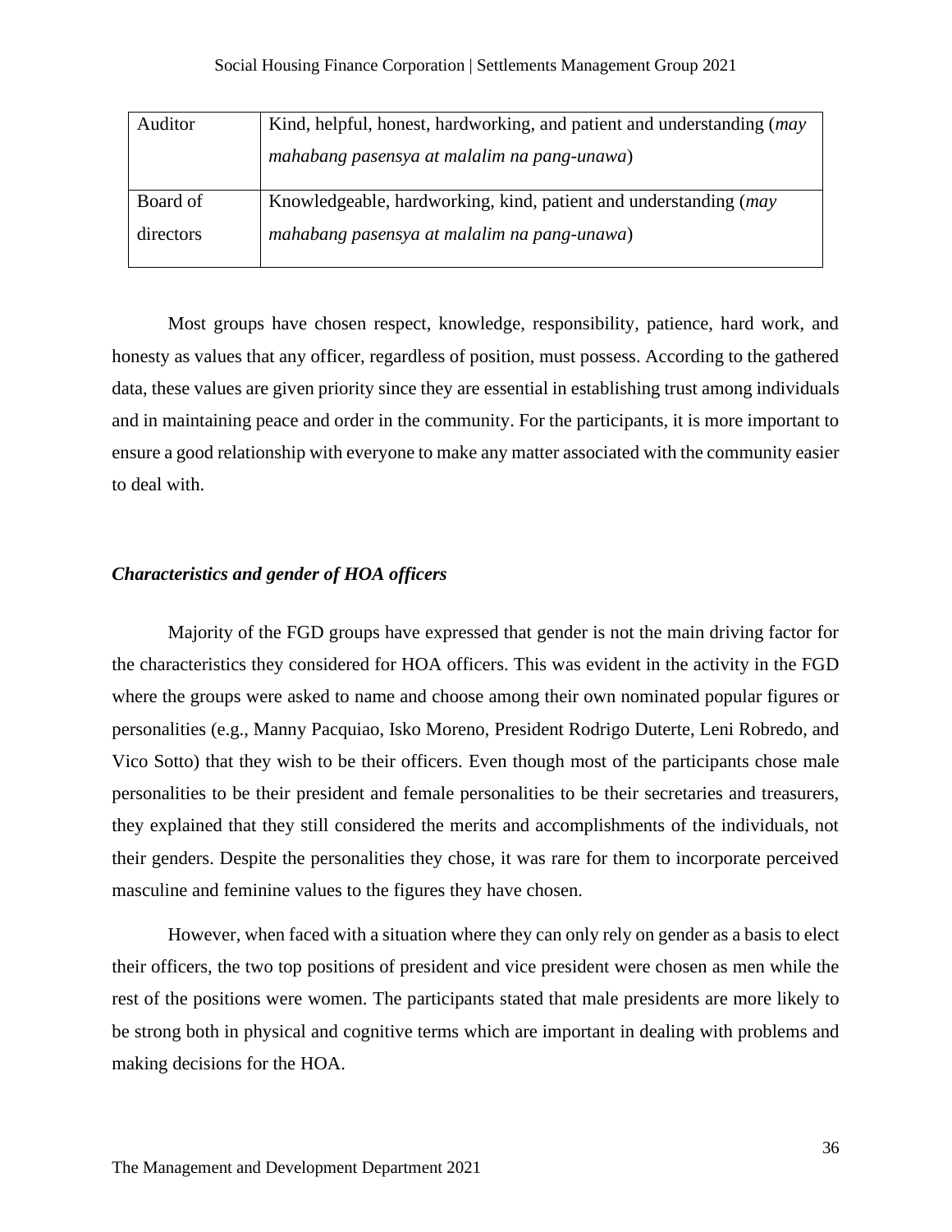| | |
|---|---|
| Auditor | Kind, helpful, honest, hardworking, and patient and understanding (*may mahabang pasensya at malalim na pang-unawa*) |
| Board of directors | Knowledgeable, hardworking, kind, patient and understanding (*may mahabang pasensya at malalim na pang-unawa*) |

Most groups have chosen respect, knowledge, responsibility, patience, hard work, and honesty as values that any officer, regardless of position, must possess. According to the gathered data, these values are given priority since they are essential in establishing trust among individuals and in maintaining peace and order in the community. For the participants, it is more important to ensure a good relationship with everyone to make any matter associated with the community easier to deal with.

### *Characteristics and gender of HOA officers*

Majority of the FGD groups have expressed that gender is not the main driving factor for the characteristics they considered for HOA officers. This was evident in the activity in the FGD where the groups were asked to name and choose among their own nominated popular figures or personalities (e.g., Manny Pacquiao, Isko Moreno, President Rodrigo Duterte, Leni Robredo, and Vico Sotto) that they wish to be their officers. Even though most of the participants chose male personalities to be their president and female personalities to be their secretaries and treasurers, they explained that they still considered the merits and accomplishments of the individuals, not their genders. Despite the personalities they chose, it was rare for them to incorporate perceived masculine and feminine values to the figures they have chosen.

However, when faced with a situation where they can only rely on gender as a basis to elect their officers, the two top positions of president and vice president were chosen as men while the rest of the positions were women. The participants stated that male presidents are more likely to be strong both in physical and cognitive terms which are important in dealing with problems and making decisions for the HOA.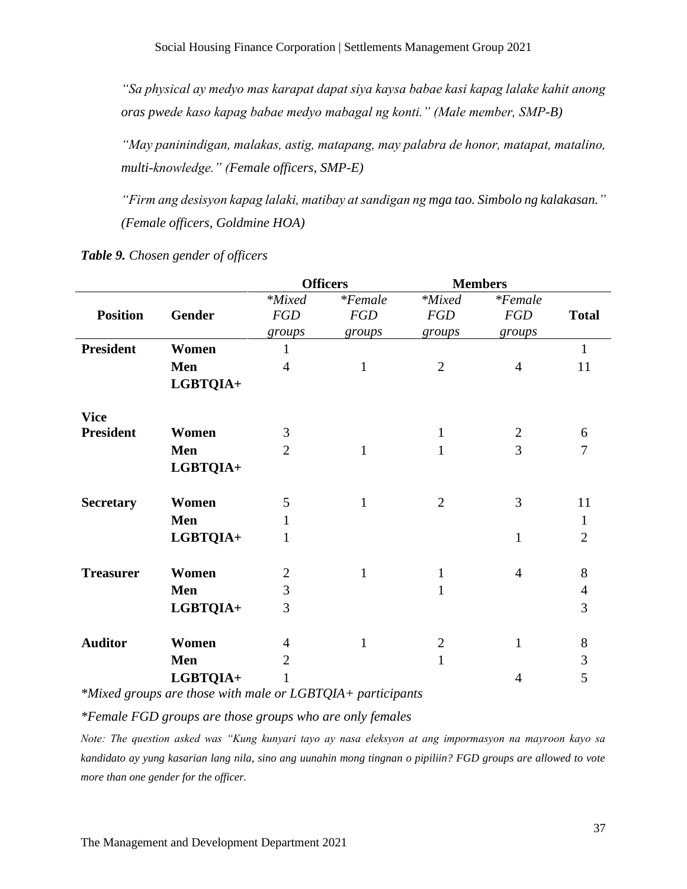*"Sa physical ay medyo mas karapat dapat siya kaysa babae kasi kapag lalake kahit anong oras pwede kaso kapag babae medyo mabagal ng konti." (Male member, SMP-B)*

*"May paninindigan, malakas, astig, matapang, may palabra de honor, matapat, matalino, multi-knowledge." (Female officers, SMP-E)*

*"Firm ang desisyon kapag lalaki, matibay at sandigan ng mga tao. Simbolo ng kalakasan." (Female officers, Goldmine HOA)*

***Table 9.** Chosen gender of officers*

| | | Officers | | Members | | |
|---|---|---|---|---|---|---|
| **Position** | **Gender** | *\*Mixed FGD groups* | *\*Female FGD groups* | *\*Mixed FGD groups* | *\*Female FGD groups* | **Total** |
| **President** | **Women** | 1 | | | | 1 |
| | **Men** | 4 | 1 | 2 | 4 | 11 |
| | **LGBTQIA+** | | | | | |
| **Vice President** | **Women** | 3 | | 1 | 2 | 6 |
| | **Men** | 2 | 1 | 1 | 3 | 7 |
| | **LGBTQIA+** | | | | | |
| **Secretary** | **Women** | 5 | 1 | 2 | 3 | 11 |
| | **Men** | 1 | | | | 1 |
| | **LGBTQIA+** | 1 | | | 1 | 2 |
| **Treasurer** | **Women** | 2 | 1 | 1 | 4 | 8 |
| | **Men** | 3 | | 1 | | 4 |
| | **LGBTQIA+** | 3 | | | | 3 |
| **Auditor** | **Women** | 4 | 1 | 2 | 1 | 8 |
| | **Men** | 2 | | 1 | | 3 |
| | **LGBTQIA+** | 1 | | | 4 | 5 |

*\*Mixed groups are those with male or LGBTQIA+ participants*

*\*Female FGD groups are those groups who are only females*

*Note: The question asked was "Kung kunyari tayo ay nasa eleksyon at ang impormasyon na mayroon kayo sa kandidato ay yung kasarian lang nila, sino ang uunahin mong tingnan o pipiliin? FGD groups are allowed to vote more than one gender for the officer.*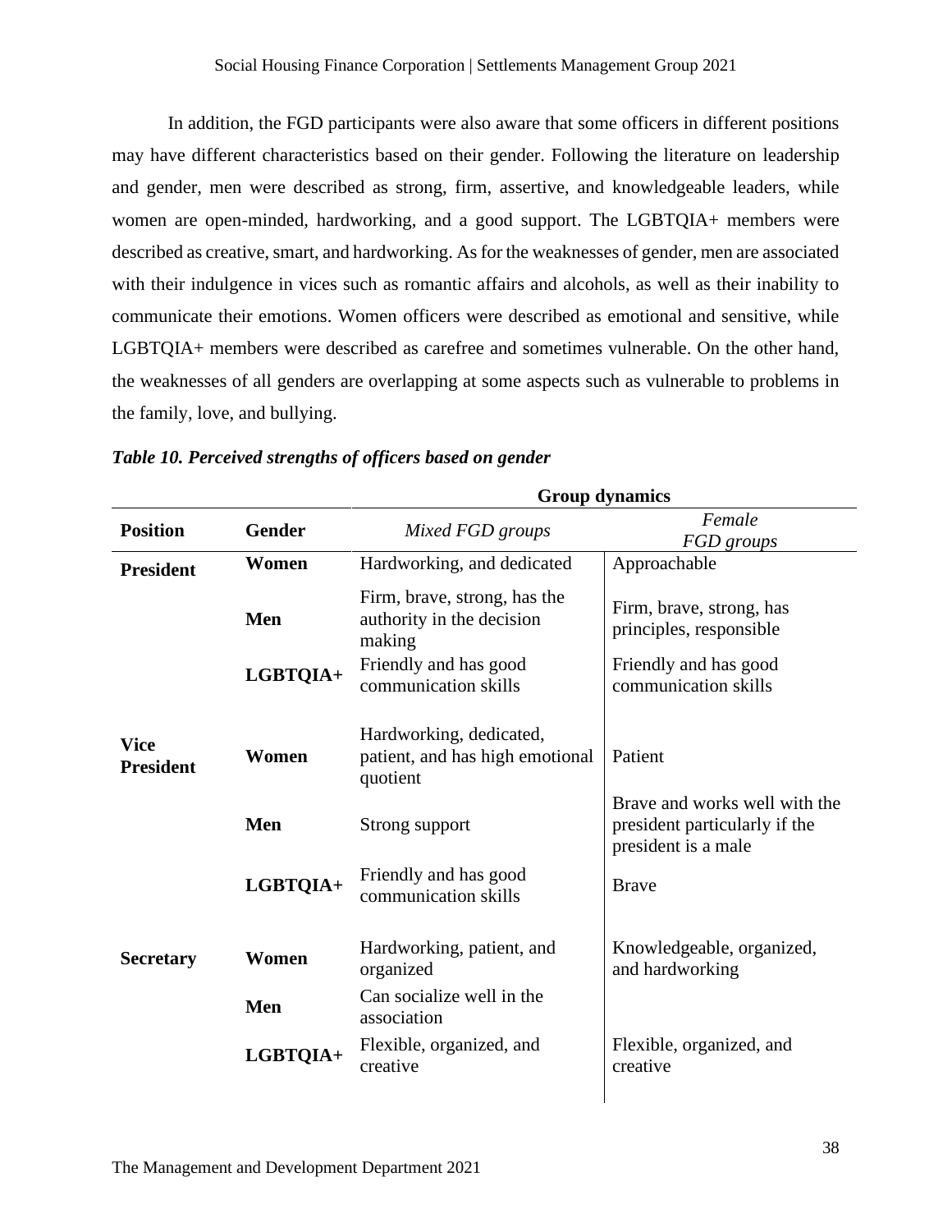In addition, the FGD participants were also aware that some officers in different positions may have different characteristics based on their gender. Following the literature on leadership and gender, men were described as strong, firm, assertive, and knowledgeable leaders, while women are open-minded, hardworking, and a good support. The LGBTQIA+ members were described as creative, smart, and hardworking. As for the weaknesses of gender, men are associated with their indulgence in vices such as romantic affairs and alcohols, as well as their inability to communicate their emotions. Women officers were described as emotional and sensitive, while LGBTQIA+ members were described as carefree and sometimes vulnerable. On the other hand, the weaknesses of all genders are overlapping at some aspects such as vulnerable to problems in the family, love, and bullying.

***Table 10. Perceived strengths of officers based on gender***

| | | **Group dynamics** | |
|---|---|---|---|
| **Position** | **Gender** | *Mixed FGD groups* | *Female FGD groups* |
| **President** | **Women** | Hardworking, and dedicated | Approachable |
| | **Men** | Firm, brave, strong, has the authority in the decision making | Firm, brave, strong, has principles, responsible |
| | **LGBTQIA+** | Friendly and has good communication skills | Friendly and has good communication skills |
| **Vice President** | **Women** | Hardworking, dedicated, patient, and has high emotional quotient | Patient |
| | **Men** | Strong support | Brave and works well with the president particularly if the president is a male |
| | **LGBTQIA+** | Friendly and has good communication skills | Brave |
| **Secretary** | **Women** | Hardworking, patient, and organized | Knowledgeable, organized, and hardworking |
| | **Men** | Can socialize well in the association | |
| | **LGBTQIA+** | Flexible, organized, and creative | Flexible, organized, and creative |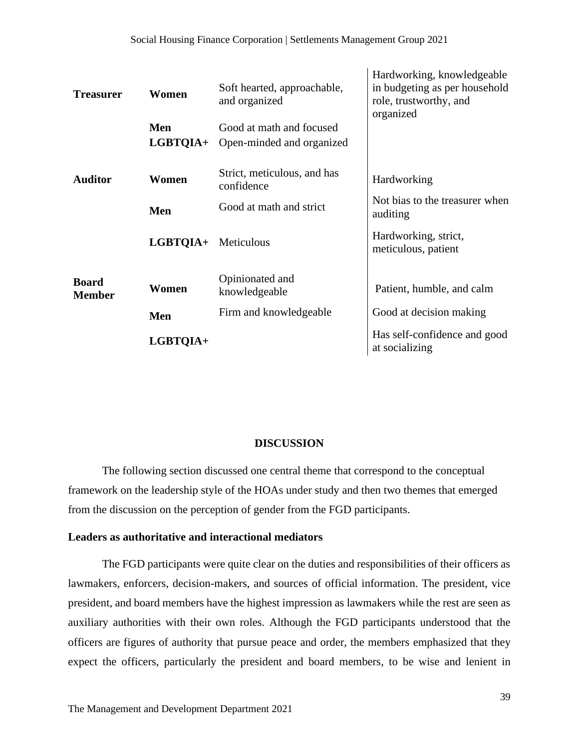| | | | |
|---|---|---|---|
| **Treasurer** | **Women** | Soft hearted, approachable, and organized | Hardworking, knowledgeable in budgeting as per household role, trustworthy, and organized |
| | **Men** | Good at math and focused | |
| | **LGBTQIA+** | Open-minded and organized | |
| **Auditor** | **Women** | Strict, meticulous, and has confidence | Hardworking |
| | **Men** | Good at math and strict | Not bias to the treasurer when auditing |
| | **LGBTQIA+** | Meticulous | Hardworking, strict, meticulous, patient |
| **Board Member** | **Women** | Opinionated and knowledgeable | Patient, humble, and calm |
| | **Men** | Firm and knowledgeable | Good at decision making |
| | **LGBTQIA+** | | Has self-confidence and good at socializing |

## DISCUSSION

The following section discussed one central theme that correspond to the conceptual framework on the leadership style of the HOAs under study and then two themes that emerged from the discussion on the perception of gender from the FGD participants.

### Leaders as authoritative and interactional mediators

The FGD participants were quite clear on the duties and responsibilities of their officers as lawmakers, enforcers, decision-makers, and sources of official information. The president, vice president, and board members have the highest impression as lawmakers while the rest are seen as auxiliary authorities with their own roles. Although the FGD participants understood that the officers are figures of authority that pursue peace and order, the members emphasized that they expect the officers, particularly the president and board members, to be wise and lenient in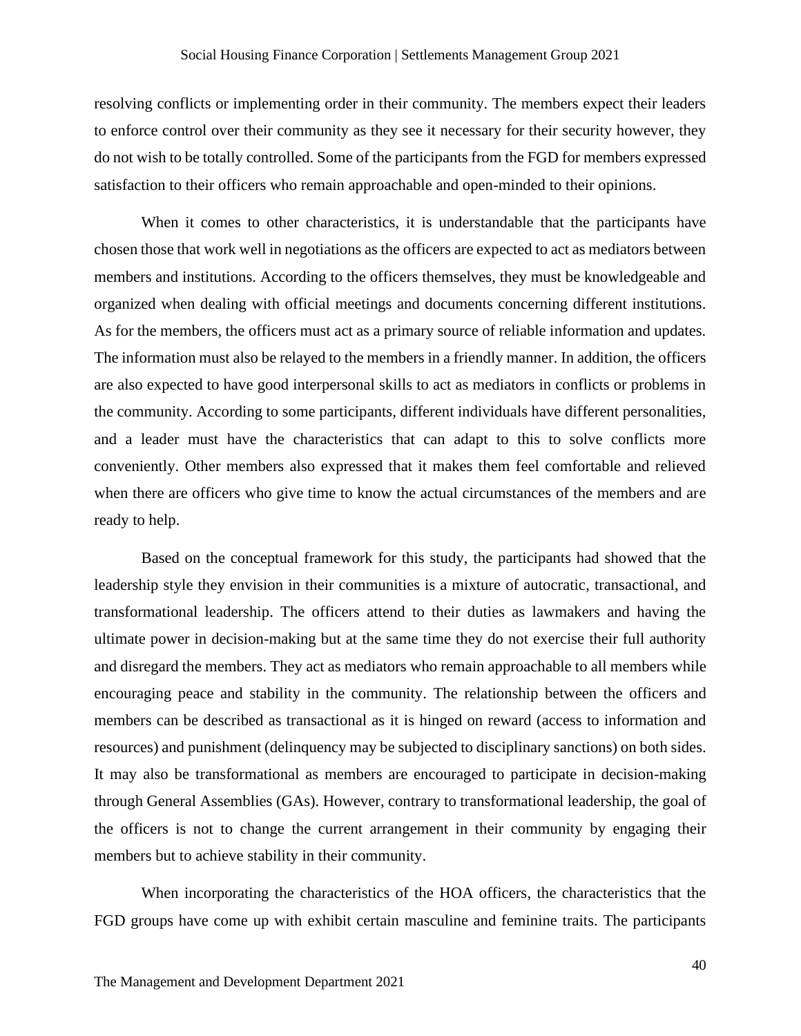resolving conflicts or implementing order in their community. The members expect their leaders to enforce control over their community as they see it necessary for their security however, they do not wish to be totally controlled. Some of the participants from the FGD for members expressed satisfaction to their officers who remain approachable and open-minded to their opinions.

When it comes to other characteristics, it is understandable that the participants have chosen those that work well in negotiations as the officers are expected to act as mediators between members and institutions. According to the officers themselves, they must be knowledgeable and organized when dealing with official meetings and documents concerning different institutions. As for the members, the officers must act as a primary source of reliable information and updates. The information must also be relayed to the members in a friendly manner. In addition, the officers are also expected to have good interpersonal skills to act as mediators in conflicts or problems in the community. According to some participants, different individuals have different personalities, and a leader must have the characteristics that can adapt to this to solve conflicts more conveniently. Other members also expressed that it makes them feel comfortable and relieved when there are officers who give time to know the actual circumstances of the members and are ready to help.

Based on the conceptual framework for this study, the participants had showed that the leadership style they envision in their communities is a mixture of autocratic, transactional, and transformational leadership. The officers attend to their duties as lawmakers and having the ultimate power in decision-making but at the same time they do not exercise their full authority and disregard the members. They act as mediators who remain approachable to all members while encouraging peace and stability in the community. The relationship between the officers and members can be described as transactional as it is hinged on reward (access to information and resources) and punishment (delinquency may be subjected to disciplinary sanctions) on both sides. It may also be transformational as members are encouraged to participate in decision-making through General Assemblies (GAs). However, contrary to transformational leadership, the goal of the officers is not to change the current arrangement in their community by engaging their members but to achieve stability in their community.

When incorporating the characteristics of the HOA officers, the characteristics that the FGD groups have come up with exhibit certain masculine and feminine traits. The participants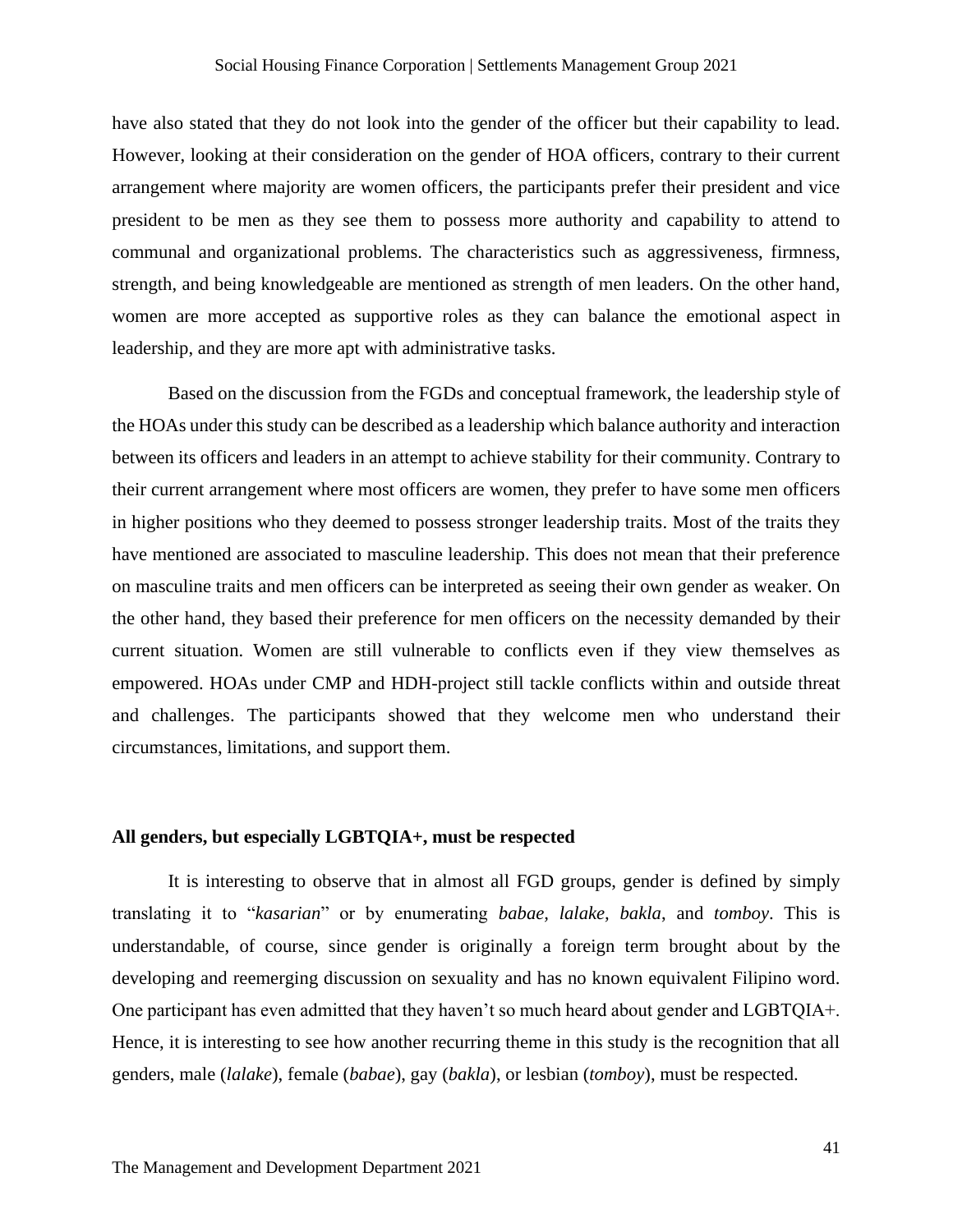have also stated that they do not look into the gender of the officer but their capability to lead. However, looking at their consideration on the gender of HOA officers, contrary to their current arrangement where majority are women officers, the participants prefer their president and vice president to be men as they see them to possess more authority and capability to attend to communal and organizational problems. The characteristics such as aggressiveness, firmness, strength, and being knowledgeable are mentioned as strength of men leaders. On the other hand, women are more accepted as supportive roles as they can balance the emotional aspect in leadership, and they are more apt with administrative tasks.

Based on the discussion from the FGDs and conceptual framework, the leadership style of the HOAs under this study can be described as a leadership which balance authority and interaction between its officers and leaders in an attempt to achieve stability for their community. Contrary to their current arrangement where most officers are women, they prefer to have some men officers in higher positions who they deemed to possess stronger leadership traits. Most of the traits they have mentioned are associated to masculine leadership. This does not mean that their preference on masculine traits and men officers can be interpreted as seeing their own gender as weaker. On the other hand, they based their preference for men officers on the necessity demanded by their current situation. Women are still vulnerable to conflicts even if they view themselves as empowered. HOAs under CMP and HDH-project still tackle conflicts within and outside threat and challenges. The participants showed that they welcome men who understand their circumstances, limitations, and support them.

**All genders, but especially LGBTQIA+, must be respected**

It is interesting to observe that in almost all FGD groups, gender is defined by simply translating it to "*kasarian*" or by enumerating *babae, lalake, bakla*, and *tomboy*. This is understandable, of course, since gender is originally a foreign term brought about by the developing and reemerging discussion on sexuality and has no known equivalent Filipino word. One participant has even admitted that they haven't so much heard about gender and LGBTQIA+. Hence, it is interesting to see how another recurring theme in this study is the recognition that all genders, male (*lalake*), female (*babae*), gay (*bakla*), or lesbian (*tomboy*), must be respected.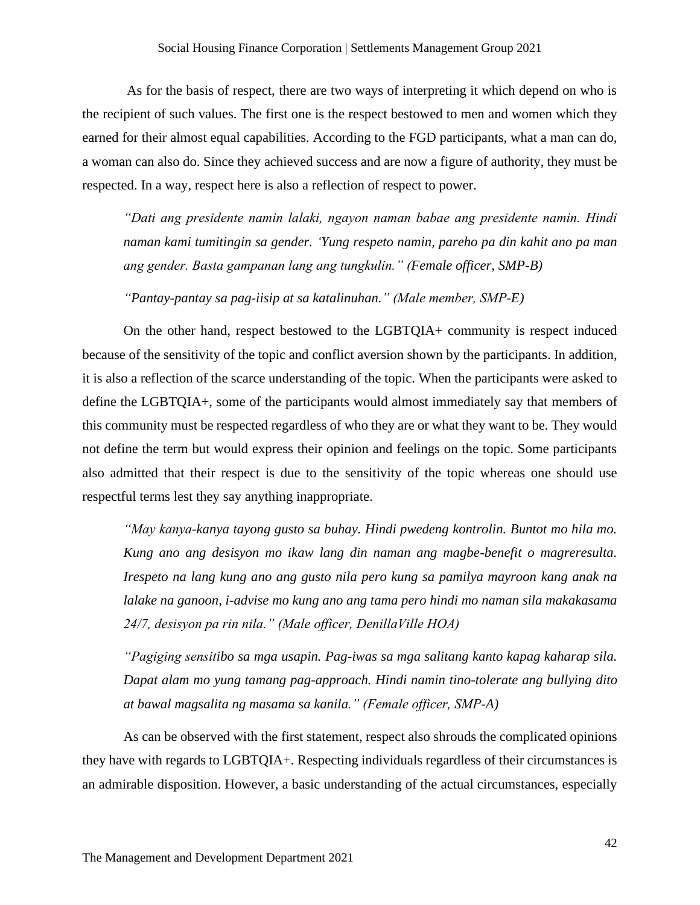As for the basis of respect, there are two ways of interpreting it which depend on who is the recipient of such values. The first one is the respect bestowed to men and women which they earned for their almost equal capabilities. According to the FGD participants, what a man can do, a woman can also do. Since they achieved success and are now a figure of authority, they must be respected. In a way, respect here is also a reflection of respect to power.

> *"Dati ang presidente namin lalaki, ngayon naman babae ang presidente namin. Hindi naman kami tumitingin sa gender. 'Yung respeto namin, pareho pa din kahit ano pa man ang gender. Basta gampanan lang ang tungkulin." (Female officer, SMP-B)*
>
> *"Pantay-pantay sa pag-iisip at sa katalinuhan." (Male member, SMP-E)*

On the other hand, respect bestowed to the LGBTQIA+ community is respect induced because of the sensitivity of the topic and conflict aversion shown by the participants. In addition, it is also a reflection of the scarce understanding of the topic. When the participants were asked to define the LGBTQIA+, some of the participants would almost immediately say that members of this community must be respected regardless of who they are or what they want to be. They would not define the term but would express their opinion and feelings on the topic. Some participants also admitted that their respect is due to the sensitivity of the topic whereas one should use respectful terms lest they say anything inappropriate.

> *"May kanya-kanya tayong gusto sa buhay. Hindi pwedeng kontrolin. Buntot mo hila mo. Kung ano ang desisyon mo ikaw lang din naman ang magbe-benefit o magreresulta. Irespeto na lang kung ano ang gusto nila pero kung sa pamilya mayroon kang anak na lalake na ganoon, i-advise mo kung ano ang tama pero hindi mo naman sila makakasama 24/7, desisyon pa rin nila." (Male officer, DenillaVille HOA)*
>
> *"Pagiging sensitibo sa mga usapin. Pag-iwas sa mga salitang kanto kapag kaharap sila. Dapat alam mo yung tamang pag-approach. Hindi namin tino-tolerate ang bullying dito at bawal magsalita ng masama sa kanila." (Female officer, SMP-A)*

As can be observed with the first statement, respect also shrouds the complicated opinions they have with regards to LGBTQIA+. Respecting individuals regardless of their circumstances is an admirable disposition. However, a basic understanding of the actual circumstances, especially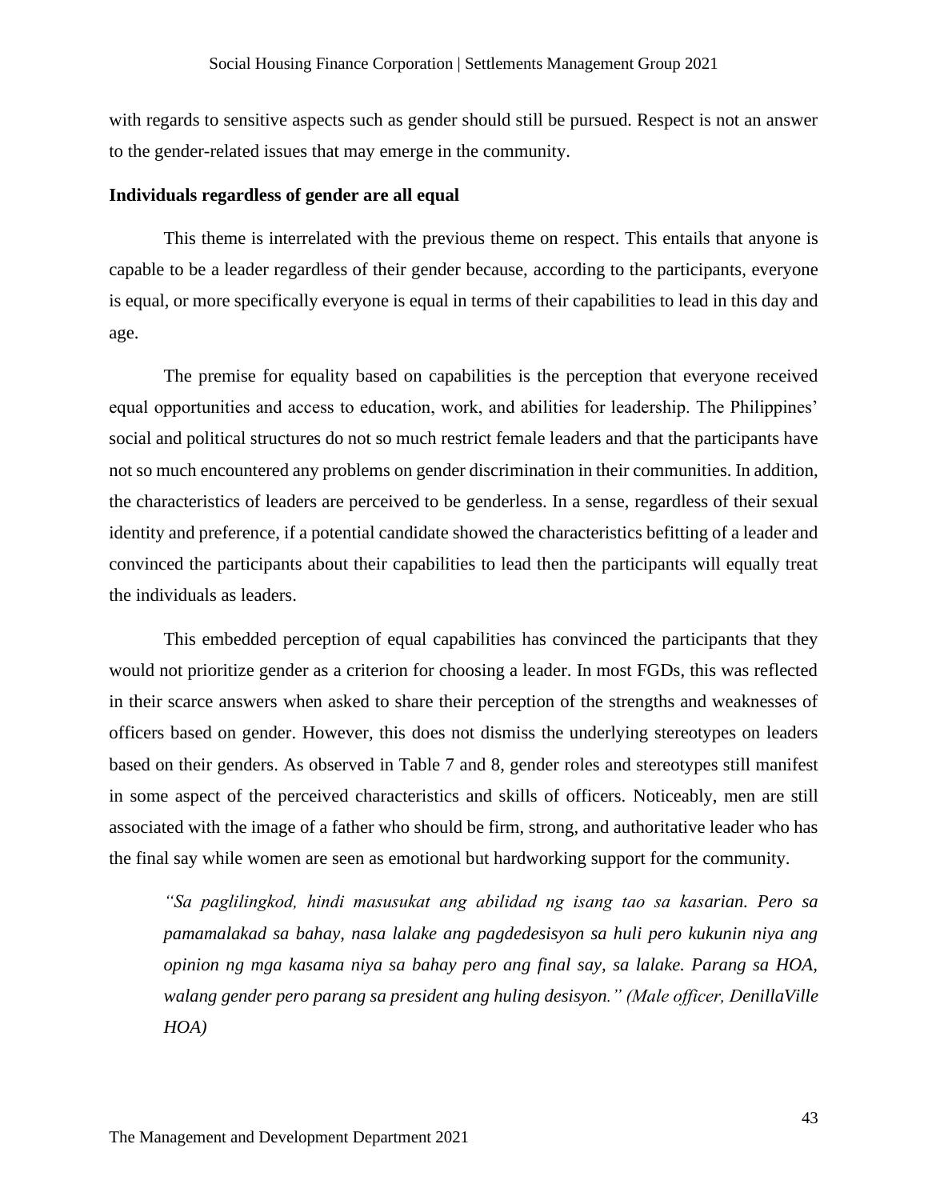with regards to sensitive aspects such as gender should still be pursued. Respect is not an answer to the gender-related issues that may emerge in the community.

**Individuals regardless of gender are all equal**

This theme is interrelated with the previous theme on respect. This entails that anyone is capable to be a leader regardless of their gender because, according to the participants, everyone is equal, or more specifically everyone is equal in terms of their capabilities to lead in this day and age.

The premise for equality based on capabilities is the perception that everyone received equal opportunities and access to education, work, and abilities for leadership. The Philippines' social and political structures do not so much restrict female leaders and that the participants have not so much encountered any problems on gender discrimination in their communities. In addition, the characteristics of leaders are perceived to be genderless. In a sense, regardless of their sexual identity and preference, if a potential candidate showed the characteristics befitting of a leader and convinced the participants about their capabilities to lead then the participants will equally treat the individuals as leaders.

This embedded perception of equal capabilities has convinced the participants that they would not prioritize gender as a criterion for choosing a leader. In most FGDs, this was reflected in their scarce answers when asked to share their perception of the strengths and weaknesses of officers based on gender. However, this does not dismiss the underlying stereotypes on leaders based on their genders. As observed in Table 7 and 8, gender roles and stereotypes still manifest in some aspect of the perceived characteristics and skills of officers. Noticeably, men are still associated with the image of a father who should be firm, strong, and authoritative leader who has the final say while women are seen as emotional but hardworking support for the community.

> *"Sa paglilingkod, hindi masusukat ang abilidad ng isang tao sa kasarian. Pero sa pamamalakad sa bahay, nasa lalake ang pagdedesisyon sa huli pero kukunin niya ang opinion ng mga kasama niya sa bahay pero ang final say, sa lalake. Parang sa HOA, walang gender pero parang sa president ang huling desisyon." (Male officer, DenillaVille HOA)*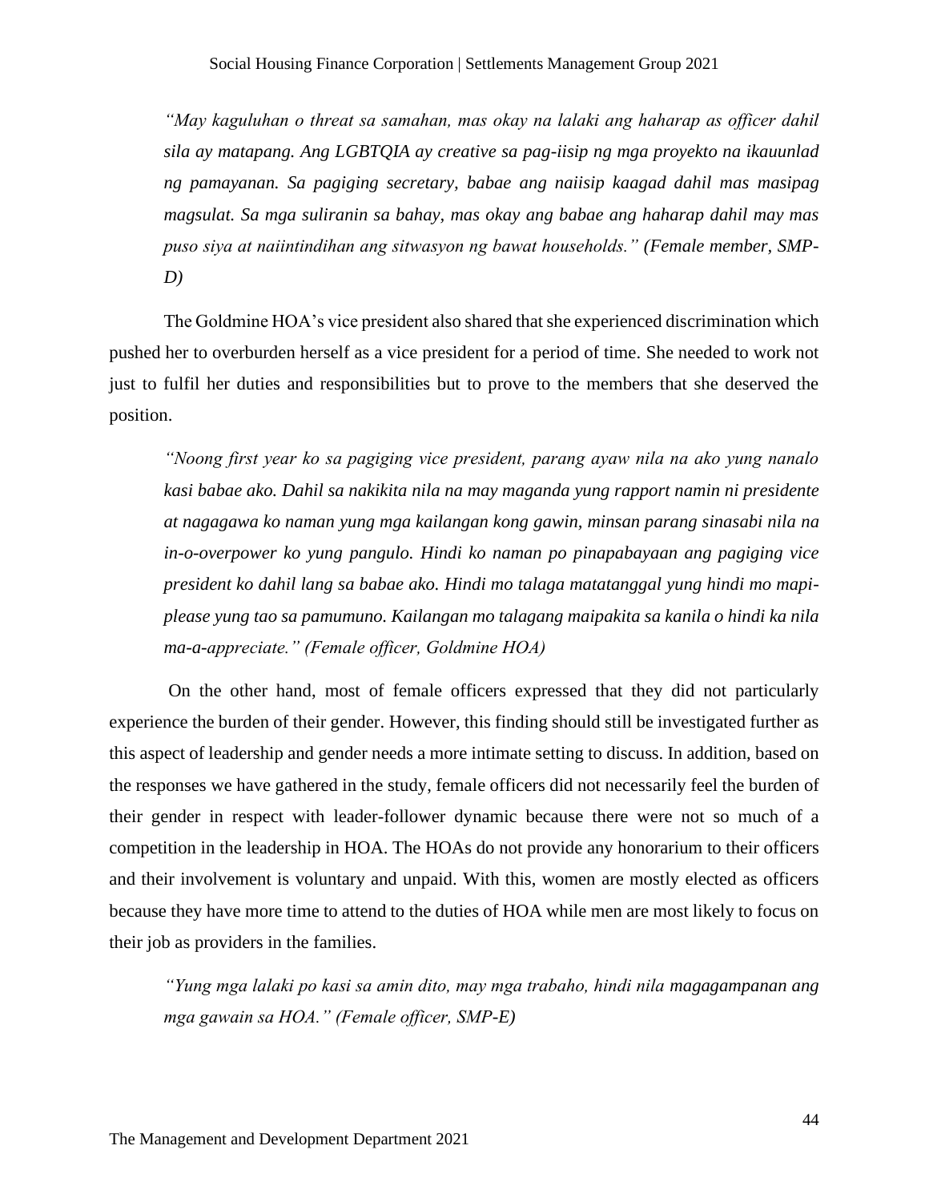*"May kaguluhan o threat sa samahan, mas okay na lalaki ang haharap as officer dahil sila ay matapang. Ang LGBTQIA ay creative sa pag-iisip ng mga proyekto na ikauunlad ng pamayanan. Sa pagiging secretary, babae ang naiisip kaagad dahil mas masipag magsulat. Sa mga suliranin sa bahay, mas okay ang babae ang haharap dahil may mas puso siya at naiintindihan ang sitwasyon ng bawat households." (Female member, SMP-D)*

The Goldmine HOA's vice president also shared that she experienced discrimination which pushed her to overburden herself as a vice president for a period of time. She needed to work not just to fulfil her duties and responsibilities but to prove to the members that she deserved the position.

*"Noong first year ko sa pagiging vice president, parang ayaw nila na ako yung nanalo kasi babae ako. Dahil sa nakikita nila na may maganda yung rapport namin ni presidente at nagagawa ko naman yung mga kailangan kong gawin, minsan parang sinasabi nila na in-o-overpower ko yung pangulo. Hindi ko naman po pinapabayaan ang pagiging vice president ko dahil lang sa babae ako. Hindi mo talaga matatanggal yung hindi mo mapi-please yung tao sa pamumuno. Kailangan mo talagang maipakita sa kanila o hindi ka nila ma-a-appreciate." (Female officer, Goldmine HOA)*

On the other hand, most of female officers expressed that they did not particularly experience the burden of their gender. However, this finding should still be investigated further as this aspect of leadership and gender needs a more intimate setting to discuss. In addition, based on the responses we have gathered in the study, female officers did not necessarily feel the burden of their gender in respect with leader-follower dynamic because there were not so much of a competition in the leadership in HOA. The HOAs do not provide any honorarium to their officers and their involvement is voluntary and unpaid. With this, women are mostly elected as officers because they have more time to attend to the duties of HOA while men are most likely to focus on their job as providers in the families.

*"Yung mga lalaki po kasi sa amin dito, may mga trabaho, hindi nila magagampanan ang mga gawain sa HOA." (Female officer, SMP-E)*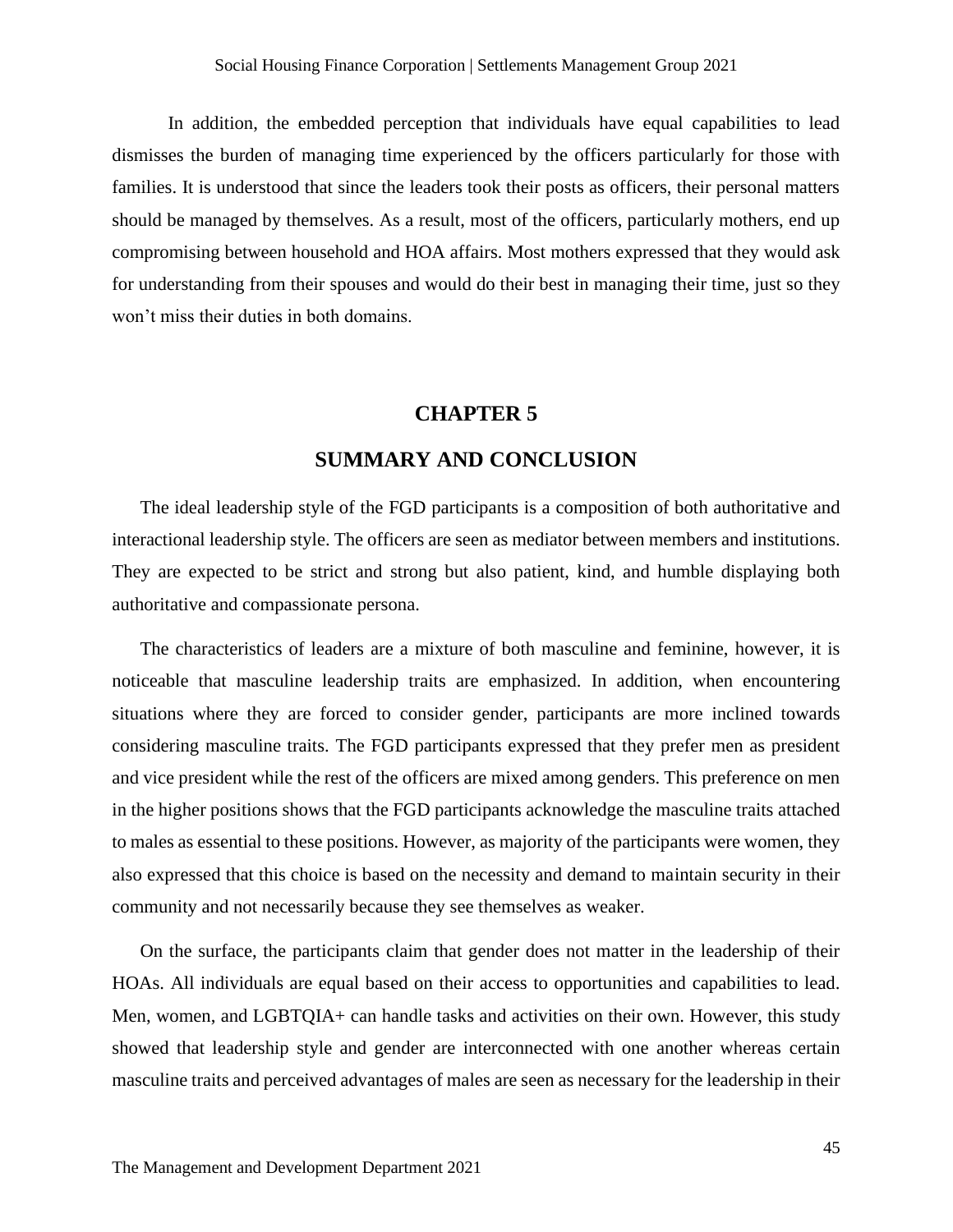In addition, the embedded perception that individuals have equal capabilities to lead dismisses the burden of managing time experienced by the officers particularly for those with families. It is understood that since the leaders took their posts as officers, their personal matters should be managed by themselves. As a result, most of the officers, particularly mothers, end up compromising between household and HOA affairs. Most mothers expressed that they would ask for understanding from their spouses and would do their best in managing their time, just so they won't miss their duties in both domains.

# CHAPTER 5

# SUMMARY AND CONCLUSION

The ideal leadership style of the FGD participants is a composition of both authoritative and interactional leadership style. The officers are seen as mediator between members and institutions. They are expected to be strict and strong but also patient, kind, and humble displaying both authoritative and compassionate persona.

The characteristics of leaders are a mixture of both masculine and feminine, however, it is noticeable that masculine leadership traits are emphasized. In addition, when encountering situations where they are forced to consider gender, participants are more inclined towards considering masculine traits. The FGD participants expressed that they prefer men as president and vice president while the rest of the officers are mixed among genders. This preference on men in the higher positions shows that the FGD participants acknowledge the masculine traits attached to males as essential to these positions. However, as majority of the participants were women, they also expressed that this choice is based on the necessity and demand to maintain security in their community and not necessarily because they see themselves as weaker.

On the surface, the participants claim that gender does not matter in the leadership of their HOAs. All individuals are equal based on their access to opportunities and capabilities to lead. Men, women, and LGBTQIA+ can handle tasks and activities on their own. However, this study showed that leadership style and gender are interconnected with one another whereas certain masculine traits and perceived advantages of males are seen as necessary for the leadership in their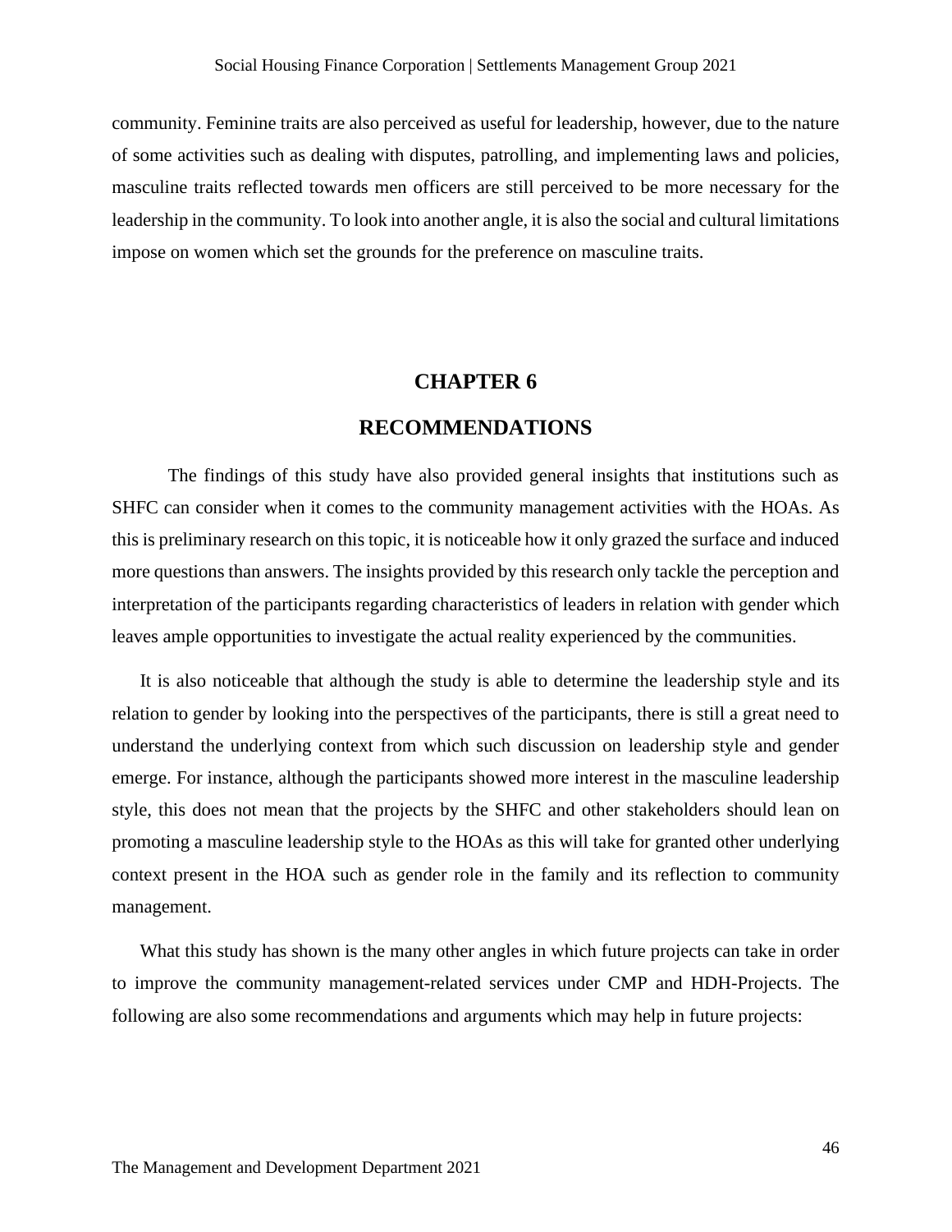community. Feminine traits are also perceived as useful for leadership, however, due to the nature of some activities such as dealing with disputes, patrolling, and implementing laws and policies, masculine traits reflected towards men officers are still perceived to be more necessary for the leadership in the community. To look into another angle, it is also the social and cultural limitations impose on women which set the grounds for the preference on masculine traits.

# CHAPTER 6

# RECOMMENDATIONS

The findings of this study have also provided general insights that institutions such as SHFC can consider when it comes to the community management activities with the HOAs. As this is preliminary research on this topic, it is noticeable how it only grazed the surface and induced more questions than answers. The insights provided by this research only tackle the perception and interpretation of the participants regarding characteristics of leaders in relation with gender which leaves ample opportunities to investigate the actual reality experienced by the communities.

It is also noticeable that although the study is able to determine the leadership style and its relation to gender by looking into the perspectives of the participants, there is still a great need to understand the underlying context from which such discussion on leadership style and gender emerge. For instance, although the participants showed more interest in the masculine leadership style, this does not mean that the projects by the SHFC and other stakeholders should lean on promoting a masculine leadership style to the HOAs as this will take for granted other underlying context present in the HOA such as gender role in the family and its reflection to community management.

What this study has shown is the many other angles in which future projects can take in order to improve the community management-related services under CMP and HDH-Projects. The following are also some recommendations and arguments which may help in future projects: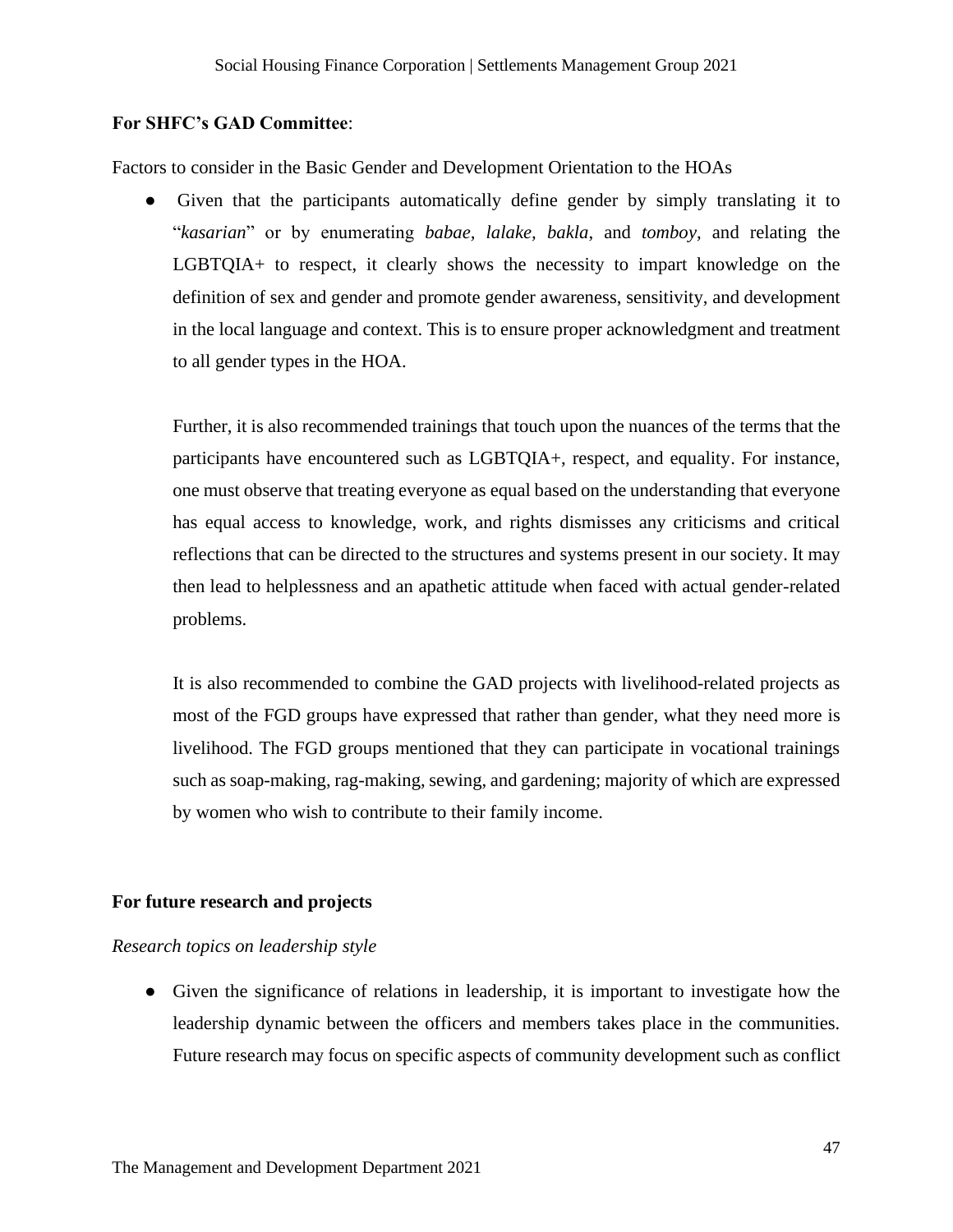**For SHFC's GAD Committee**:

Factors to consider in the Basic Gender and Development Orientation to the HOAs

- Given that the participants automatically define gender by simply translating it to "*kasarian*" or by enumerating *babae*, *lalake*, *bakla*, and *tomboy*, and relating the LGBTQIA+ to respect, it clearly shows the necessity to impart knowledge on the definition of sex and gender and promote gender awareness, sensitivity, and development in the local language and context. This is to ensure proper acknowledgment and treatment to all gender types in the HOA.

  Further, it is also recommended trainings that touch upon the nuances of the terms that the participants have encountered such as LGBTQIA+, respect, and equality. For instance, one must observe that treating everyone as equal based on the understanding that everyone has equal access to knowledge, work, and rights dismisses any criticisms and critical reflections that can be directed to the structures and systems present in our society. It may then lead to helplessness and an apathetic attitude when faced with actual gender-related problems.

  It is also recommended to combine the GAD projects with livelihood-related projects as most of the FGD groups have expressed that rather than gender, what they need more is livelihood. The FGD groups mentioned that they can participate in vocational trainings such as soap-making, rag-making, sewing, and gardening; majority of which are expressed by women who wish to contribute to their family income.

**For future research and projects**

*Research topics on leadership style*

- Given the significance of relations in leadership, it is important to investigate how the leadership dynamic between the officers and members takes place in the communities. Future research may focus on specific aspects of community development such as conflict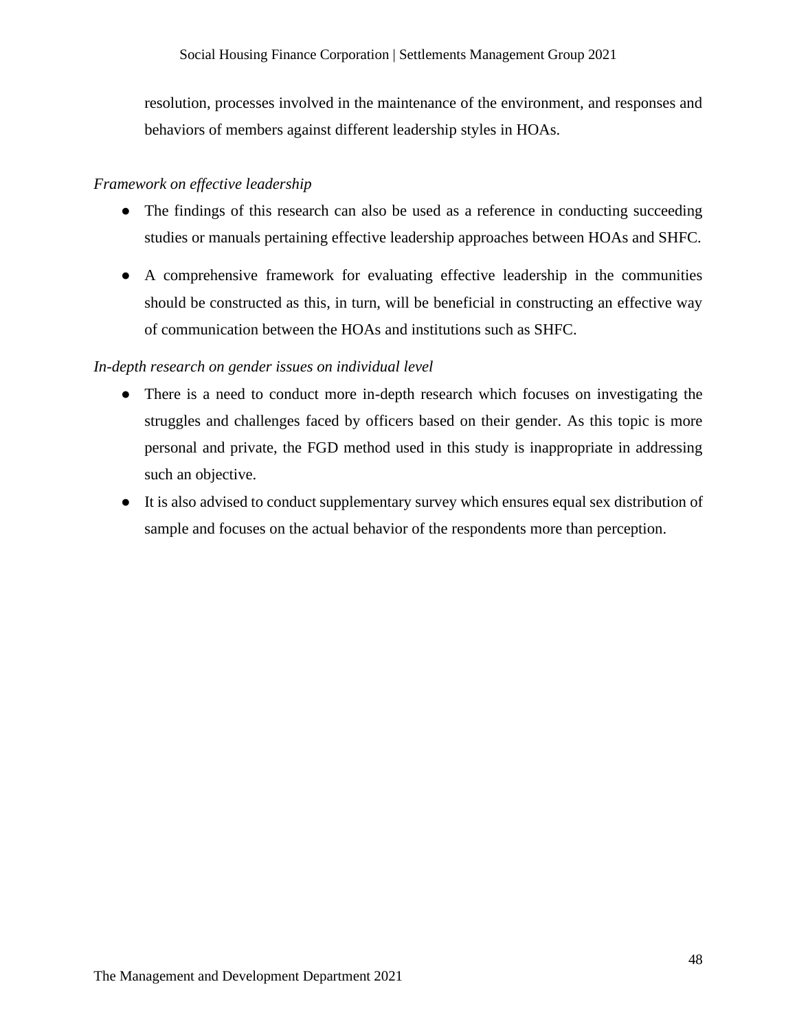resolution, processes involved in the maintenance of the environment, and responses and behaviors of members against different leadership styles in HOAs.

*Framework on effective leadership*

- The findings of this research can also be used as a reference in conducting succeeding studies or manuals pertaining effective leadership approaches between HOAs and SHFC.
- A comprehensive framework for evaluating effective leadership in the communities should be constructed as this, in turn, will be beneficial in constructing an effective way of communication between the HOAs and institutions such as SHFC.

*In-depth research on gender issues on individual level*

- There is a need to conduct more in-depth research which focuses on investigating the struggles and challenges faced by officers based on their gender. As this topic is more personal and private, the FGD method used in this study is inappropriate in addressing such an objective.
- It is also advised to conduct supplementary survey which ensures equal sex distribution of sample and focuses on the actual behavior of the respondents more than perception.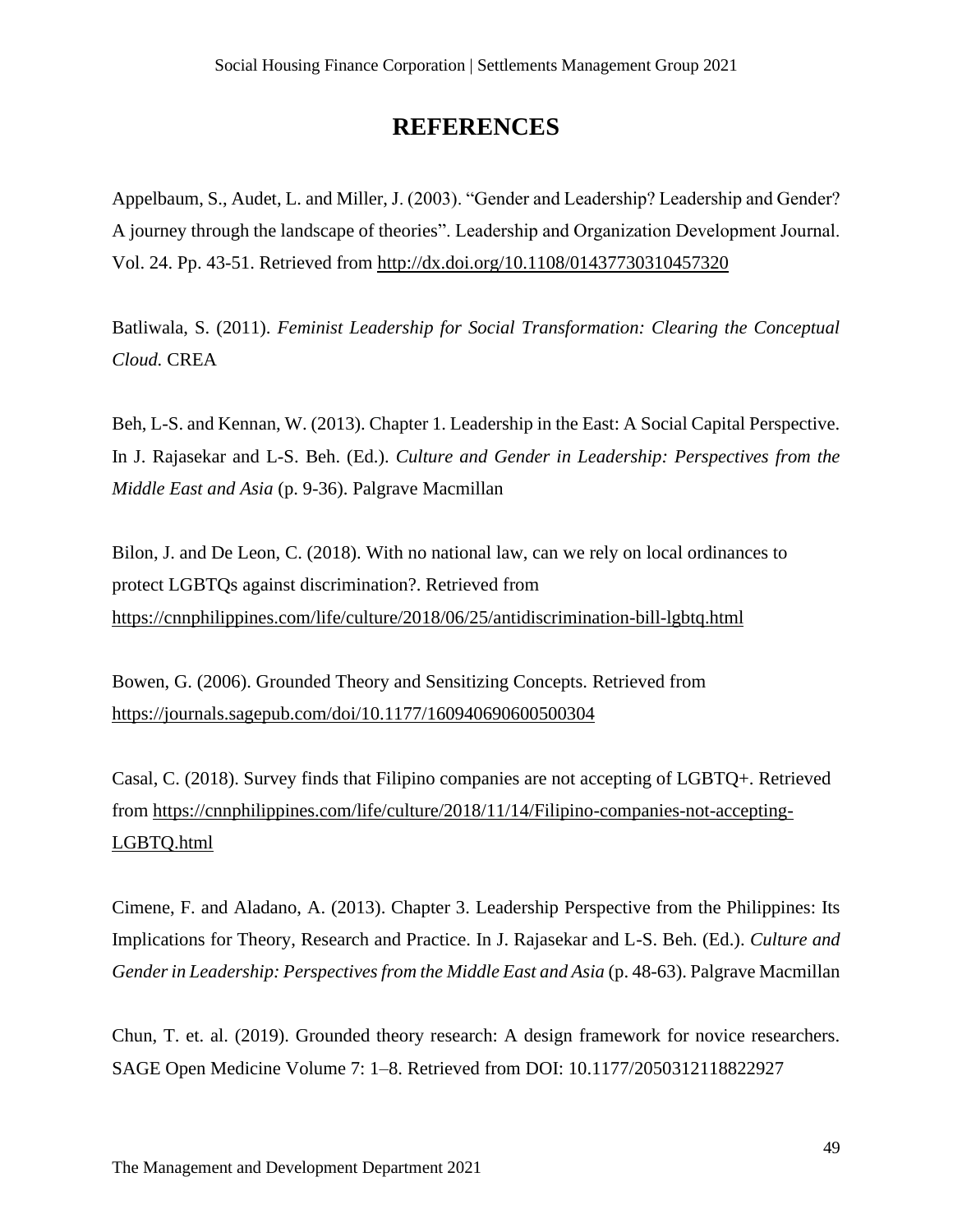# REFERENCES

Appelbaum, S., Audet, L. and Miller, J. (2003). "Gender and Leadership? Leadership and Gender? A journey through the landscape of theories". Leadership and Organization Development Journal. Vol. 24. Pp. 43-51. Retrieved from http://dx.doi.org/10.1108/01437730310457320

Batliwala, S. (2011). *Feminist Leadership for Social Transformation: Clearing the Conceptual Cloud.* CREA

Beh, L-S. and Kennan, W. (2013). Chapter 1. Leadership in the East: A Social Capital Perspective. In J. Rajasekar and L-S. Beh. (Ed.). *Culture and Gender in Leadership: Perspectives from the Middle East and Asia* (p. 9-36). Palgrave Macmillan

Bilon, J. and De Leon, C. (2018). With no national law, can we rely on local ordinances to protect LGBTQs against discrimination?. Retrieved from https://cnnphilippines.com/life/culture/2018/06/25/antidiscrimination-bill-lgbtq.html

Bowen, G. (2006). Grounded Theory and Sensitizing Concepts. Retrieved from https://journals.sagepub.com/doi/10.1177/160940690600500304

Casal, C. (2018). Survey finds that Filipino companies are not accepting of LGBTQ+. Retrieved from https://cnnphilippines.com/life/culture/2018/11/14/Filipino-companies-not-accepting-LGBTQ.html

Cimene, F. and Aladano, A. (2013). Chapter 3. Leadership Perspective from the Philippines: Its Implications for Theory, Research and Practice. In J. Rajasekar and L-S. Beh. (Ed.). *Culture and Gender in Leadership: Perspectives from the Middle East and Asia* (p. 48-63). Palgrave Macmillan

Chun, T. et. al. (2019). Grounded theory research: A design framework for novice researchers. SAGE Open Medicine Volume 7: 1–8. Retrieved from DOI: 10.1177/2050312118822927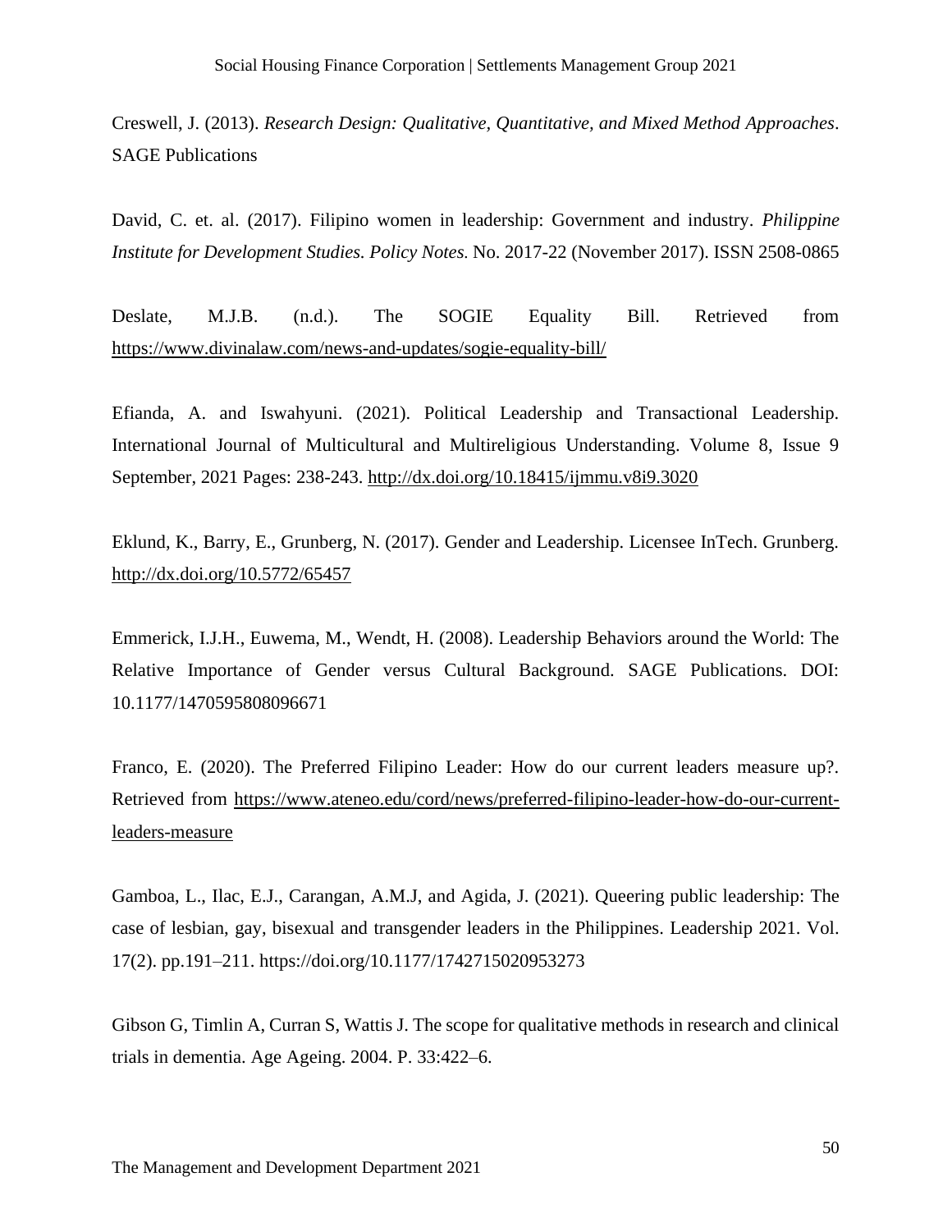Creswell, J. (2013). *Research Design: Qualitative, Quantitative, and Mixed Method Approaches*. SAGE Publications

David, C. et. al. (2017). Filipino women in leadership: Government and industry. *Philippine Institute for Development Studies. Policy Notes.* No. 2017-22 (November 2017). ISSN 2508-0865

Deslate, M.J.B. (n.d.). The SOGIE Equality Bill. Retrieved from https://www.divinalaw.com/news-and-updates/sogie-equality-bill/

Efianda, A. and Iswahyuni. (2021). Political Leadership and Transactional Leadership. International Journal of Multicultural and Multireligious Understanding. Volume 8, Issue 9 September, 2021 Pages: 238-243. http://dx.doi.org/10.18415/ijmmu.v8i9.3020

Eklund, K., Barry, E., Grunberg, N. (2017). Gender and Leadership. Licensee InTech. Grunberg. http://dx.doi.org/10.5772/65457

Emmerick, I.J.H., Euwema, M., Wendt, H. (2008). Leadership Behaviors around the World: The Relative Importance of Gender versus Cultural Background. SAGE Publications. DOI: 10.1177/1470595808096671

Franco, E. (2020). The Preferred Filipino Leader: How do our current leaders measure up?. Retrieved from https://www.ateneo.edu/cord/news/preferred-filipino-leader-how-do-our-current-leaders-measure

Gamboa, L., Ilac, E.J., Carangan, A.M.J, and Agida, J. (2021). Queering public leadership: The case of lesbian, gay, bisexual and transgender leaders in the Philippines. Leadership 2021. Vol. 17(2). pp.191–211. https://doi.org/10.1177/1742715020953273

Gibson G, Timlin A, Curran S, Wattis J. The scope for qualitative methods in research and clinical trials in dementia. Age Ageing. 2004. P. 33:422–6.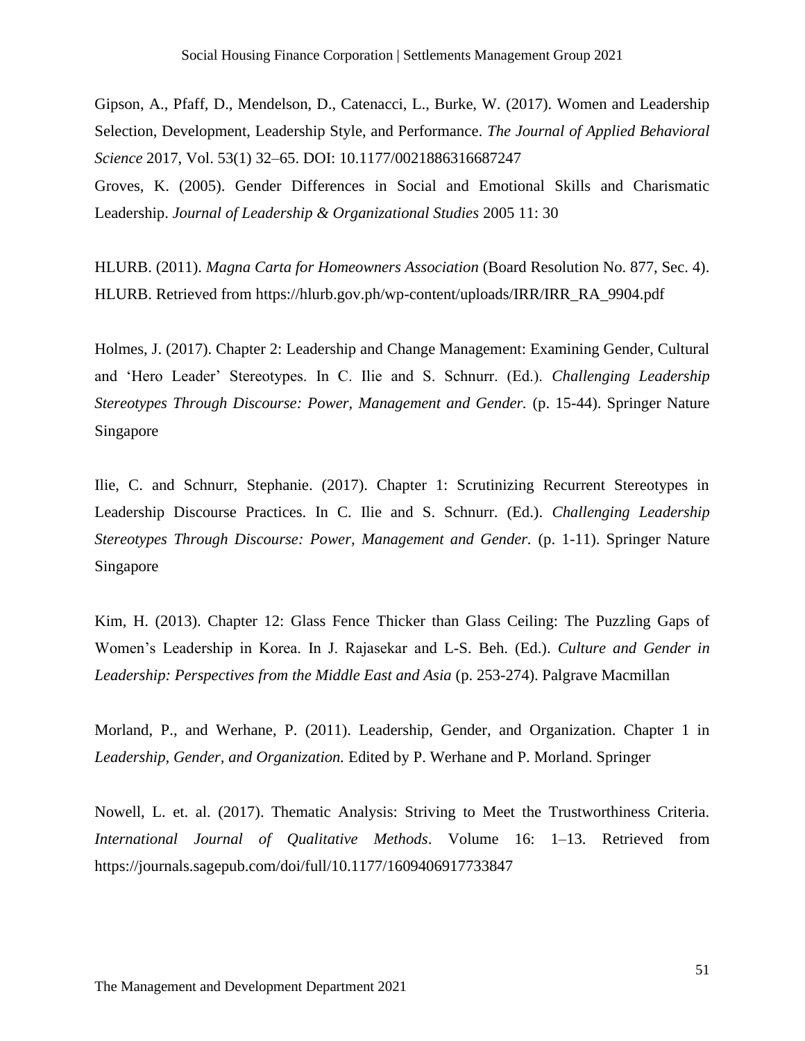Gipson, A., Pfaff, D., Mendelson, D., Catenacci, L., Burke, W. (2017). Women and Leadership Selection, Development, Leadership Style, and Performance. *The Journal of Applied Behavioral Science* 2017, Vol. 53(1) 32–65. DOI: 10.1177/0021886316687247

Groves, K. (2005). Gender Differences in Social and Emotional Skills and Charismatic Leadership. *Journal of Leadership & Organizational Studies* 2005 11: 30

HLURB. (2011). *Magna Carta for Homeowners Association* (Board Resolution No. 877, Sec. 4). HLURB. Retrieved from https://hlurb.gov.ph/wp-content/uploads/IRR/IRR_RA_9904.pdf

Holmes, J. (2017). Chapter 2: Leadership and Change Management: Examining Gender, Cultural and 'Hero Leader' Stereotypes. In C. Ilie and S. Schnurr. (Ed.). *Challenging Leadership Stereotypes Through Discourse: Power, Management and Gender.* (p. 15-44). Springer Nature Singapore

Ilie, C. and Schnurr, Stephanie. (2017). Chapter 1: Scrutinizing Recurrent Stereotypes in Leadership Discourse Practices. In C. Ilie and S. Schnurr. (Ed.). *Challenging Leadership Stereotypes Through Discourse: Power, Management and Gender.* (p. 1-11). Springer Nature Singapore

Kim, H. (2013). Chapter 12: Glass Fence Thicker than Glass Ceiling: The Puzzling Gaps of Women's Leadership in Korea. In J. Rajasekar and L-S. Beh. (Ed.). *Culture and Gender in Leadership: Perspectives from the Middle East and Asia* (p. 253-274). Palgrave Macmillan

Morland, P., and Werhane, P. (2011). Leadership, Gender, and Organization. Chapter 1 in *Leadership, Gender, and Organization.* Edited by P. Werhane and P. Morland. Springer

Nowell, L. et. al. (2017). Thematic Analysis: Striving to Meet the Trustworthiness Criteria. *International Journal of Qualitative Methods*. Volume 16: 1–13. Retrieved from https://journals.sagepub.com/doi/full/10.1177/1609406917733847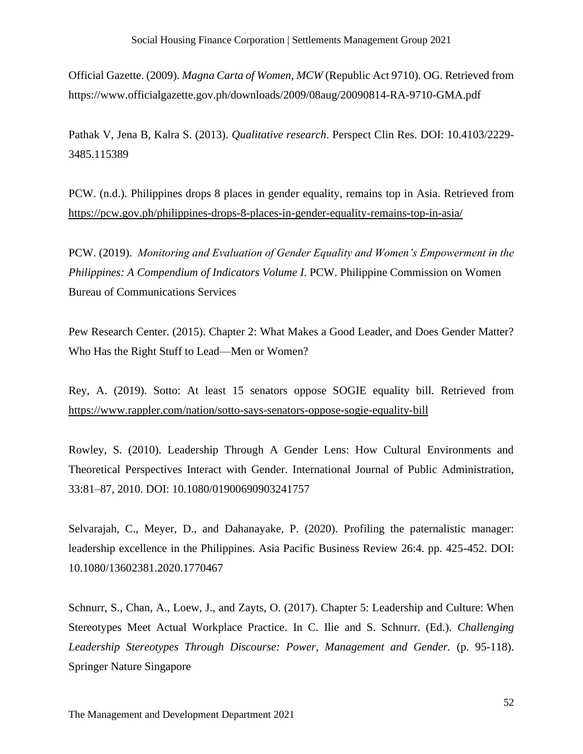Official Gazette. (2009). *Magna Carta of Women, MCW* (Republic Act 9710). OG. Retrieved from https://www.officialgazette.gov.ph/downloads/2009/08aug/20090814-RA-9710-GMA.pdf

Pathak V, Jena B, Kalra S. (2013). *Qualitative research*. Perspect Clin Res. DOI: 10.4103/2229-3485.115389

PCW. (n.d.). Philippines drops 8 places in gender equality, remains top in Asia. Retrieved from https://pcw.gov.ph/philippines-drops-8-places-in-gender-equality-remains-top-in-asia/

PCW. (2019). *Monitoring and Evaluation of Gender Equality and Women's Empowerment in the Philippines: A Compendium of Indicators Volume I*. PCW. Philippine Commission on Women Bureau of Communications Services

Pew Research Center. (2015). Chapter 2: What Makes a Good Leader, and Does Gender Matter? Who Has the Right Stuff to Lead—Men or Women?

Rey, A. (2019). Sotto: At least 15 senators oppose SOGIE equality bill. Retrieved from https://www.rappler.com/nation/sotto-says-senators-oppose-sogie-equality-bill

Rowley, S. (2010). Leadership Through A Gender Lens: How Cultural Environments and Theoretical Perspectives Interact with Gender. International Journal of Public Administration, 33:81–87, 2010. DOI: 10.1080/01900690903241757

Selvarajah, C., Meyer, D., and Dahanayake, P. (2020). Profiling the paternalistic manager: leadership excellence in the Philippines. Asia Pacific Business Review 26:4. pp. 425-452. DOI: 10.1080/13602381.2020.1770467

Schnurr, S., Chan, A., Loew, J., and Zayts, O. (2017). Chapter 5: Leadership and Culture: When Stereotypes Meet Actual Workplace Practice. In C. Ilie and S. Schnurr. (Ed.). *Challenging Leadership Stereotypes Through Discourse: Power, Management and Gender.* (p. 95-118). Springer Nature Singapore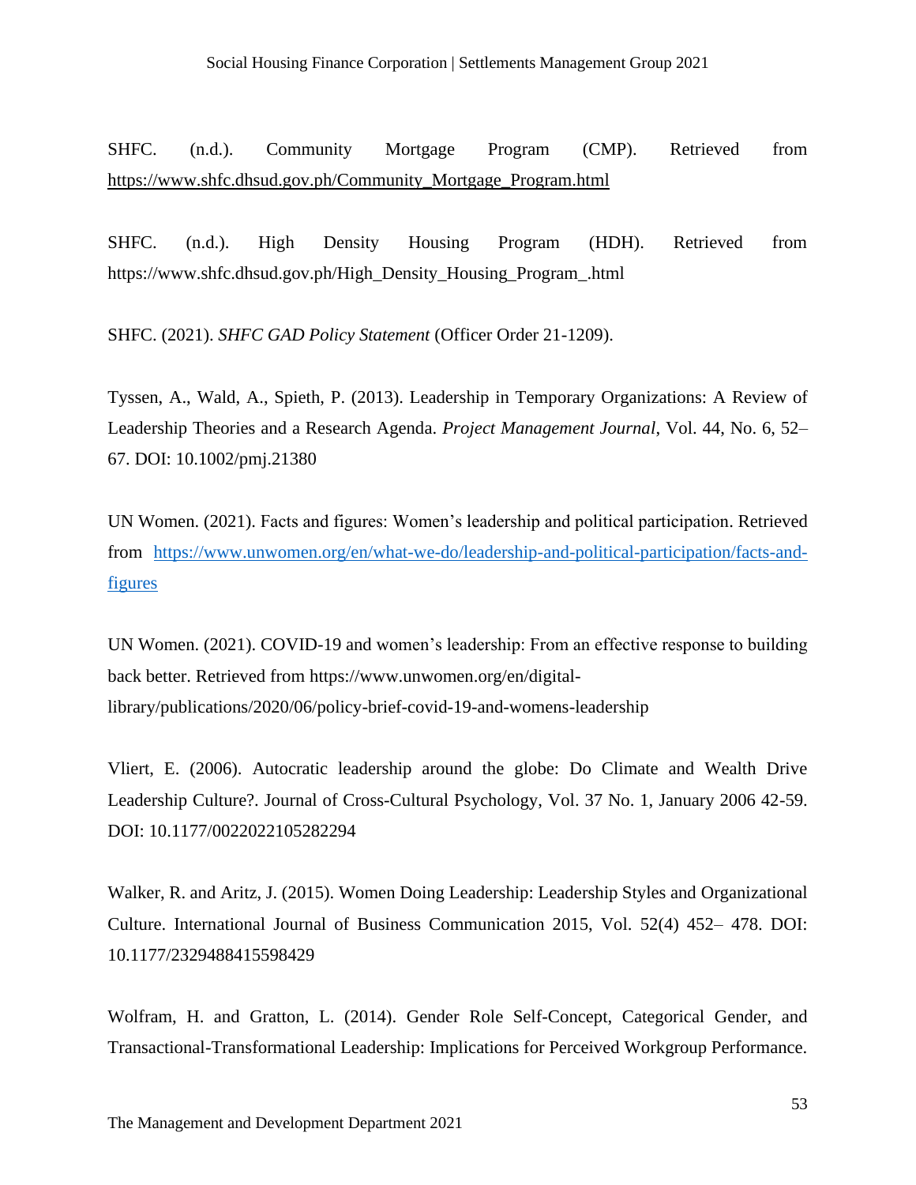SHFC. (n.d.). Community Mortgage Program (CMP). Retrieved from https://www.shfc.dhsud.gov.ph/Community_Mortgage_Program.html

SHFC. (n.d.). High Density Housing Program (HDH). Retrieved from https://www.shfc.dhsud.gov.ph/High_Density_Housing_Program_.html

SHFC. (2021). *SHFC GAD Policy Statement* (Officer Order 21-1209).

Tyssen, A., Wald, A., Spieth, P. (2013). Leadership in Temporary Organizations: A Review of Leadership Theories and a Research Agenda. *Project Management Journal*, Vol. 44, No. 6, 52–67. DOI: 10.1002/pmj.21380

UN Women. (2021). Facts and figures: Women's leadership and political participation. Retrieved from https://www.unwomen.org/en/what-we-do/leadership-and-political-participation/facts-and-figures

UN Women. (2021). COVID-19 and women's leadership: From an effective response to building back better. Retrieved from https://www.unwomen.org/en/digital-library/publications/2020/06/policy-brief-covid-19-and-womens-leadership

Vliert, E. (2006). Autocratic leadership around the globe: Do Climate and Wealth Drive Leadership Culture?. Journal of Cross-Cultural Psychology, Vol. 37 No. 1, January 2006 42-59. DOI: 10.1177/0022022105282294

Walker, R. and Aritz, J. (2015). Women Doing Leadership: Leadership Styles and Organizational Culture. International Journal of Business Communication 2015, Vol. 52(4) 452– 478. DOI: 10.1177/2329488415598429

Wolfram, H. and Gratton, L. (2014). Gender Role Self-Concept, Categorical Gender, and Transactional-Transformational Leadership: Implications for Perceived Workgroup Performance.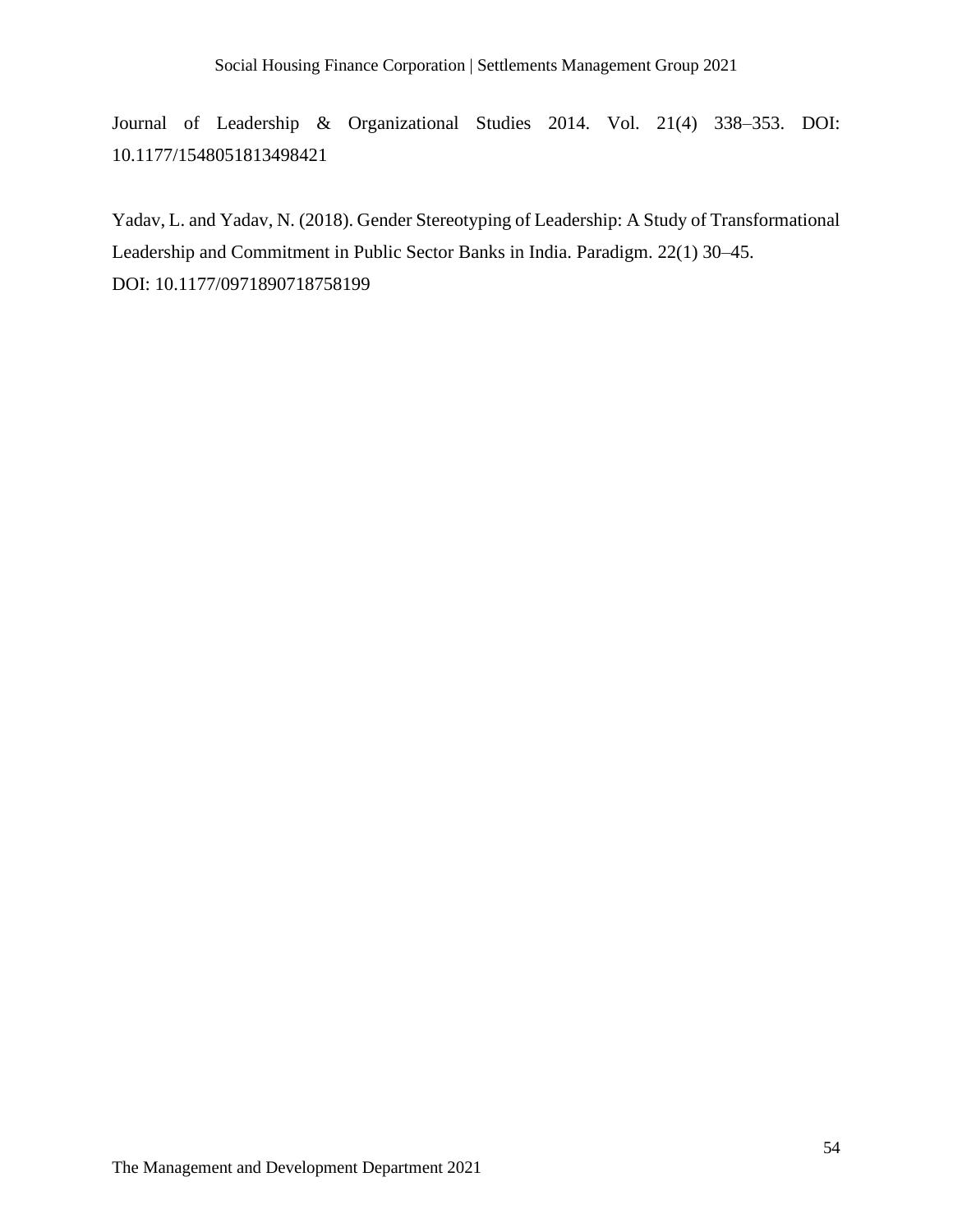Journal of Leadership & Organizational Studies 2014. Vol. 21(4) 338–353. DOI: 10.1177/1548051813498421

Yadav, L. and Yadav, N. (2018). Gender Stereotyping of Leadership: A Study of Transformational Leadership and Commitment in Public Sector Banks in India. Paradigm. 22(1) 30–45. DOI: 10.1177/0971890718758199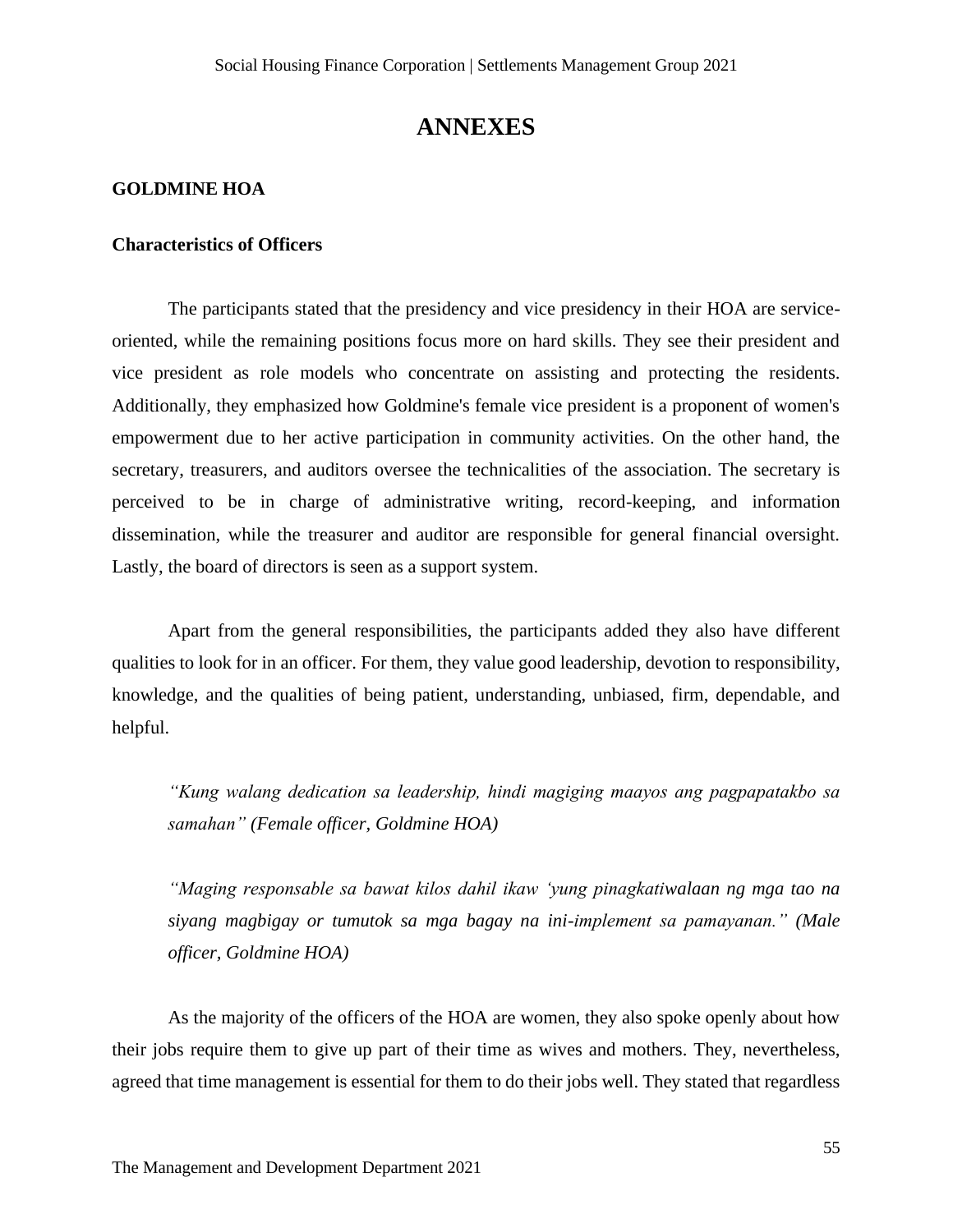# ANNEXES

## GOLDMINE HOA

### Characteristics of Officers

The participants stated that the presidency and vice presidency in their HOA are service-oriented, while the remaining positions focus more on hard skills. They see their president and vice president as role models who concentrate on assisting and protecting the residents. Additionally, they emphasized how Goldmine's female vice president is a proponent of women's empowerment due to her active participation in community activities. On the other hand, the secretary, treasurers, and auditors oversee the technicalities of the association. The secretary is perceived to be in charge of administrative writing, record-keeping, and information dissemination, while the treasurer and auditor are responsible for general financial oversight. Lastly, the board of directors is seen as a support system.

Apart from the general responsibilities, the participants added they also have different qualities to look for in an officer. For them, they value good leadership, devotion to responsibility, knowledge, and the qualities of being patient, understanding, unbiased, firm, dependable, and helpful.

> *"Kung walang dedication sa leadership, hindi magiging maayos ang pagpapatakbo sa samahan" (Female officer, Goldmine HOA)*

> *"Maging responsable sa bawat kilos dahil ikaw 'yung pinagkatiwalaan ng mga tao na siyang magbigay or tumutok sa mga bagay na ini-implement sa pamayanan." (Male officer, Goldmine HOA)*

As the majority of the officers of the HOA are women, they also spoke openly about how their jobs require them to give up part of their time as wives and mothers. They, nevertheless, agreed that time management is essential for them to do their jobs well. They stated that regardless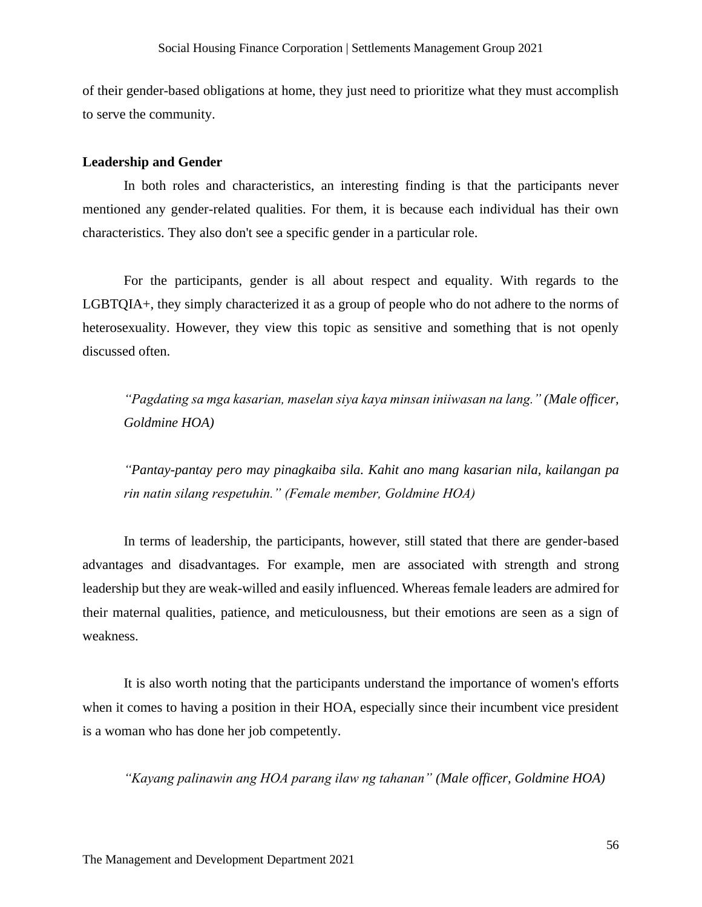of their gender-based obligations at home, they just need to prioritize what they must accomplish to serve the community.

**Leadership and Gender**

In both roles and characteristics, an interesting finding is that the participants never mentioned any gender-related qualities. For them, it is because each individual has their own characteristics. They also don't see a specific gender in a particular role.

For the participants, gender is all about respect and equality. With regards to the LGBTQIA+, they simply characterized it as a group of people who do not adhere to the norms of heterosexuality. However, they view this topic as sensitive and something that is not openly discussed often.

> *"Pagdating sa mga kasarian, maselan siya kaya minsan iniiwasan na lang." (Male officer, Goldmine HOA)*

> *"Pantay-pantay pero may pinagkaiba sila. Kahit ano mang kasarian nila, kailangan pa rin natin silang respetuhin." (Female member, Goldmine HOA)*

In terms of leadership, the participants, however, still stated that there are gender-based advantages and disadvantages. For example, men are associated with strength and strong leadership but they are weak-willed and easily influenced. Whereas female leaders are admired for their maternal qualities, patience, and meticulousness, but their emotions are seen as a sign of weakness.

It is also worth noting that the participants understand the importance of women's efforts when it comes to having a position in their HOA, especially since their incumbent vice president is a woman who has done her job competently.

> *"Kayang palinawin ang HOA parang ilaw ng tahanan" (Male officer, Goldmine HOA)*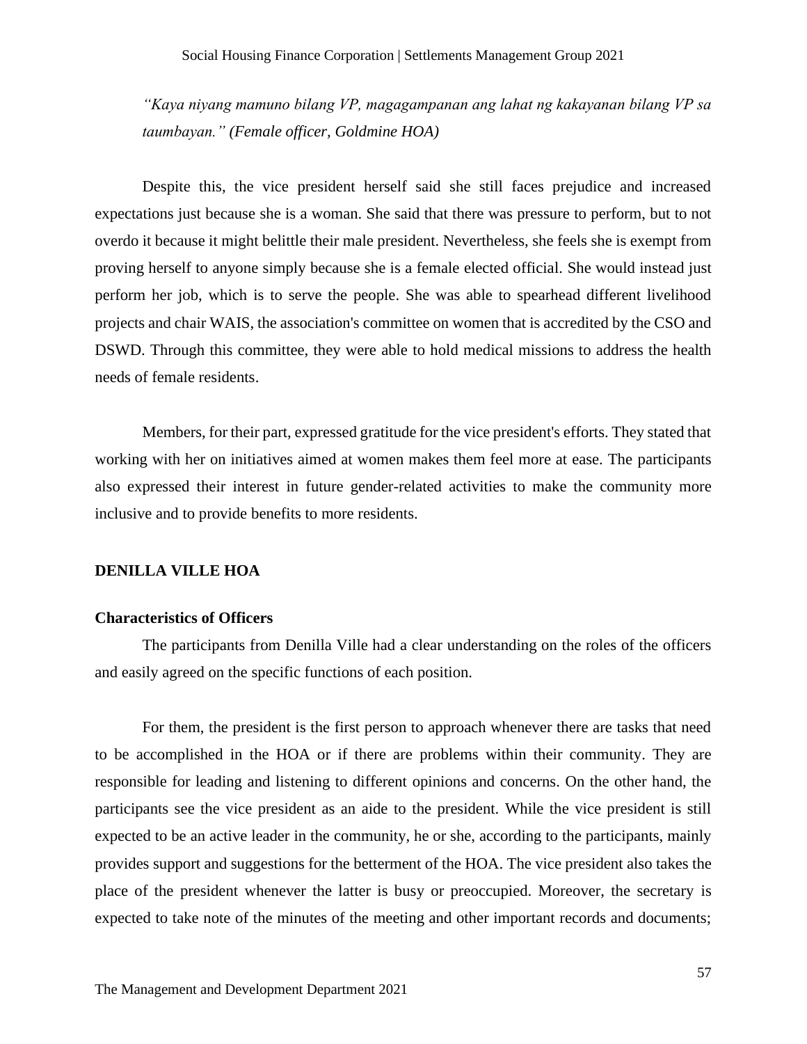*"Kaya niyang mamuno bilang VP, magagampanan ang lahat ng kakayanan bilang VP sa taumbayan." (Female officer, Goldmine HOA)*

Despite this, the vice president herself said she still faces prejudice and increased expectations just because she is a woman. She said that there was pressure to perform, but to not overdo it because it might belittle their male president. Nevertheless, she feels she is exempt from proving herself to anyone simply because she is a female elected official. She would instead just perform her job, which is to serve the people. She was able to spearhead different livelihood projects and chair WAIS, the association's committee on women that is accredited by the CSO and DSWD. Through this committee, they were able to hold medical missions to address the health needs of female residents.

Members, for their part, expressed gratitude for the vice president's efforts. They stated that working with her on initiatives aimed at women makes them feel more at ease. The participants also expressed their interest in future gender-related activities to make the community more inclusive and to provide benefits to more residents.

## DENILLA VILLE HOA

### Characteristics of Officers

The participants from Denilla Ville had a clear understanding on the roles of the officers and easily agreed on the specific functions of each position.

For them, the president is the first person to approach whenever there are tasks that need to be accomplished in the HOA or if there are problems within their community. They are responsible for leading and listening to different opinions and concerns. On the other hand, the participants see the vice president as an aide to the president. While the vice president is still expected to be an active leader in the community, he or she, according to the participants, mainly provides support and suggestions for the betterment of the HOA. The vice president also takes the place of the president whenever the latter is busy or preoccupied. Moreover, the secretary is expected to take note of the minutes of the meeting and other important records and documents;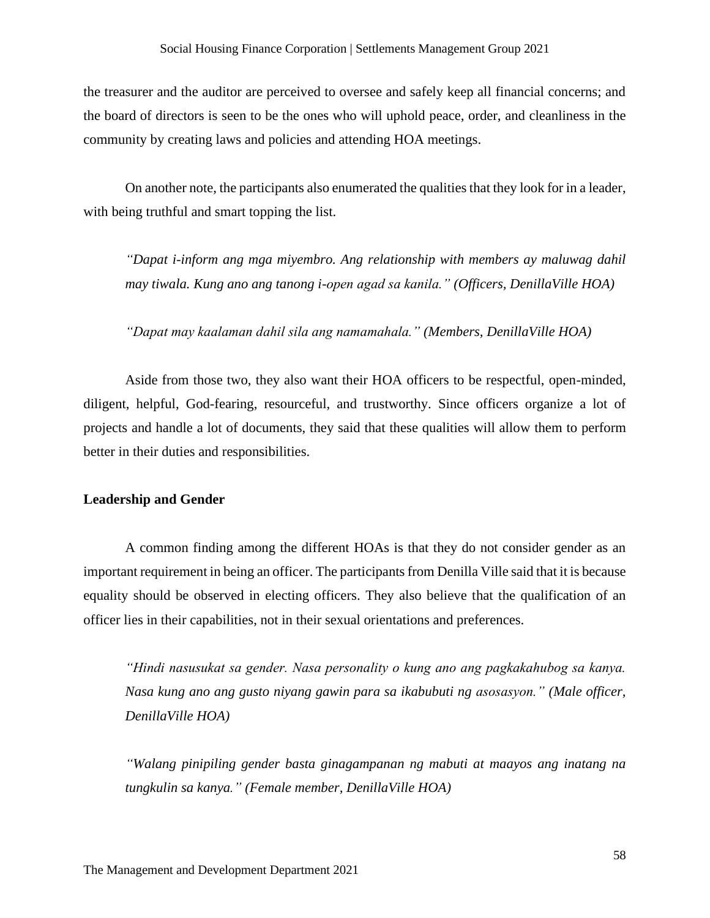the treasurer and the auditor are perceived to oversee and safely keep all financial concerns; and the board of directors is seen to be the ones who will uphold peace, order, and cleanliness in the community by creating laws and policies and attending HOA meetings.

On another note, the participants also enumerated the qualities that they look for in a leader, with being truthful and smart topping the list.

> *"Dapat i-inform ang mga miyembro. Ang relationship with members ay maluwag dahil may tiwala. Kung ano ang tanong i-open agad sa kanila." (Officers, DenillaVille HOA)*

> *"Dapat may kaalaman dahil sila ang namamahala." (Members, DenillaVille HOA)*

Aside from those two, they also want their HOA officers to be respectful, open-minded, diligent, helpful, God-fearing, resourceful, and trustworthy. Since officers organize a lot of projects and handle a lot of documents, they said that these qualities will allow them to perform better in their duties and responsibilities.

**Leadership and Gender**

A common finding among the different HOAs is that they do not consider gender as an important requirement in being an officer. The participants from Denilla Ville said that it is because equality should be observed in electing officers. They also believe that the qualification of an officer lies in their capabilities, not in their sexual orientations and preferences.

> *"Hindi nasusukat sa gender. Nasa personality o kung ano ang pagkakahubog sa kanya. Nasa kung ano ang gusto niyang gawin para sa ikabubuti ng asosasyon." (Male officer, DenillaVille HOA)*

> *"Walang pinipiling gender basta ginagampanan ng mabuti at maayos ang inatang na tungkulin sa kanya." (Female member, DenillaVille HOA)*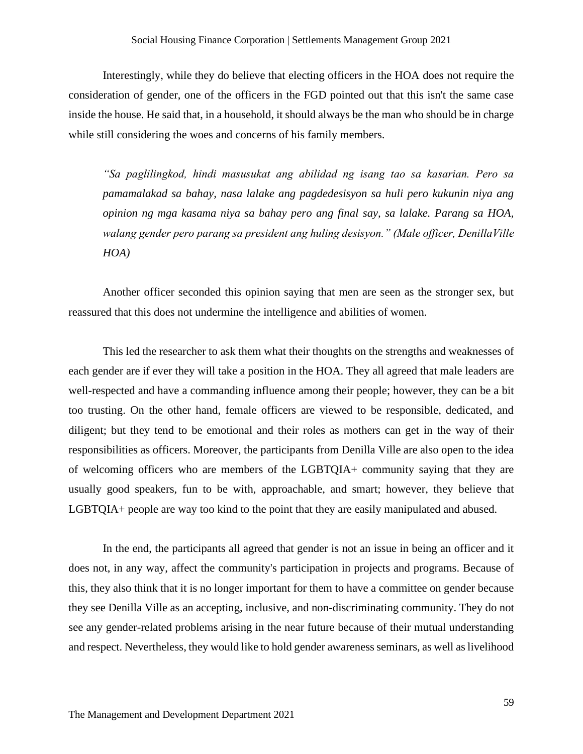Interestingly, while they do believe that electing officers in the HOA does not require the consideration of gender, one of the officers in the FGD pointed out that this isn't the same case inside the house. He said that, in a household, it should always be the man who should be in charge while still considering the woes and concerns of his family members.

> *"Sa paglilingkod, hindi masusukat ang abilidad ng isang tao sa kasarian. Pero sa pamamalakad sa bahay, nasa lalake ang pagdedesisyon sa huli pero kukunin niya ang opinion ng mga kasama niya sa bahay pero ang final say, sa lalake. Parang sa HOA, walang gender pero parang sa president ang huling desisyon." (Male officer, DenillaVille HOA)*

Another officer seconded this opinion saying that men are seen as the stronger sex, but reassured that this does not undermine the intelligence and abilities of women.

This led the researcher to ask them what their thoughts on the strengths and weaknesses of each gender are if ever they will take a position in the HOA. They all agreed that male leaders are well-respected and have a commanding influence among their people; however, they can be a bit too trusting. On the other hand, female officers are viewed to be responsible, dedicated, and diligent; but they tend to be emotional and their roles as mothers can get in the way of their responsibilities as officers. Moreover, the participants from Denilla Ville are also open to the idea of welcoming officers who are members of the LGBTQIA+ community saying that they are usually good speakers, fun to be with, approachable, and smart; however, they believe that LGBTQIA+ people are way too kind to the point that they are easily manipulated and abused.

In the end, the participants all agreed that gender is not an issue in being an officer and it does not, in any way, affect the community's participation in projects and programs. Because of this, they also think that it is no longer important for them to have a committee on gender because they see Denilla Ville as an accepting, inclusive, and non-discriminating community. They do not see any gender-related problems arising in the near future because of their mutual understanding and respect. Nevertheless, they would like to hold gender awareness seminars, as well as livelihood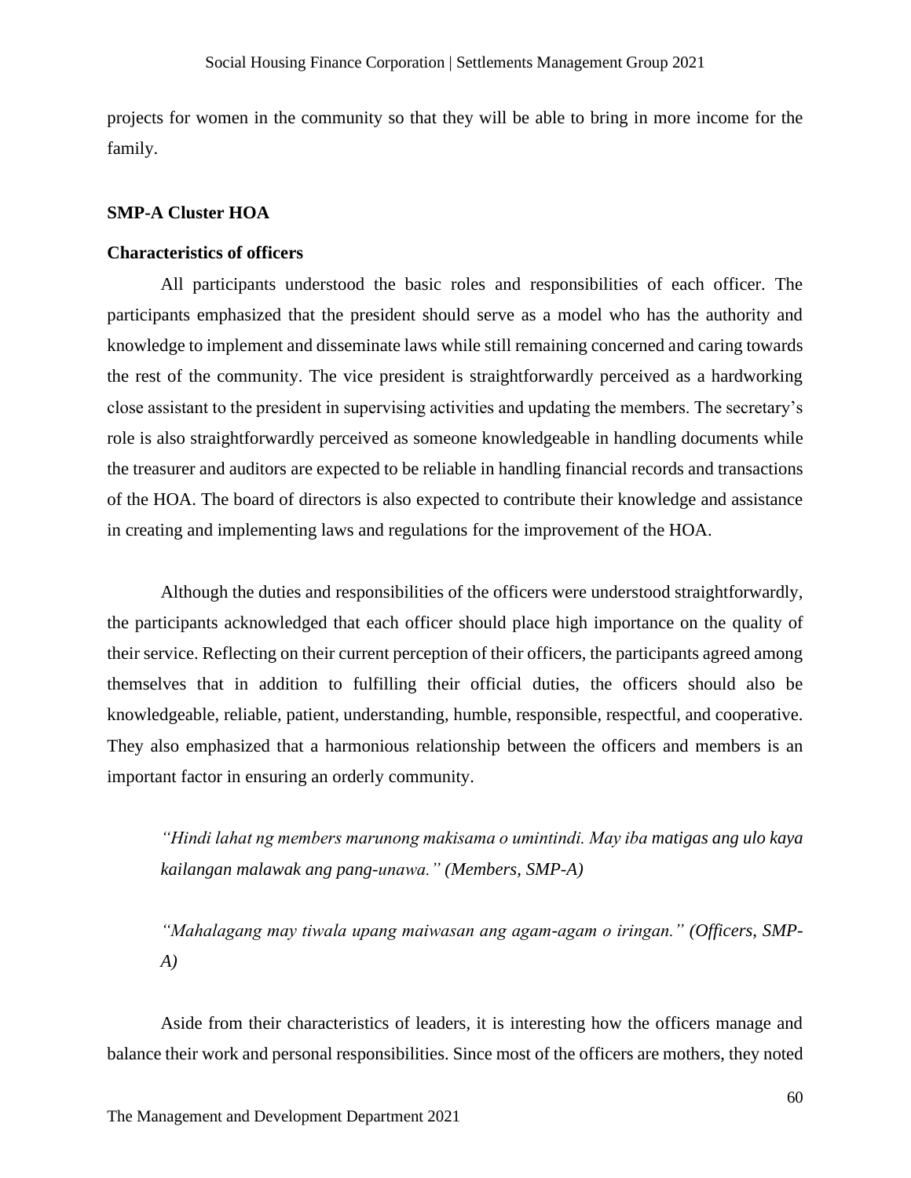projects for women in the community so that they will be able to bring in more income for the family.

**SMP-A Cluster HOA**

**Characteristics of officers**

All participants understood the basic roles and responsibilities of each officer. The participants emphasized that the president should serve as a model who has the authority and knowledge to implement and disseminate laws while still remaining concerned and caring towards the rest of the community. The vice president is straightforwardly perceived as a hardworking close assistant to the president in supervising activities and updating the members. The secretary's role is also straightforwardly perceived as someone knowledgeable in handling documents while the treasurer and auditors are expected to be reliable in handling financial records and transactions of the HOA. The board of directors is also expected to contribute their knowledge and assistance in creating and implementing laws and regulations for the improvement of the HOA.

Although the duties and responsibilities of the officers were understood straightforwardly, the participants acknowledged that each officer should place high importance on the quality of their service. Reflecting on their current perception of their officers, the participants agreed among themselves that in addition to fulfilling their official duties, the officers should also be knowledgeable, reliable, patient, understanding, humble, responsible, respectful, and cooperative. They also emphasized that a harmonious relationship between the officers and members is an important factor in ensuring an orderly community.

> *"Hindi lahat ng members marunong makisama o umintindi. May iba matigas ang ulo kaya kailangan malawak ang pang-unawa." (Members, SMP-A)*

> *"Mahalagang may tiwala upang maiwasan ang agam-agam o iringan." (Officers, SMP-A)*

Aside from their characteristics of leaders, it is interesting how the officers manage and balance their work and personal responsibilities. Since most of the officers are mothers, they noted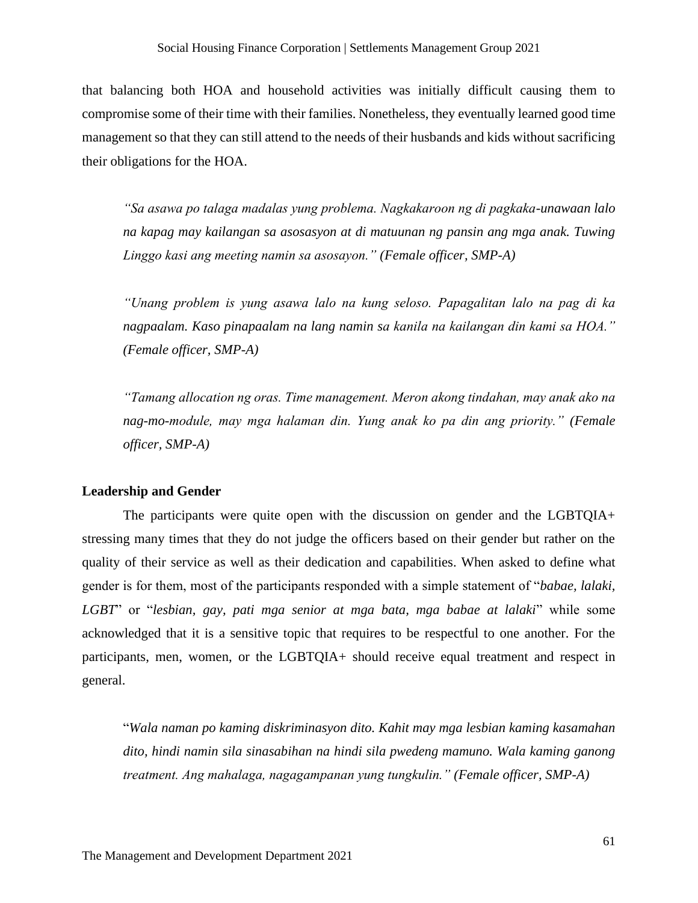that balancing both HOA and household activities was initially difficult causing them to compromise some of their time with their families. Nonetheless, they eventually learned good time management so that they can still attend to the needs of their husbands and kids without sacrificing their obligations for the HOA.

> *"Sa asawa po talaga madalas yung problema. Nagkakaroon ng di pagkaka-unawaan lalo na kapag may kailangan sa asosasyon at di matuunan ng pansin ang mga anak. Tuwing Linggo kasi ang meeting namin sa asosayon." (Female officer, SMP-A)*

> *"Unang problem is yung asawa lalo na kung seloso. Papagalitan lalo na pag di ka nagpaalam. Kaso pinapaalam na lang namin sa kanila na kailangan din kami sa HOA." (Female officer, SMP-A)*

> *"Tamang allocation ng oras. Time management. Meron akong tindahan, may anak ako na nag-mo-module, may mga halaman din. Yung anak ko pa din ang priority." (Female officer, SMP-A)*

**Leadership and Gender**

The participants were quite open with the discussion on gender and the LGBTQIA+ stressing many times that they do not judge the officers based on their gender but rather on the quality of their service as well as their dedication and capabilities. When asked to define what gender is for them, most of the participants responded with a simple statement of "*babae, lalaki, LGBT*" or "*lesbian, gay, pati mga senior at mga bata, mga babae at lalaki*" while some acknowledged that it is a sensitive topic that requires to be respectful to one another. For the participants, men, women, or the LGBTQIA+ should receive equal treatment and respect in general.

> "*Wala naman po kaming diskriminasyon dito. Kahit may mga lesbian kaming kasamahan dito, hindi namin sila sinasabihan na hindi sila pwedeng mamuno. Wala kaming ganong treatment. Ang mahalaga, nagagampanan yung tungkulin." (Female officer, SMP-A)*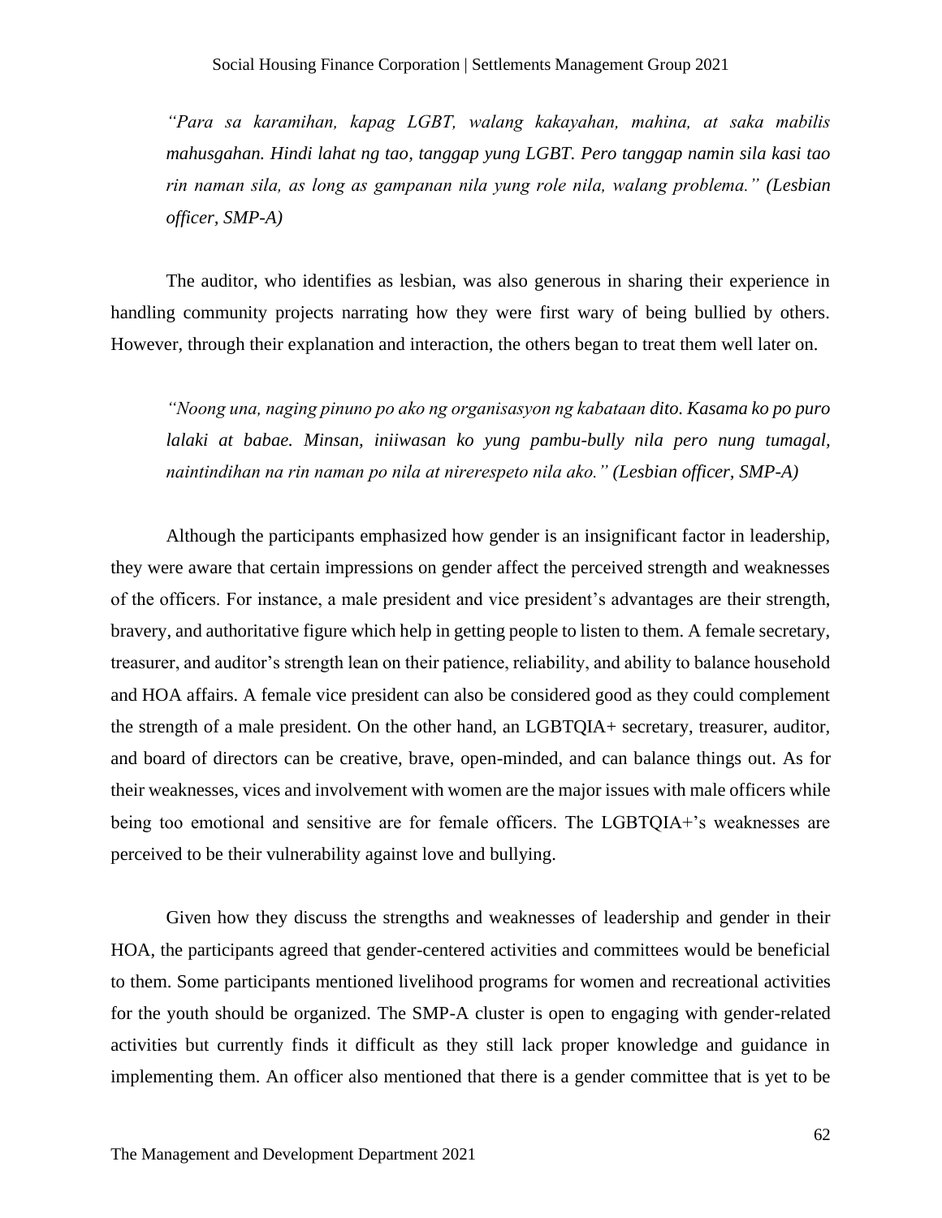*"Para sa karamihan, kapag LGBT, walang kakayahan, mahina, at saka mabilis mahusgahan. Hindi lahat ng tao, tanggap yung LGBT. Pero tanggap namin sila kasi tao rin naman sila, as long as gampanan nila yung role nila, walang problema." (Lesbian officer, SMP-A)*

The auditor, who identifies as lesbian, was also generous in sharing their experience in handling community projects narrating how they were first wary of being bullied by others. However, through their explanation and interaction, the others began to treat them well later on.

*"Noong una, naging pinuno po ako ng organisasyon ng kabataan dito. Kasama ko po puro lalaki at babae. Minsan, iniiwasan ko yung pambu-bully nila pero nung tumagal, naintindihan na rin naman po nila at nirerespeto nila ako." (Lesbian officer, SMP-A)*

Although the participants emphasized how gender is an insignificant factor in leadership, they were aware that certain impressions on gender affect the perceived strength and weaknesses of the officers. For instance, a male president and vice president's advantages are their strength, bravery, and authoritative figure which help in getting people to listen to them. A female secretary, treasurer, and auditor's strength lean on their patience, reliability, and ability to balance household and HOA affairs. A female vice president can also be considered good as they could complement the strength of a male president. On the other hand, an LGBTQIA+ secretary, treasurer, auditor, and board of directors can be creative, brave, open-minded, and can balance things out. As for their weaknesses, vices and involvement with women are the major issues with male officers while being too emotional and sensitive are for female officers. The LGBTQIA+'s weaknesses are perceived to be their vulnerability against love and bullying.

Given how they discuss the strengths and weaknesses of leadership and gender in their HOA, the participants agreed that gender-centered activities and committees would be beneficial to them. Some participants mentioned livelihood programs for women and recreational activities for the youth should be organized. The SMP-A cluster is open to engaging with gender-related activities but currently finds it difficult as they still lack proper knowledge and guidance in implementing them. An officer also mentioned that there is a gender committee that is yet to be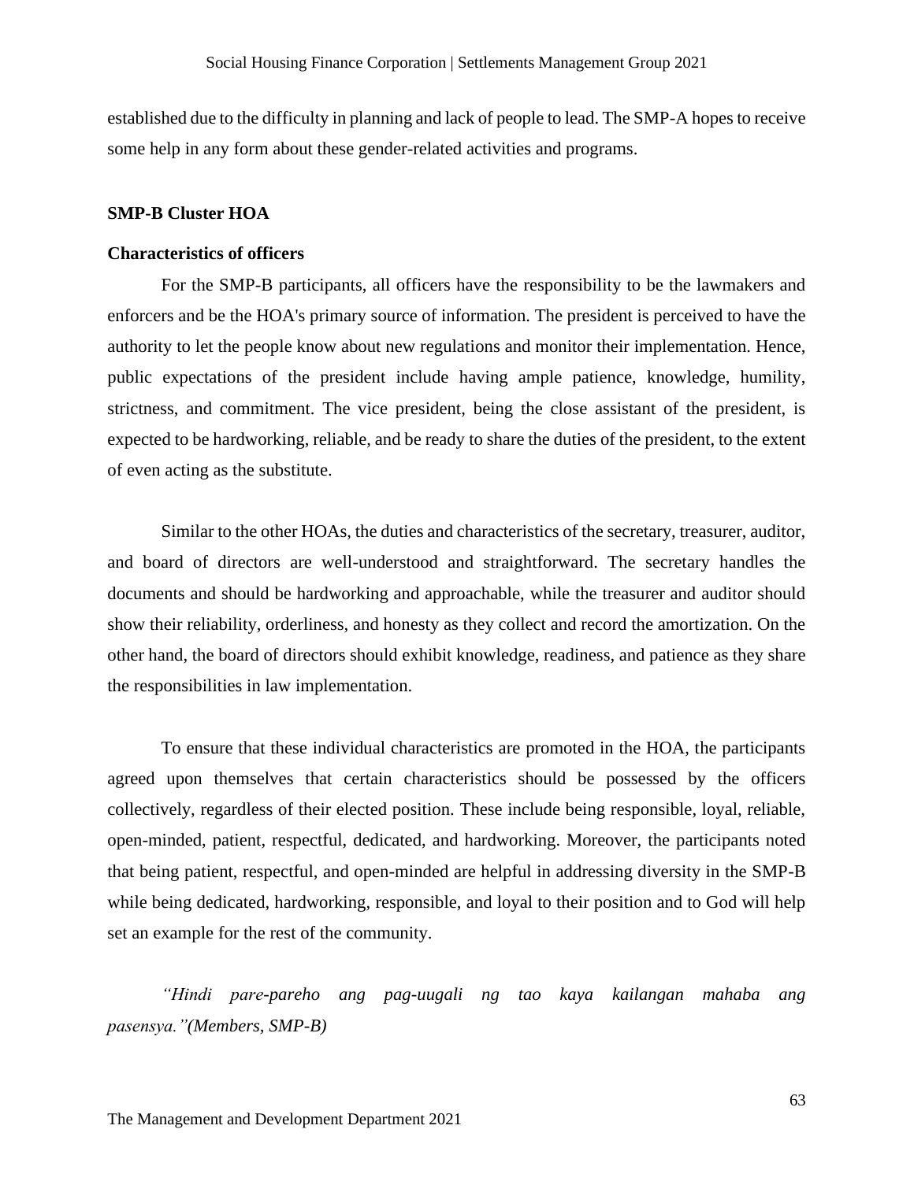established due to the difficulty in planning and lack of people to lead. The SMP-A hopes to receive some help in any form about these gender-related activities and programs.

**SMP-B Cluster HOA**

**Characteristics of officers**

For the SMP-B participants, all officers have the responsibility to be the lawmakers and enforcers and be the HOA's primary source of information. The president is perceived to have the authority to let the people know about new regulations and monitor their implementation. Hence, public expectations of the president include having ample patience, knowledge, humility, strictness, and commitment. The vice president, being the close assistant of the president, is expected to be hardworking, reliable, and be ready to share the duties of the president, to the extent of even acting as the substitute.

Similar to the other HOAs, the duties and characteristics of the secretary, treasurer, auditor, and board of directors are well-understood and straightforward. The secretary handles the documents and should be hardworking and approachable, while the treasurer and auditor should show their reliability, orderliness, and honesty as they collect and record the amortization. On the other hand, the board of directors should exhibit knowledge, readiness, and patience as they share the responsibilities in law implementation.

To ensure that these individual characteristics are promoted in the HOA, the participants agreed upon themselves that certain characteristics should be possessed by the officers collectively, regardless of their elected position. These include being responsible, loyal, reliable, open-minded, patient, respectful, dedicated, and hardworking. Moreover, the participants noted that being patient, respectful, and open-minded are helpful in addressing diversity in the SMP-B while being dedicated, hardworking, responsible, and loyal to their position and to God will help set an example for the rest of the community.

*"Hindi pare-pareho ang pag-uugali ng tao kaya kailangan mahaba ang pasensya."(Members, SMP-B)*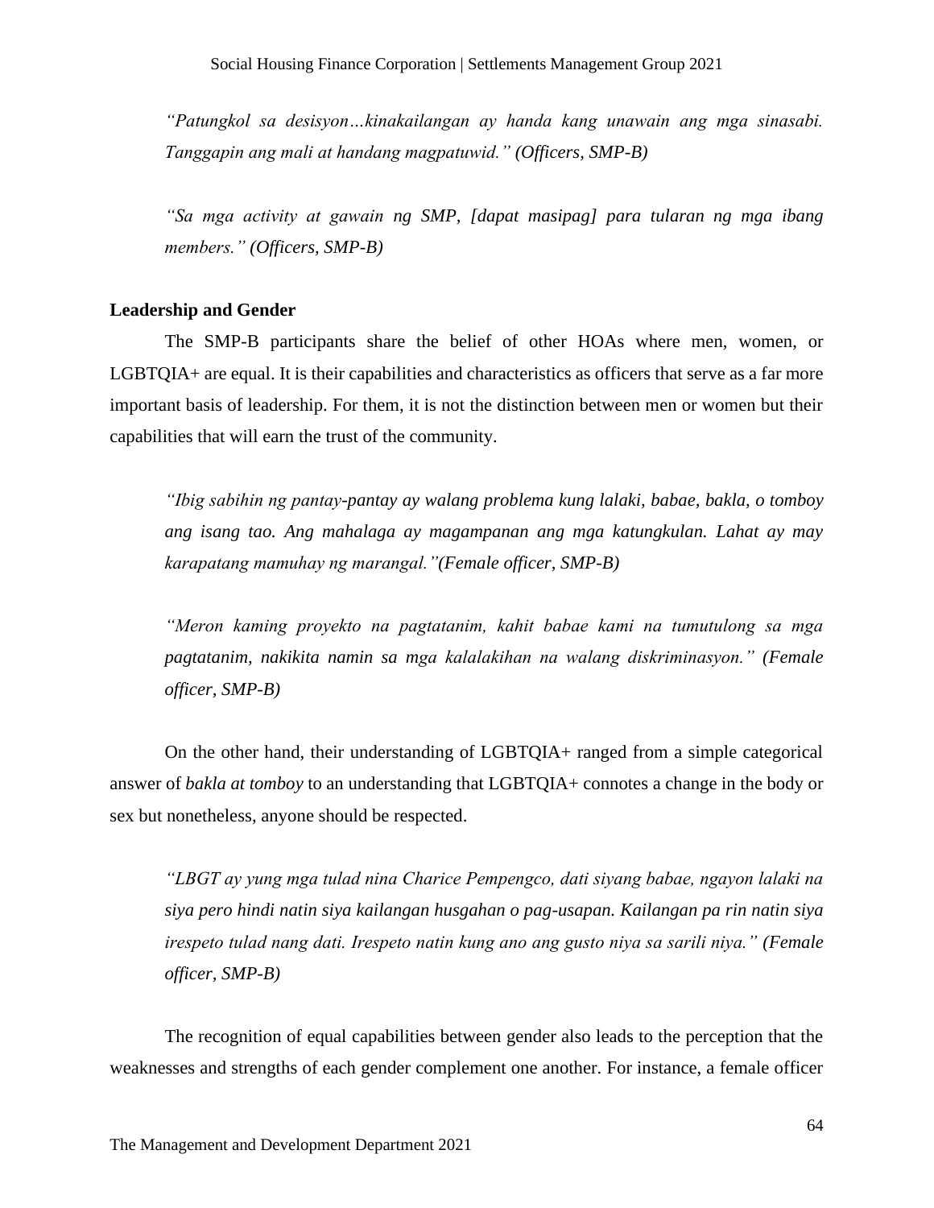*"Patungkol sa desisyon…kinakailangan ay handa kang unawain ang mga sinasabi. Tanggapin ang mali at handang magpatuwid." (Officers, SMP-B)*

*"Sa mga activity at gawain ng SMP, [dapat masipag] para tularan ng mga ibang members." (Officers, SMP-B)*

**Leadership and Gender**

The SMP-B participants share the belief of other HOAs where men, women, or LGBTQIA+ are equal. It is their capabilities and characteristics as officers that serve as a far more important basis of leadership. For them, it is not the distinction between men or women but their capabilities that will earn the trust of the community.

*"Ibig sabihin ng pantay-pantay ay walang problema kung lalaki, babae, bakla, o tomboy ang isang tao. Ang mahalaga ay magampanan ang mga katungkulan. Lahat ay may karapatang mamuhay ng marangal."(Female officer, SMP-B)*

*"Meron kaming proyekto na pagtatanim, kahit babae kami na tumutulong sa mga pagtatanim, nakikita namin sa mga kalalakihan na walang diskriminasyon." (Female officer, SMP-B)*

On the other hand, their understanding of LGBTQIA+ ranged from a simple categorical answer of *bakla at tomboy* to an understanding that LGBTQIA+ connotes a change in the body or sex but nonetheless, anyone should be respected.

*"LBGT ay yung mga tulad nina Charice Pempengco, dati siyang babae, ngayon lalaki na siya pero hindi natin siya kailangan husgahan o pag-usapan. Kailangan pa rin natin siya irespeto tulad nang dati. Irespeto natin kung ano ang gusto niya sa sarili niya." (Female officer, SMP-B)*

The recognition of equal capabilities between gender also leads to the perception that the weaknesses and strengths of each gender complement one another. For instance, a female officer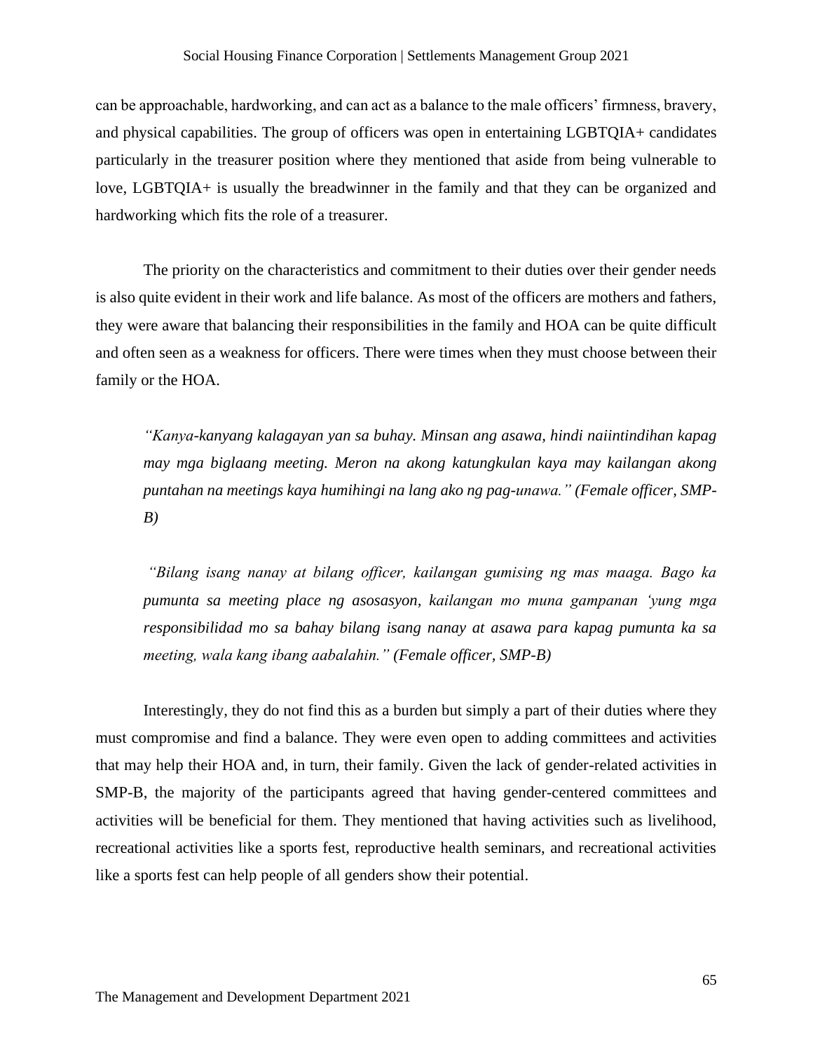can be approachable, hardworking, and can act as a balance to the male officers' firmness, bravery, and physical capabilities. The group of officers was open in entertaining LGBTQIA+ candidates particularly in the treasurer position where they mentioned that aside from being vulnerable to love, LGBTQIA+ is usually the breadwinner in the family and that they can be organized and hardworking which fits the role of a treasurer.

The priority on the characteristics and commitment to their duties over their gender needs is also quite evident in their work and life balance. As most of the officers are mothers and fathers, they were aware that balancing their responsibilities in the family and HOA can be quite difficult and often seen as a weakness for officers. There were times when they must choose between their family or the HOA.

> *"Kanya-kanyang kalagayan yan sa buhay. Minsan ang asawa, hindi naiintindihan kapag may mga biglaang meeting. Meron na akong katungkulan kaya may kailangan akong puntahan na meetings kaya humihingi na lang ako ng pag-unawa." (Female officer, SMP-B)*

> *"Bilang isang nanay at bilang officer, kailangan gumising ng mas maaga. Bago ka pumunta sa meeting place ng asosasyon, kailangan mo muna gampanan 'yung mga responsibilidad mo sa bahay bilang isang nanay at asawa para kapag pumunta ka sa meeting, wala kang ibang aabalahin." (Female officer, SMP-B)*

Interestingly, they do not find this as a burden but simply a part of their duties where they must compromise and find a balance. They were even open to adding committees and activities that may help their HOA and, in turn, their family. Given the lack of gender-related activities in SMP-B, the majority of the participants agreed that having gender-centered committees and activities will be beneficial for them. They mentioned that having activities such as livelihood, recreational activities like a sports fest, reproductive health seminars, and recreational activities like a sports fest can help people of all genders show their potential.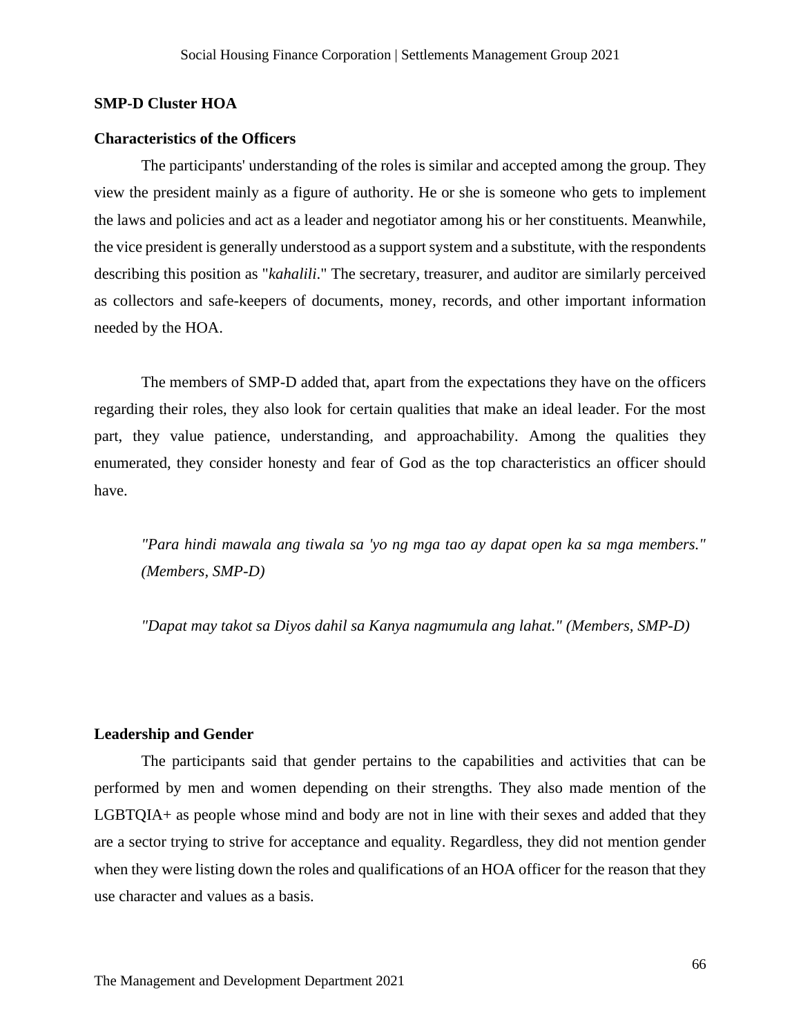### SMP-D Cluster HOA

### Characteristics of the Officers

The participants' understanding of the roles is similar and accepted among the group. They view the president mainly as a figure of authority. He or she is someone who gets to implement the laws and policies and act as a leader and negotiator among his or her constituents. Meanwhile, the vice president is generally understood as a support system and a substitute, with the respondents describing this position as "*kahalili*." The secretary, treasurer, and auditor are similarly perceived as collectors and safe-keepers of documents, money, records, and other important information needed by the HOA.

The members of SMP-D added that, apart from the expectations they have on the officers regarding their roles, they also look for certain qualities that make an ideal leader. For the most part, they value patience, understanding, and approachability. Among the qualities they enumerated, they consider honesty and fear of God as the top characteristics an officer should have.

> *"Para hindi mawala ang tiwala sa 'yo ng mga tao ay dapat open ka sa mga members." (Members, SMP-D)*

> *"Dapat may takot sa Diyos dahil sa Kanya nagmumula ang lahat." (Members, SMP-D)*

### Leadership and Gender

The participants said that gender pertains to the capabilities and activities that can be performed by men and women depending on their strengths. They also made mention of the LGBTQIA+ as people whose mind and body are not in line with their sexes and added that they are a sector trying to strive for acceptance and equality. Regardless, they did not mention gender when they were listing down the roles and qualifications of an HOA officer for the reason that they use character and values as a basis.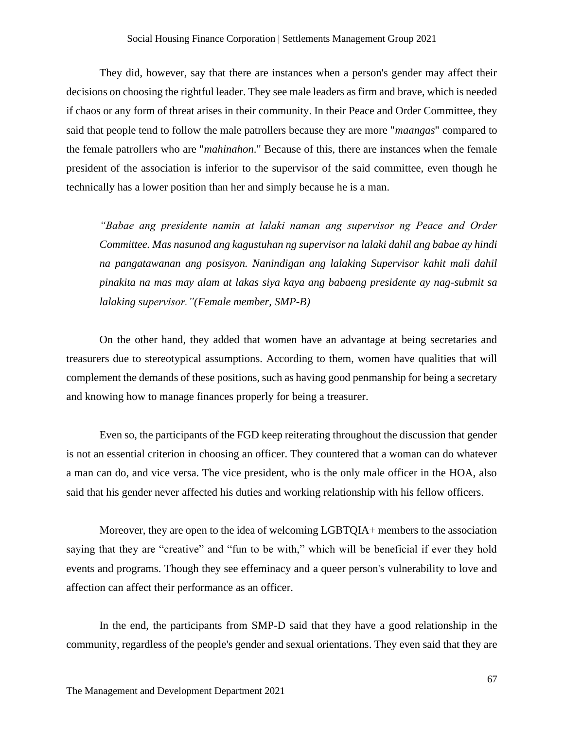They did, however, say that there are instances when a person's gender may affect their decisions on choosing the rightful leader. They see male leaders as firm and brave, which is needed if chaos or any form of threat arises in their community. In their Peace and Order Committee, they said that people tend to follow the male patrollers because they are more "*maangas*" compared to the female patrollers who are "*mahinahon*." Because of this, there are instances when the female president of the association is inferior to the supervisor of the said committee, even though he technically has a lower position than her and simply because he is a man.

> *"Babae ang presidente namin at lalaki naman ang supervisor ng Peace and Order Committee. Mas nasunod ang kagustuhan ng supervisor na lalaki dahil ang babae ay hindi na pangatawanan ang posisyon. Nanindigan ang lalaking Supervisor kahit mali dahil pinakita na mas may alam at lakas siya kaya ang babaeng presidente ay nag-submit sa lalaking supervisor."(Female member, SMP-B)*

On the other hand, they added that women have an advantage at being secretaries and treasurers due to stereotypical assumptions. According to them, women have qualities that will complement the demands of these positions, such as having good penmanship for being a secretary and knowing how to manage finances properly for being a treasurer.

Even so, the participants of the FGD keep reiterating throughout the discussion that gender is not an essential criterion in choosing an officer. They countered that a woman can do whatever a man can do, and vice versa. The vice president, who is the only male officer in the HOA, also said that his gender never affected his duties and working relationship with his fellow officers.

Moreover, they are open to the idea of welcoming LGBTQIA+ members to the association saying that they are "creative" and "fun to be with," which will be beneficial if ever they hold events and programs. Though they see effeminacy and a queer person's vulnerability to love and affection can affect their performance as an officer.

In the end, the participants from SMP-D said that they have a good relationship in the community, regardless of the people's gender and sexual orientations. They even said that they are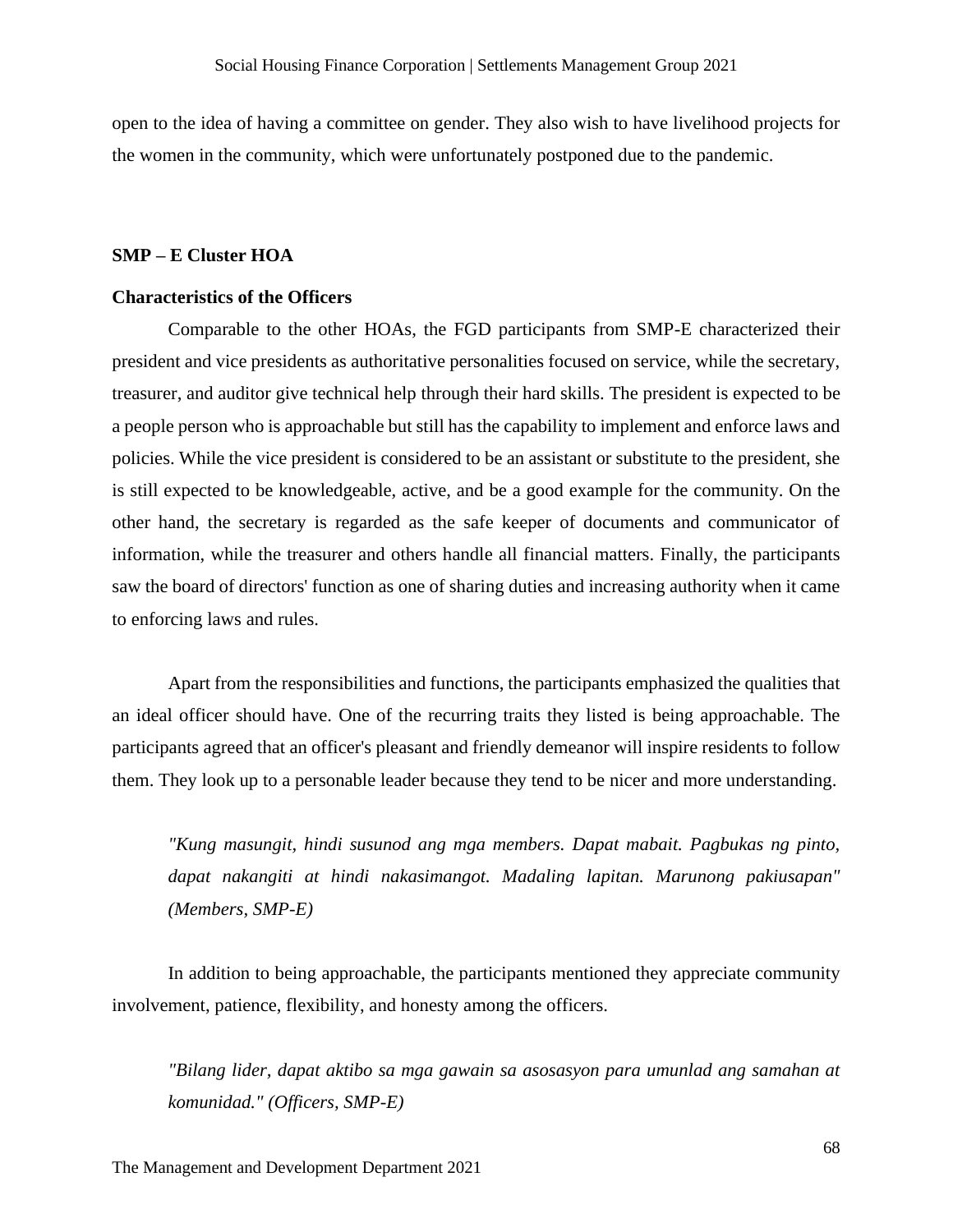open to the idea of having a committee on gender. They also wish to have livelihood projects for the women in the community, which were unfortunately postponed due to the pandemic.

**SMP – E Cluster HOA**

**Characteristics of the Officers**

Comparable to the other HOAs, the FGD participants from SMP-E characterized their president and vice presidents as authoritative personalities focused on service, while the secretary, treasurer, and auditor give technical help through their hard skills. The president is expected to be a people person who is approachable but still has the capability to implement and enforce laws and policies. While the vice president is considered to be an assistant or substitute to the president, she is still expected to be knowledgeable, active, and be a good example for the community. On the other hand, the secretary is regarded as the safe keeper of documents and communicator of information, while the treasurer and others handle all financial matters. Finally, the participants saw the board of directors' function as one of sharing duties and increasing authority when it came to enforcing laws and rules.

Apart from the responsibilities and functions, the participants emphasized the qualities that an ideal officer should have. One of the recurring traits they listed is being approachable. The participants agreed that an officer's pleasant and friendly demeanor will inspire residents to follow them. They look up to a personable leader because they tend to be nicer and more understanding.

> *"Kung masungit, hindi susunod ang mga members. Dapat mabait. Pagbukas ng pinto, dapat nakangiti at hindi nakasimangot. Madaling lapitan. Marunong pakiusapan" (Members, SMP-E)*

In addition to being approachable, the participants mentioned they appreciate community involvement, patience, flexibility, and honesty among the officers.

> *"Bilang lider, dapat aktibo sa mga gawain sa asosasyon para umunlad ang samahan at komunidad." (Officers, SMP-E)*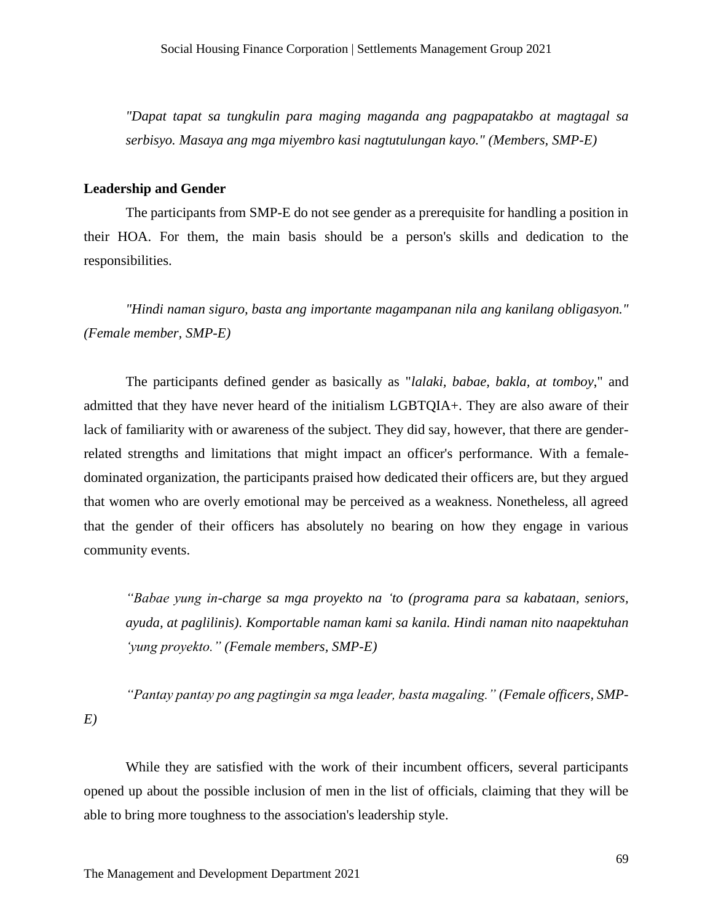*"Dapat tapat sa tungkulin para maging maganda ang pagpapatakbo at magtagal sa serbisyo. Masaya ang mga miyembro kasi nagtutulungan kayo." (Members, SMP-E)*

**Leadership and Gender**

The participants from SMP-E do not see gender as a prerequisite for handling a position in their HOA. For them, the main basis should be a person's skills and dedication to the responsibilities.

*"Hindi naman siguro, basta ang importante magampanan nila ang kanilang obligasyon." (Female member, SMP-E)*

The participants defined gender as basically as "*lalaki, babae, bakla, at tomboy*," and admitted that they have never heard of the initialism LGBTQIA+. They are also aware of their lack of familiarity with or awareness of the subject. They did say, however, that there are gender-related strengths and limitations that might impact an officer's performance. With a female-dominated organization, the participants praised how dedicated their officers are, but they argued that women who are overly emotional may be perceived as a weakness. Nonetheless, all agreed that the gender of their officers has absolutely no bearing on how they engage in various community events.

*"Babae yung in-charge sa mga proyekto na 'to (programa para sa kabataan, seniors, ayuda, at paglilinis). Komportable naman kami sa kanila. Hindi naman nito naapektuhan 'yung proyekto." (Female members, SMP-E)*

*"Pantay pantay po ang pagtingin sa mga leader, basta magaling." (Female officers, SMP-E)*

While they are satisfied with the work of their incumbent officers, several participants opened up about the possible inclusion of men in the list of officials, claiming that they will be able to bring more toughness to the association's leadership style.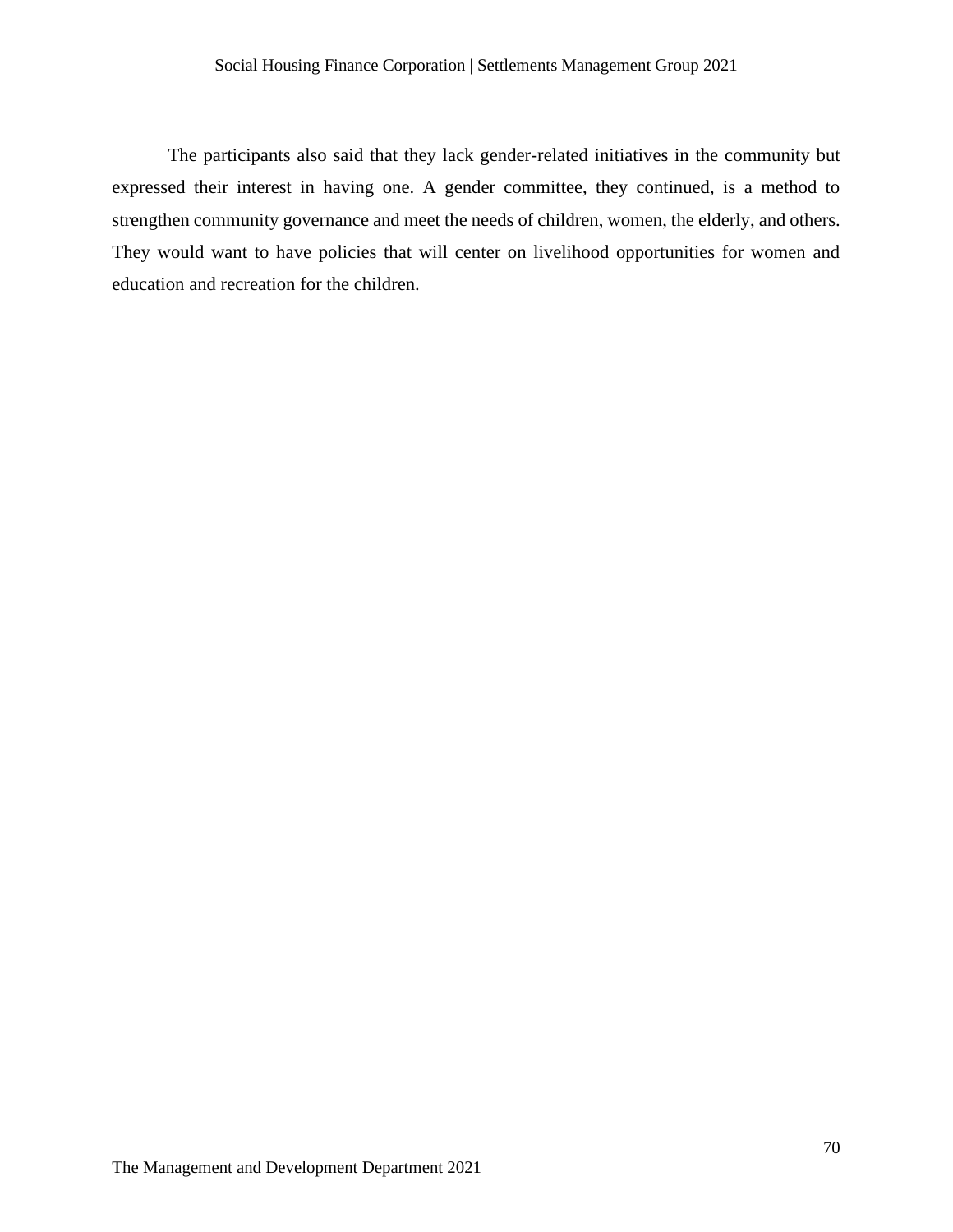The participants also said that they lack gender-related initiatives in the community but expressed their interest in having one. A gender committee, they continued, is a method to strengthen community governance and meet the needs of children, women, the elderly, and others. They would want to have policies that will center on livelihood opportunities for women and education and recreation for the children.